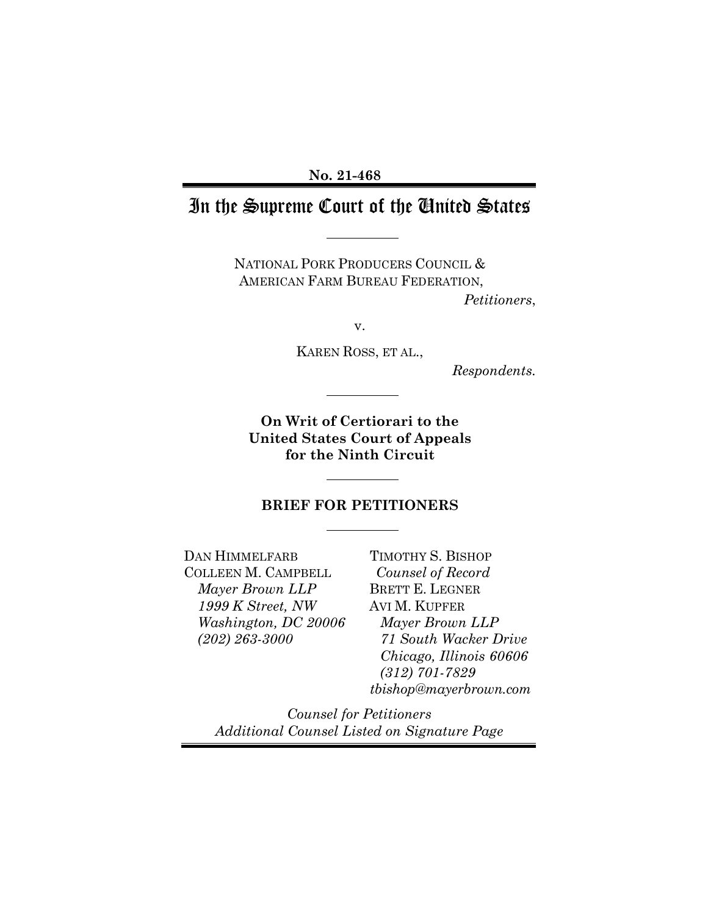**No. 21-468**

# In the Supreme Court of the United States

NATIONAL PORK PRODUCERS COUNCIL & AMERICAN FARM BUREAU FEDERATION,

*Petitioners*,

v.

KAREN ROSS, ET AL.,

*Respondents.*

**On Writ of Certiorari to the United States Court of Appeals for the Ninth Circuit**

## BRIEF FOR PETITIONERS

DAN HIMMELFARB
COLLEEN M. CAMPBELL
*Mayer Brown LLP*
*1999 K Street, NW*
*Washington, DC 20006*
*(202) 263-3000*

TIMOTHY S. BISHOP
*Counsel of Record*
BRETT E. LEGNER
AVI M. KUPFER
*Mayer Brown LLP*
*71 South Wacker Drive*
*Chicago, Illinois 60606*
*(312) 701-7829*
*tbishop@mayerbrown.com*

*Counsel for Petitioners*
*Additional Counsel Listed on Signature Page*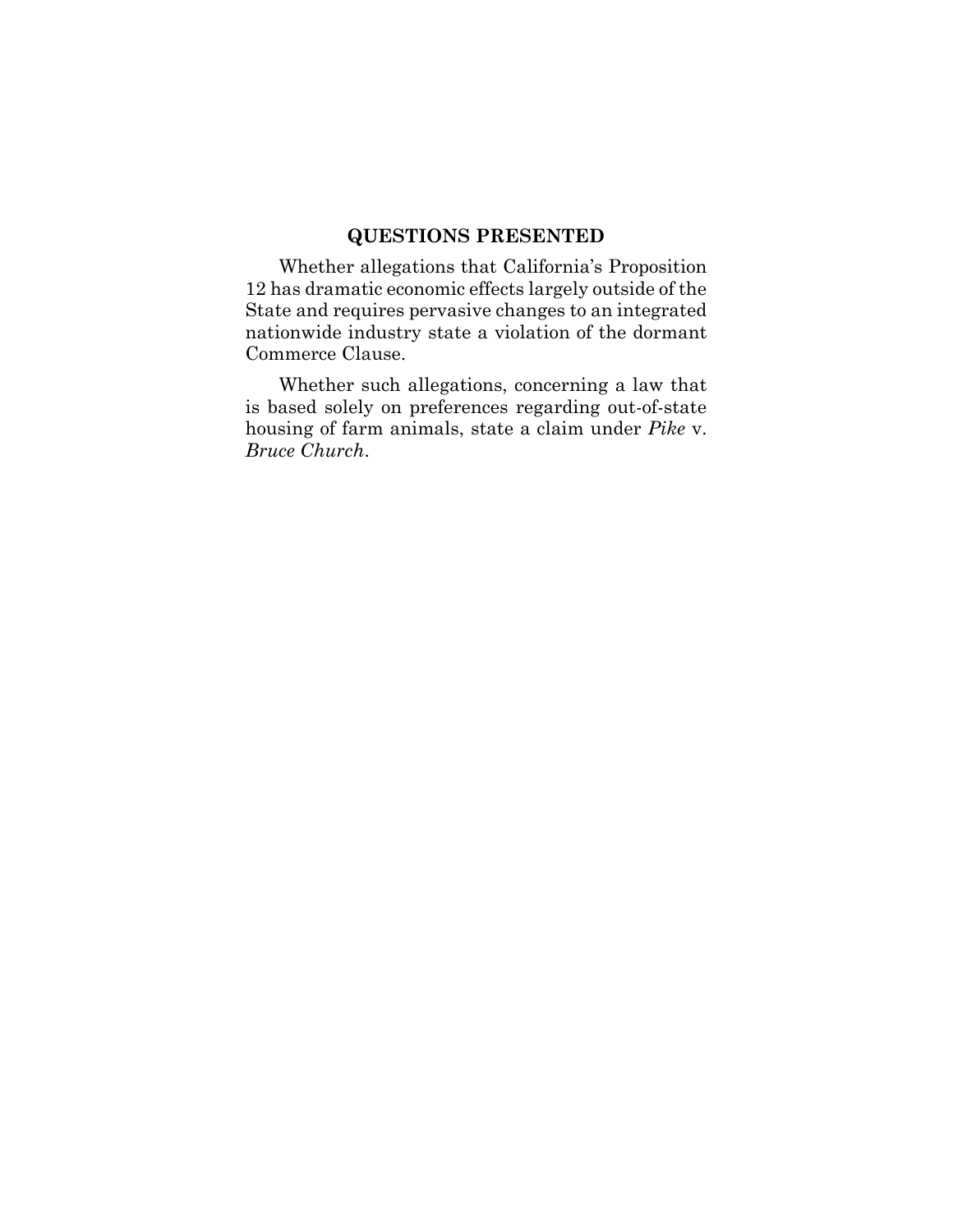## QUESTIONS PRESENTED

Whether allegations that California's Proposition 12 has dramatic economic effects largely outside of the State and requires pervasive changes to an integrated nationwide industry state a violation of the dormant Commerce Clause.

Whether such allegations, concerning a law that is based solely on preferences regarding out-of-state housing of farm animals, state a claim under *Pike* v. *Bruce Church*.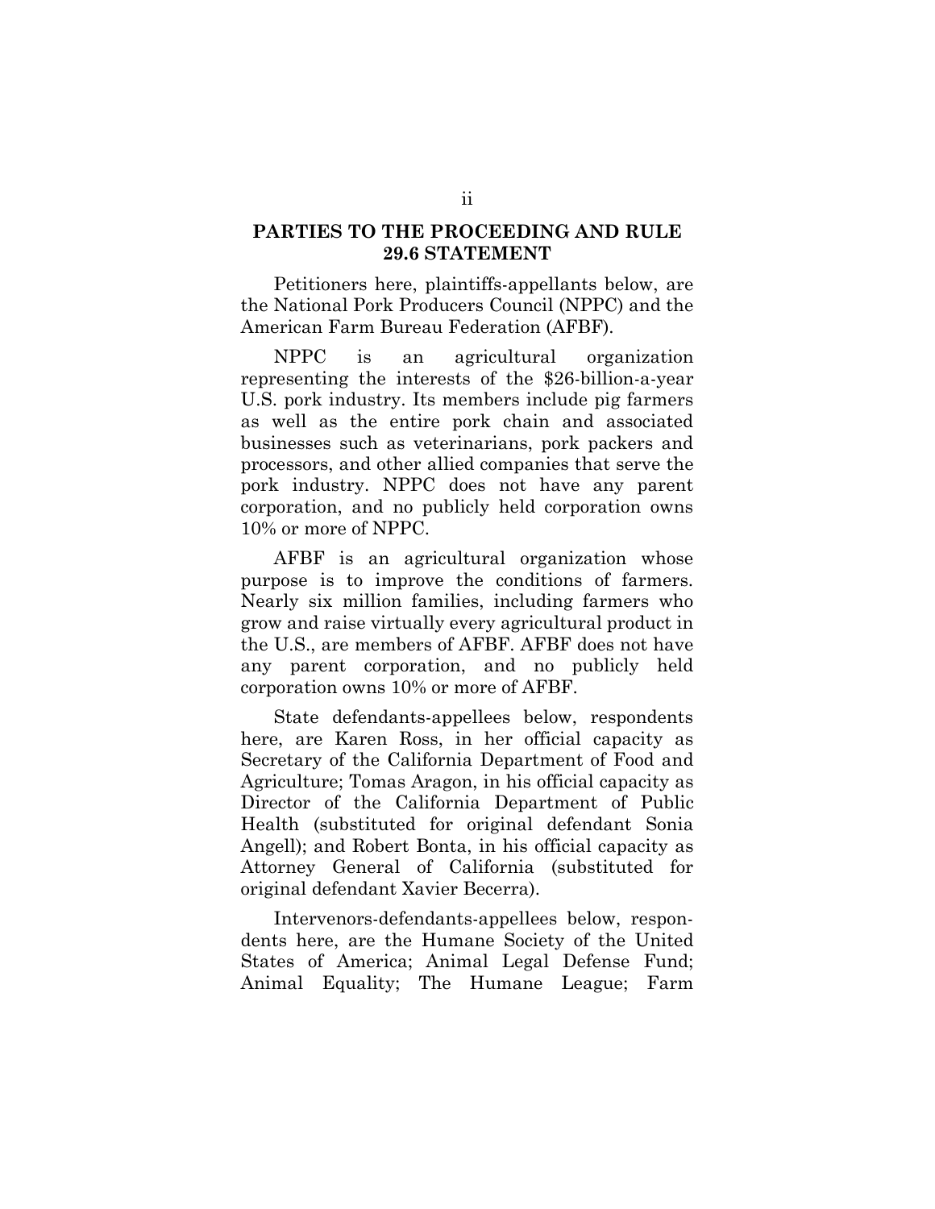## PARTIES TO THE PROCEEDING AND RULE 29.6 STATEMENT

Petitioners here, plaintiffs-appellants below, are the National Pork Producers Council (NPPC) and the American Farm Bureau Federation (AFBF).

NPPC is an agricultural organization representing the interests of the $26-billion-a-year U.S. pork industry. Its members include pig farmers as well as the entire pork chain and associated businesses such as veterinarians, pork packers and processors, and other allied companies that serve the pork industry. NPPC does not have any parent corporation, and no publicly held corporation owns 10% or more of NPPC.

AFBF is an agricultural organization whose purpose is to improve the conditions of farmers. Nearly six million families, including farmers who grow and raise virtually every agricultural product in the U.S., are members of AFBF. AFBF does not have any parent corporation, and no publicly held corporation owns 10% or more of AFBF.

State defendants-appellees below, respondents here, are Karen Ross, in her official capacity as Secretary of the California Department of Food and Agriculture; Tomas Aragon, in his official capacity as Director of the California Department of Public Health (substituted for original defendant Sonia Angell); and Robert Bonta, in his official capacity as Attorney General of California (substituted for original defendant Xavier Becerra).

Intervenors-defendants-appellees below, respondents here, are the Humane Society of the United States of America; Animal Legal Defense Fund; Animal Equality; The Humane League; Farm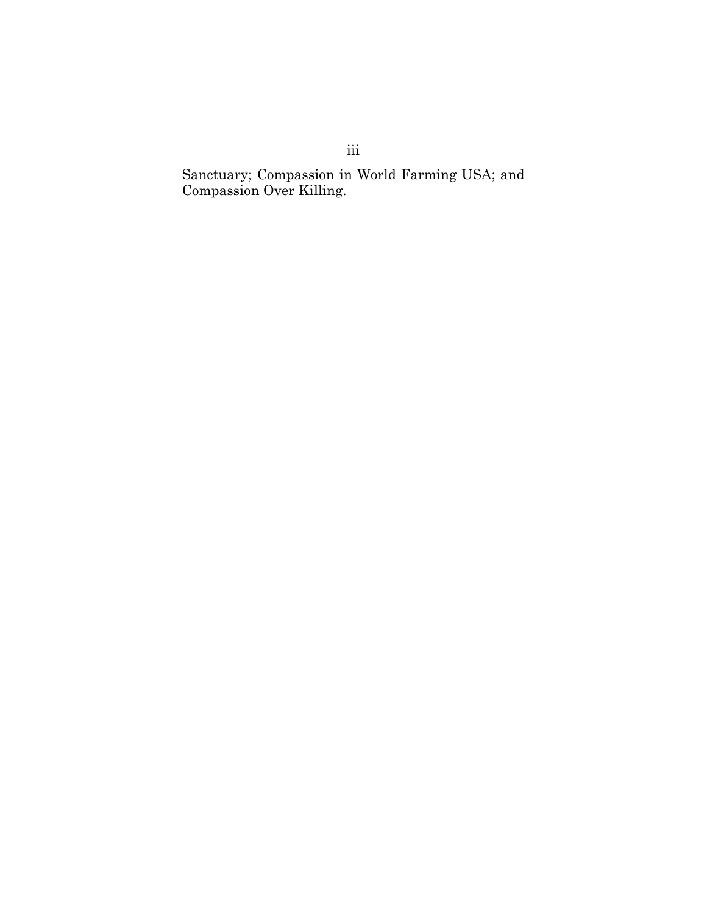Sanctuary; Compassion in World Farming USA; and Compassion Over Killing.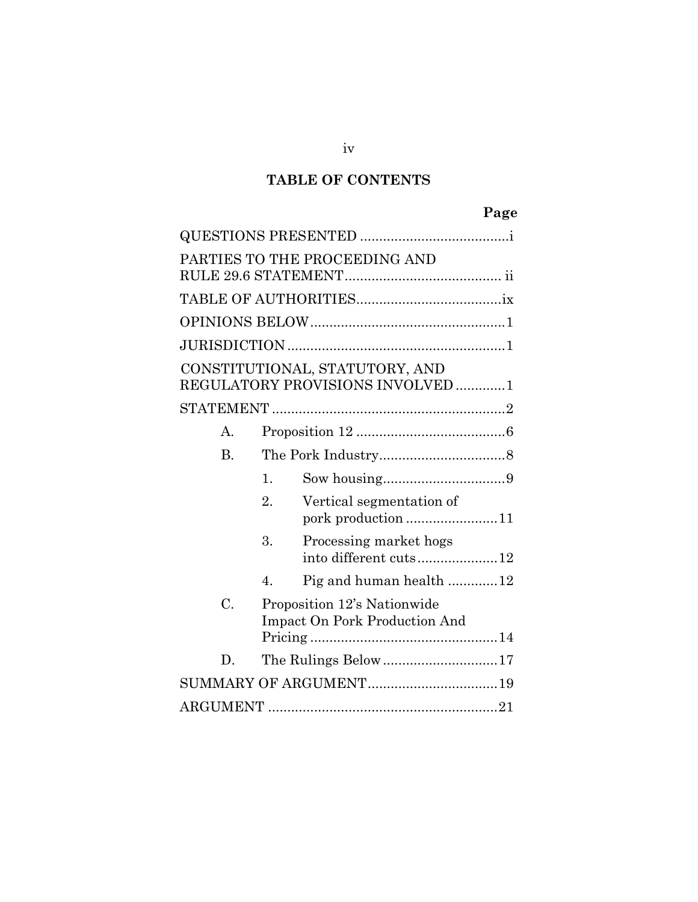## TABLE OF CONTENTS

| | Page |
|---|---|
| QUESTIONS PRESENTED | i |
| PARTIES TO THE PROCEEDING AND RULE 29.6 STATEMENT | ii |
| TABLE OF AUTHORITIES | ix |
| OPINIONS BELOW | 1 |
| JURISDICTION | 1 |
| CONSTITUTIONAL, STATUTORY, AND REGULATORY PROVISIONS INVOLVED | 1 |
| STATEMENT | 2 |
| A. Proposition 12 | 6 |
| B. The Pork Industry | 8 |
| 1. Sow housing | 9 |
| 2. Vertical segmentation of pork production | 11 |
| 3. Processing market hogs into different cuts | 12 |
| 4. Pig and human health | 12 |
| C. Proposition 12's Nationwide Impact On Pork Production And Pricing | 14 |
| D. The Rulings Below | 17 |
| SUMMARY OF ARGUMENT | 19 |
| ARGUMENT | 21 |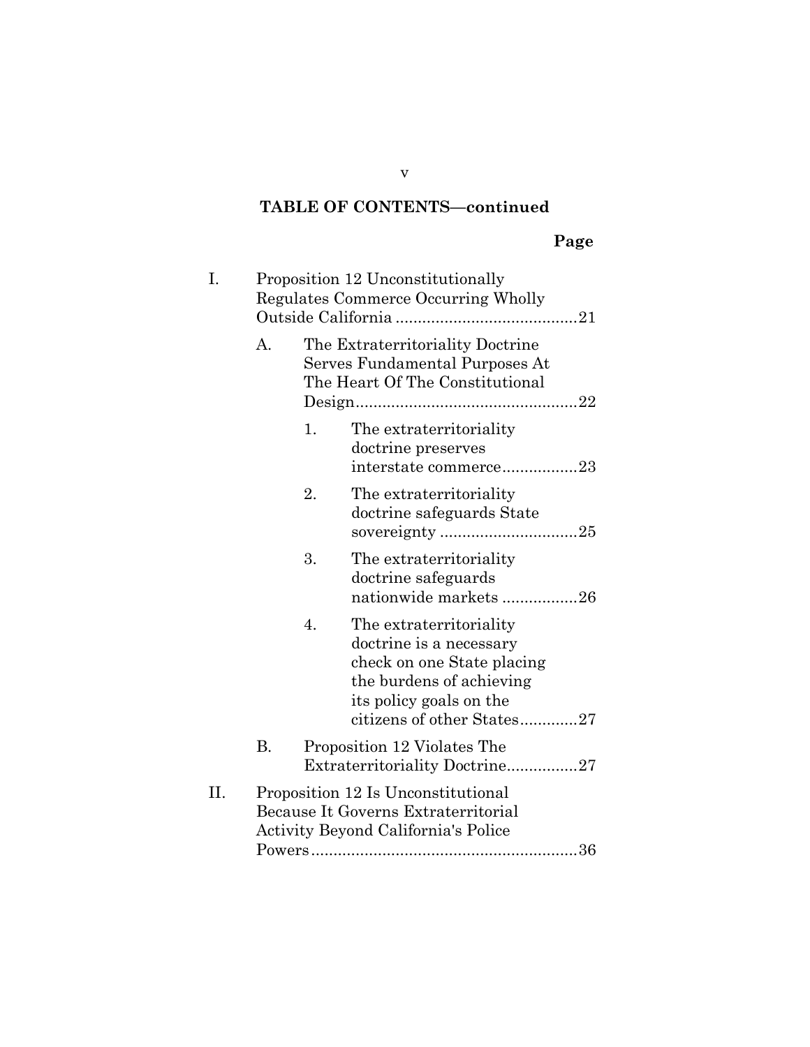## TABLE OF CONTENTS—continued

**Page**

I. Proposition 12 Unconstitutionally Regulates Commerce Occurring Wholly Outside California ......................................... 21

   A. The Extraterritoriality Doctrine Serves Fundamental Purposes At The Heart Of The Constitutional Design.................................................. 22

      1. The extraterritoriality doctrine preserves interstate commerce................. 23

      2. The extraterritoriality doctrine safeguards State sovereignty ............................... 25

      3. The extraterritoriality doctrine safeguards nationwide markets ................. 26

      4. The extraterritoriality doctrine is a necessary check on one State placing the burdens of achieving its policy goals on the citizens of other States............. 27

   B. Proposition 12 Violates The Extraterritoriality Doctrine................ 27

II. Proposition 12 Is Unconstitutional Because It Governs Extraterritorial Activity Beyond California's Police Powers............................................................ 36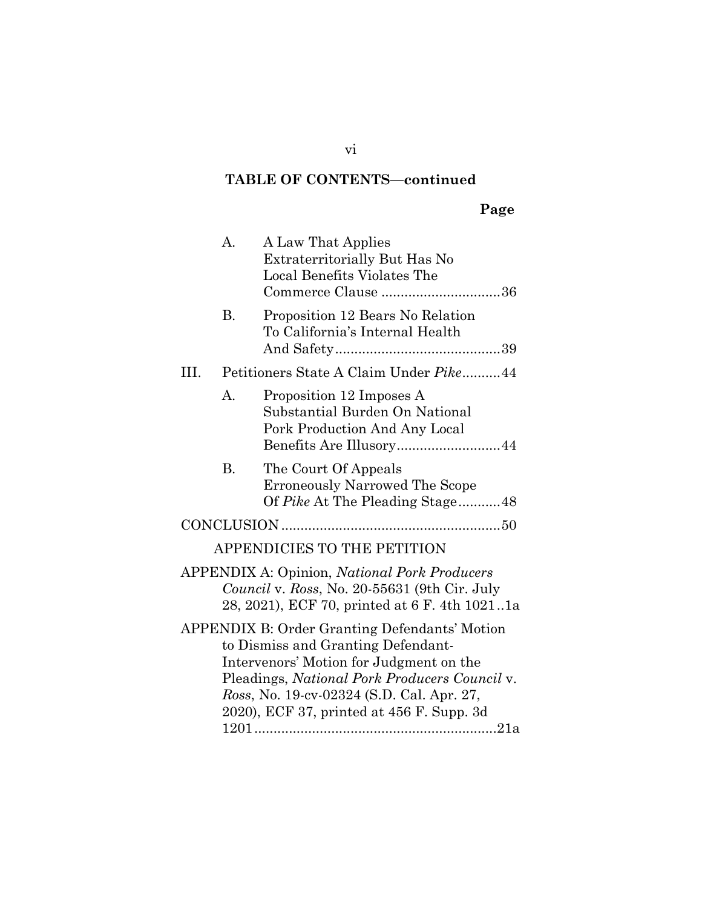**TABLE OF CONTENTS—continued**

**Page**

A. A Law That Applies Extraterritorially But Has No Local Benefits Violates The Commerce Clause ...............................36

B. Proposition 12 Bears No Relation To California's Internal Health And Safety...........................................39

III. Petitioners State A Claim Under *Pike*..........44

A. Proposition 12 Imposes A Substantial Burden On National Pork Production And Any Local Benefits Are Illusory...........................44

B. The Court Of Appeals Erroneously Narrowed The Scope Of *Pike* At The Pleading Stage...........48

CONCLUSION.........................................................50

APPENDICIES TO THE PETITION

APPENDIX A: Opinion, *National Pork Producers Council* v. *Ross*, No. 20-55631 (9th Cir. July 28, 2021), ECF 70, printed at 6 F. 4th 1021..1a

APPENDIX B: Order Granting Defendants' Motion to Dismiss and Granting Defendant-Intervenors' Motion for Judgment on the Pleadings, *National Pork Producers Council* v. *Ross*, No. 19-cv-02324 (S.D. Cal. Apr. 27, 2020), ECF 37, printed at 456 F. Supp. 3d 1201...............................................................21a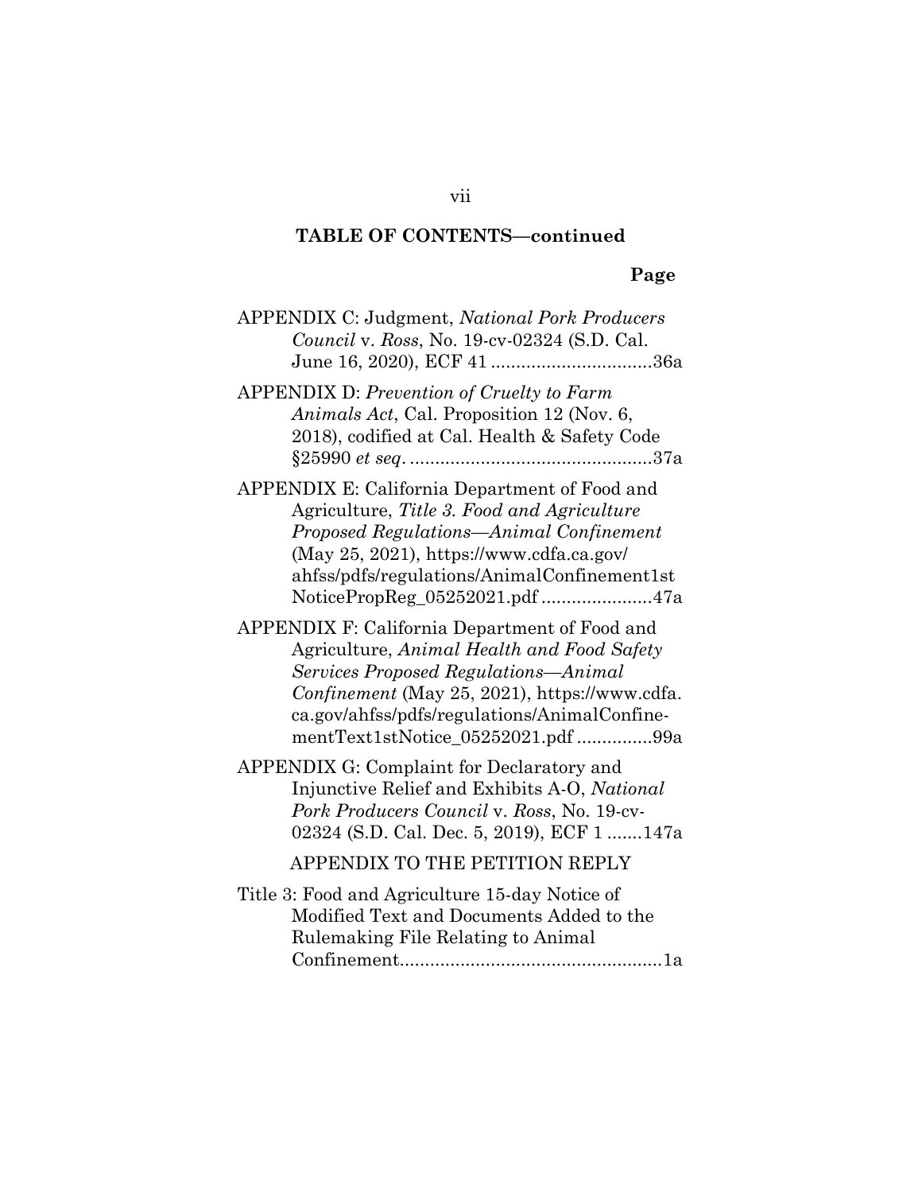**TABLE OF CONTENTS—continued**

**Page**

APPENDIX C: Judgment, *National Pork Producers Council* v. *Ross*, No. 19-cv-02324 (S.D. Cal. June 16, 2020), ECF 41 ................................36a

APPENDIX D: *Prevention of Cruelty to Farm Animals Act*, Cal. Proposition 12 (Nov. 6, 2018), codified at Cal. Health & Safety Code §25990 *et seq*. ................................................37a

APPENDIX E: California Department of Food and Agriculture, *Title 3. Food and Agriculture Proposed Regulations—Animal Confinement* (May 25, 2021), https://www.cdfa.ca.gov/ahfss/pdfs/regulations/AnimalConfinement1stNoticePropReg_05252021.pdf ......................47a

APPENDIX F: California Department of Food and Agriculture, *Animal Health and Food Safety Services Proposed Regulations—Animal Confinement* (May 25, 2021), https://www.cdfa.ca.gov/ahfss/pdfs/regulations/AnimalConfinementText1stNotice_05252021.pdf ...............99a

APPENDIX G: Complaint for Declaratory and Injunctive Relief and Exhibits A-O, *National Pork Producers Council* v. *Ross*, No. 19-cv-02324 (S.D. Cal. Dec. 5, 2019), ECF 1 .......147a

APPENDIX TO THE PETITION REPLY

Title 3: Food and Agriculture 15-day Notice of Modified Text and Documents Added to the Rulemaking File Relating to Animal Confinement....................................................1a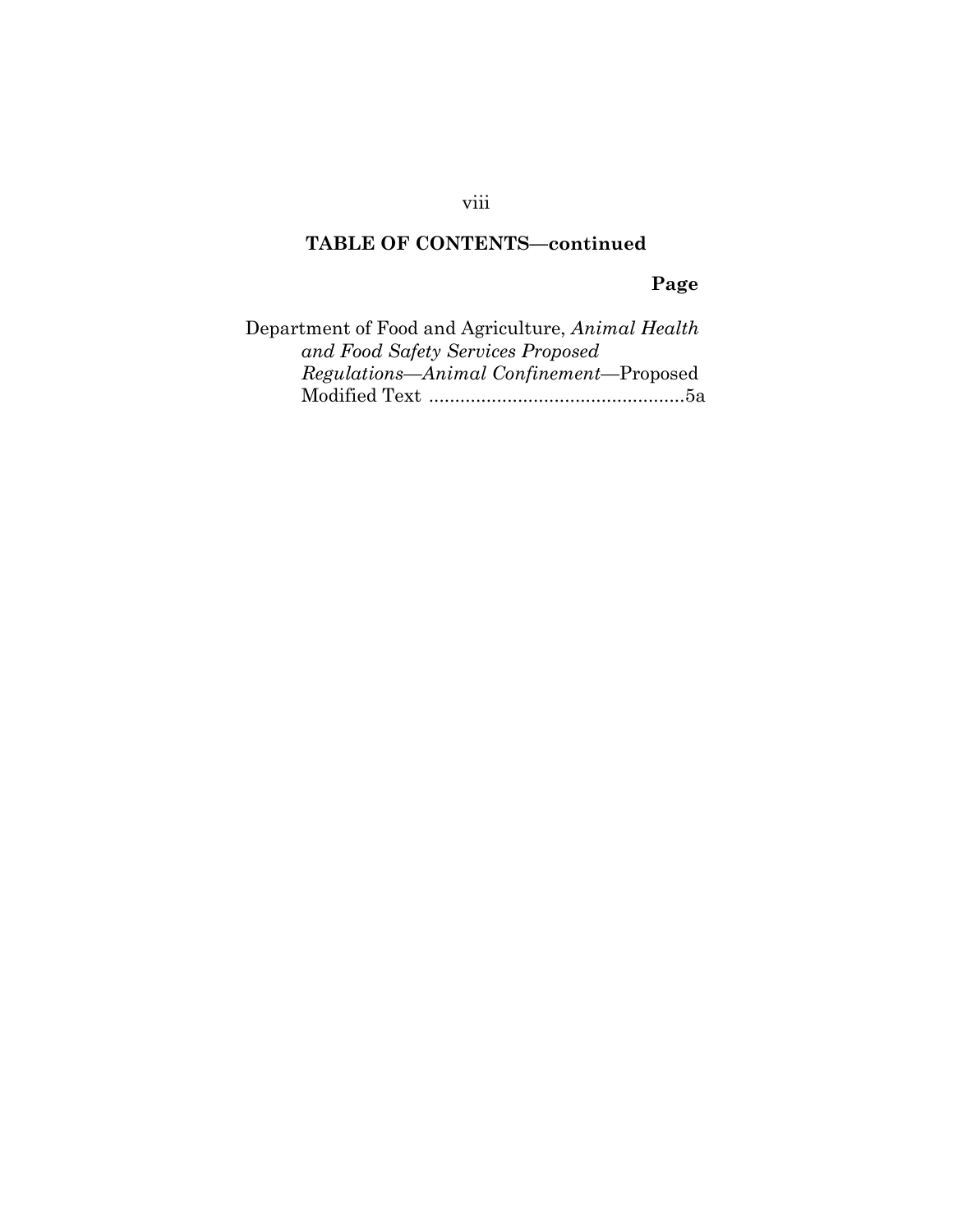## TABLE OF CONTENTS—continued

**Page**

Department of Food and Agriculture, *Animal Health and Food Safety Services Proposed Regulations—Animal Confinement*—Proposed Modified Text ..................................................5a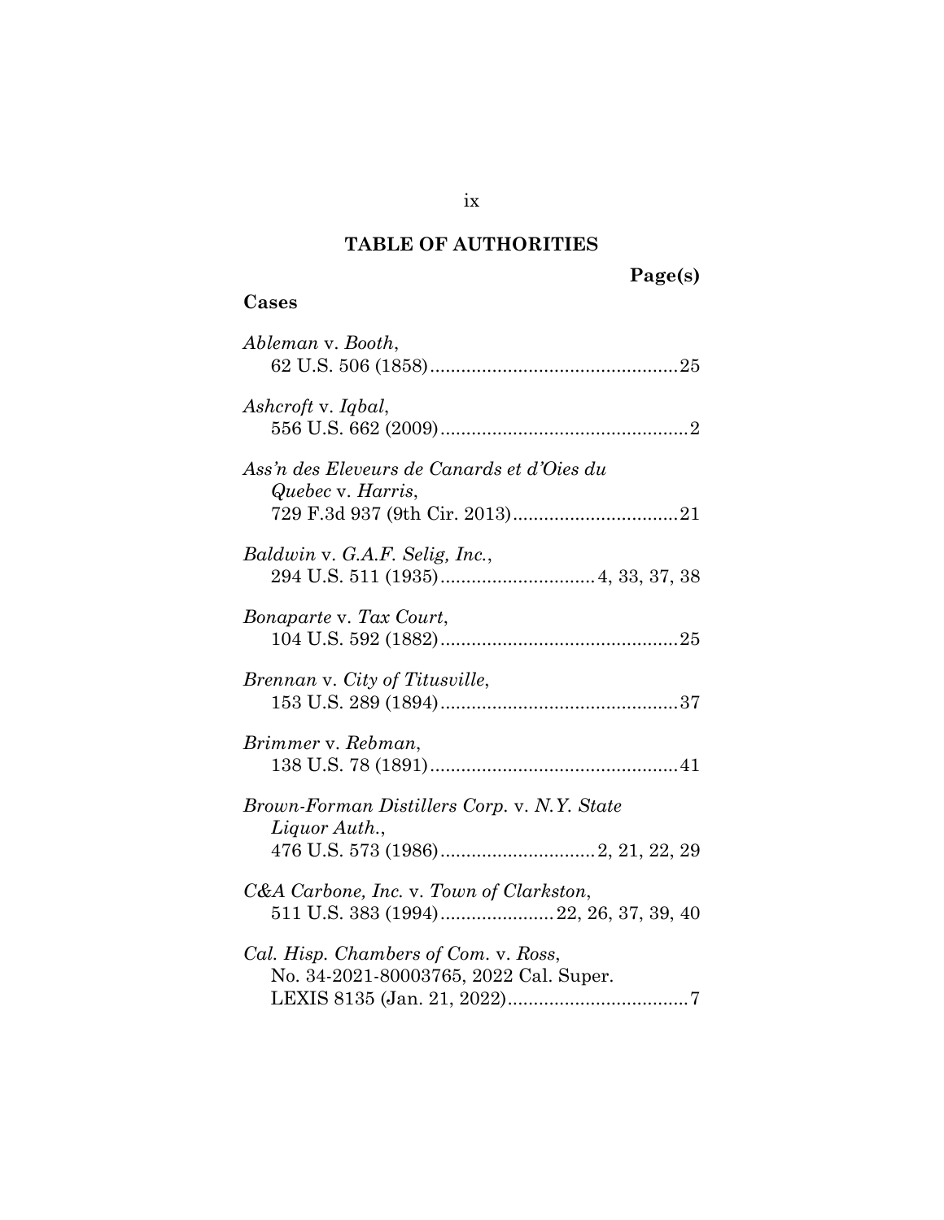## TABLE OF AUTHORITIES

**Page(s)**

**Cases**

*Ableman* v. *Booth*,
62 U.S. 506 (1858) ................................................25

*Ashcroft* v. *Iqbal*,
556 U.S. 662 (2009) ................................................2

*Ass'n des Eleveurs de Canards et d'Oies du Quebec* v. *Harris*,
729 F.3d 937 (9th Cir. 2013) ................................21

*Baldwin* v. *G.A.F. Selig, Inc.*,
294 U.S. 511 (1935) ..............................4, 33, 37, 38

*Bonaparte* v. *Tax Court*,
104 U.S. 592 (1882) ..............................................25

*Brennan* v. *City of Titusville*,
153 U.S. 289 (1894) ..............................................37

*Brimmer* v. *Rebman*,
138 U.S. 78 (1891) ................................................41

*Brown-Forman Distillers Corp.* v. *N.Y. State Liquor Auth.*,
476 U.S. 573 (1986) ..............................2, 21, 22, 29

*C&A Carbone, Inc.* v. *Town of Clarkston*,
511 U.S. 383 (1994) ......................22, 26, 37, 39, 40

*Cal. Hisp. Chambers of Com.* v. *Ross*,
No. 34-2021-80003765, 2022 Cal. Super. LEXIS 8135 (Jan. 21, 2022) ...................................7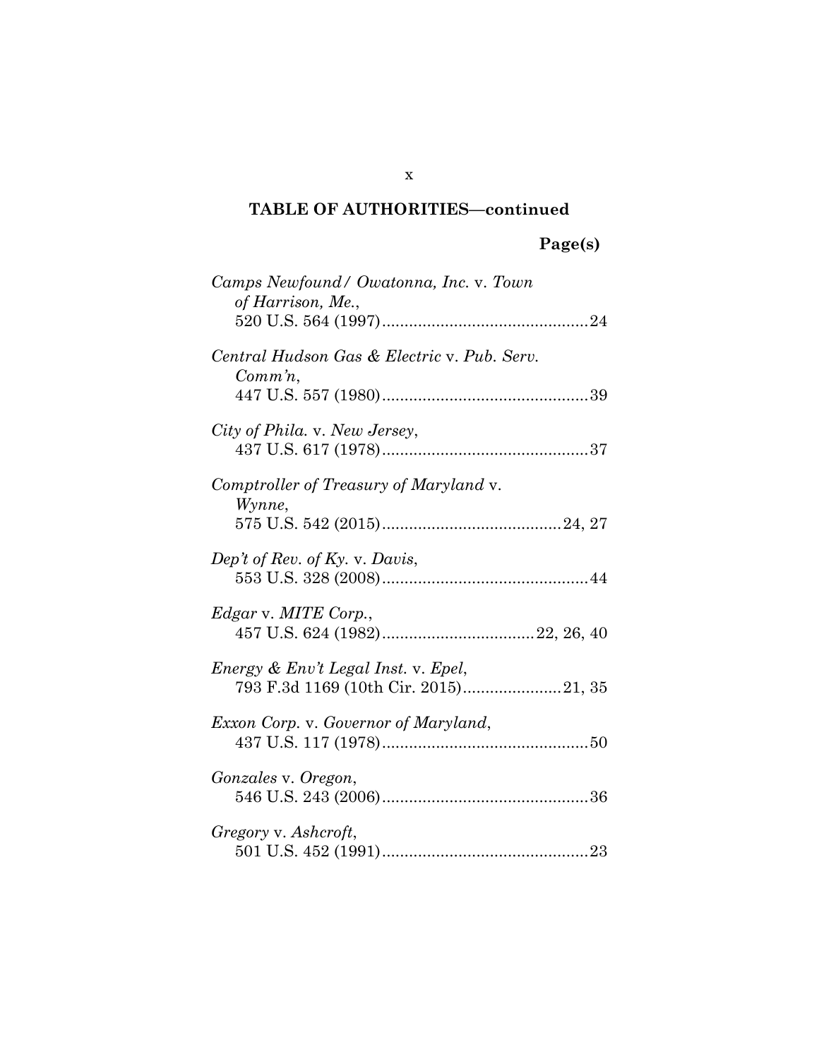**TABLE OF AUTHORITIES—continued**

**Page(s)**

*Camps Newfound/ Owatonna, Inc.* v. *Town of Harrison, Me.*,
520 U.S. 564 (1997)..............................................24

*Central Hudson Gas & Electric* v. *Pub. Serv. Comm'n*,
447 U.S. 557 (1980)..............................................39

*City of Phila.* v. *New Jersey*,
437 U.S. 617 (1978)..............................................37

*Comptroller of Treasury of Maryland* v. *Wynne*,
575 U.S. 542 (2015)........................................24, 27

*Dep't of Rev. of Ky.* v. *Davis*,
553 U.S. 328 (2008)..............................................44

*Edgar* v. *MITE Corp.*,
457 U.S. 624 (1982)..................................22, 26, 40

*Energy & Env't Legal Inst.* v. *Epel*,
793 F.3d 1169 (10th Cir. 2015)......................21, 35

*Exxon Corp.* v. *Governor of Maryland*,
437 U.S. 117 (1978)..............................................50

*Gonzales* v. *Oregon*,
546 U.S. 243 (2006)..............................................36

*Gregory* v. *Ashcroft*,
501 U.S. 452 (1991)..............................................23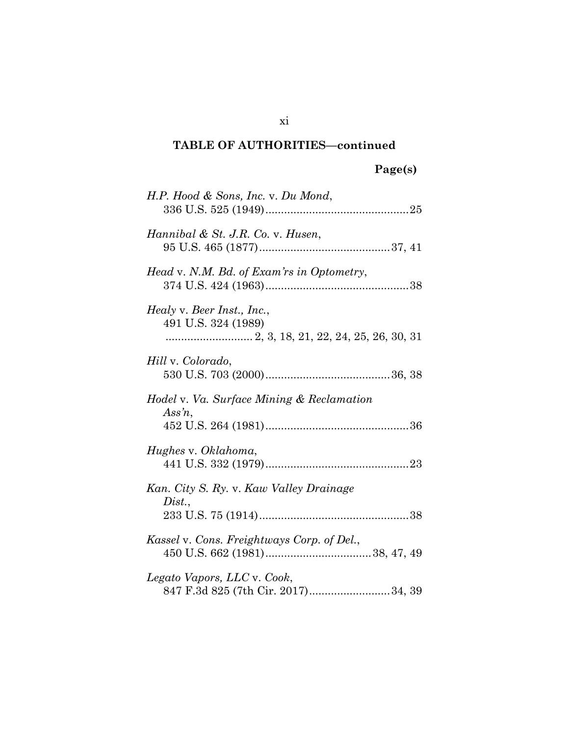## TABLE OF AUTHORITIES—continued

**Page(s)**

*H.P. Hood & Sons, Inc.* v. *Du Mond*,
336 U.S. 525 (1949).............................................25

*Hannibal & St. J.R. Co.* v. *Husen*,
95 U.S. 465 (1877).........................................37, 41

*Head* v. *N.M. Bd. of Exam'rs in Optometry*,
374 U.S. 424 (1963).............................................38

*Healy* v. *Beer Inst., Inc.*,
491 U.S. 324 (1989)
........................... 2, 3, 18, 21, 22, 24, 25, 26, 30, 31

*Hill* v. *Colorado*,
530 U.S. 703 (2000).......................................36, 38

*Hodel* v. *Va. Surface Mining & Reclamation Ass'n*,
452 U.S. 264 (1981).............................................36

*Hughes* v. *Oklahoma*,
441 U.S. 332 (1979).............................................23

*Kan. City S. Ry.* v. *Kaw Valley Drainage Dist.*,
233 U.S. 75 (1914)...............................................38

*Kassel* v. *Cons. Freightways Corp. of Del.*,
450 U.S. 662 (1981).................................38, 47, 49

*Legato Vapors, LLC* v. *Cook*,
847 F.3d 825 (7th Cir. 2017).........................34, 39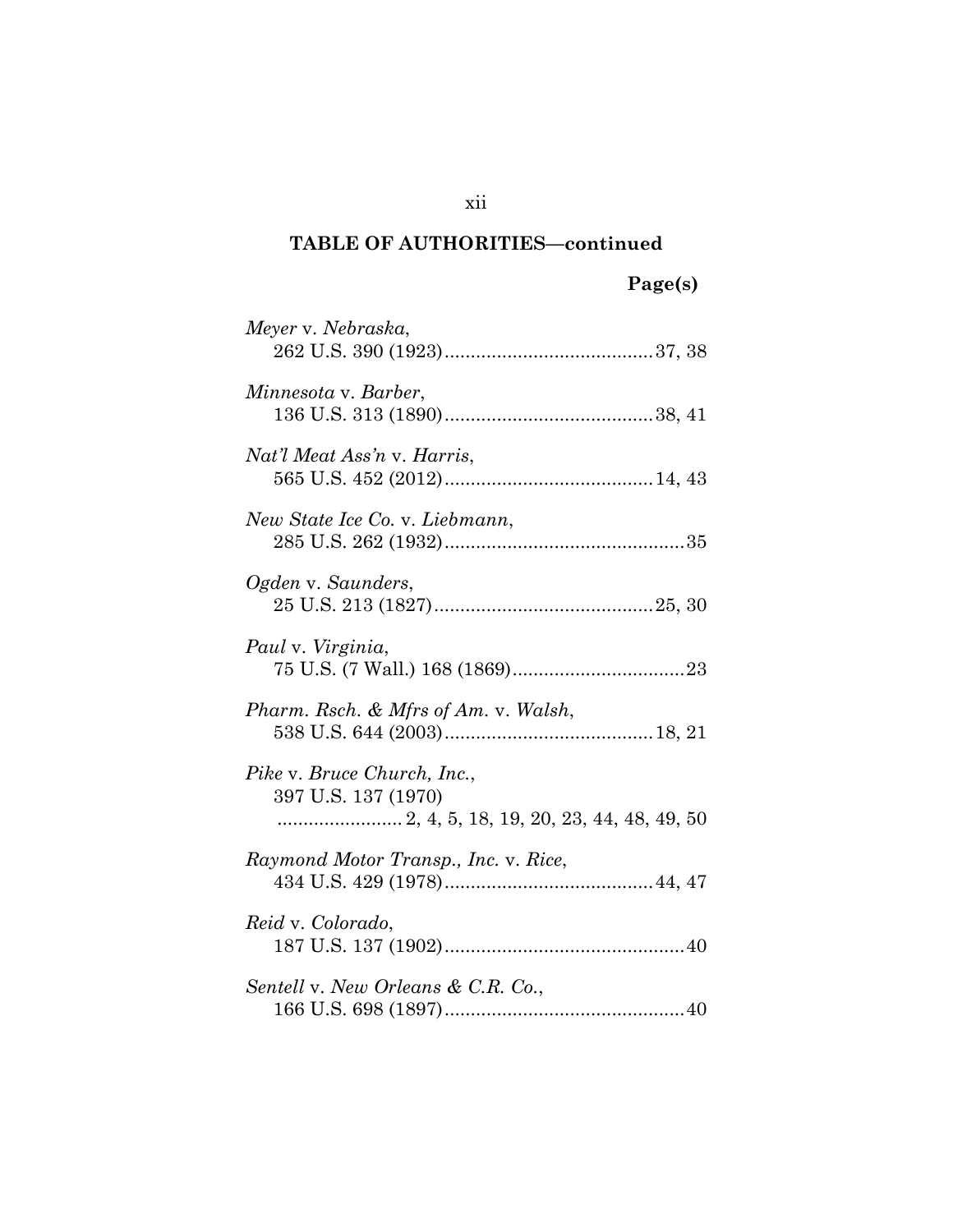**TABLE OF AUTHORITIES—continued**

**Page(s)**

*Meyer* v. *Nebraska*,
262 U.S. 390 (1923) .......................................... 37, 38

*Minnesota* v. *Barber*,
136 U.S. 313 (1890) .......................................... 38, 41

*Nat'l Meat Ass'n* v. *Harris*,
565 U.S. 452 (2012) .......................................... 14, 43

*New State Ice Co.* v. *Liebmann*,
285 U.S. 262 (1932) .............................................. 35

*Ogden* v. *Saunders*,
25 U.S. 213 (1827) ........................................... 25, 30

*Paul* v. *Virginia*,
75 U.S. (7 Wall.) 168 (1869) ................................. 23

*Pharm. Rsch. & Mfrs of Am.* v. *Walsh*,
538 U.S. 644 (2003) .......................................... 18, 21

*Pike* v. *Bruce Church, Inc.*,
397 U.S. 137 (1970)
........................ 2, 4, 5, 18, 19, 20, 23, 44, 48, 49, 50

*Raymond Motor Transp., Inc.* v. *Rice*,
434 U.S. 429 (1978) .......................................... 44, 47

*Reid* v. *Colorado*,
187 U.S. 137 (1902) .............................................. 40

*Sentell* v. *New Orleans & C.R. Co.*,
166 U.S. 698 (1897) .............................................. 40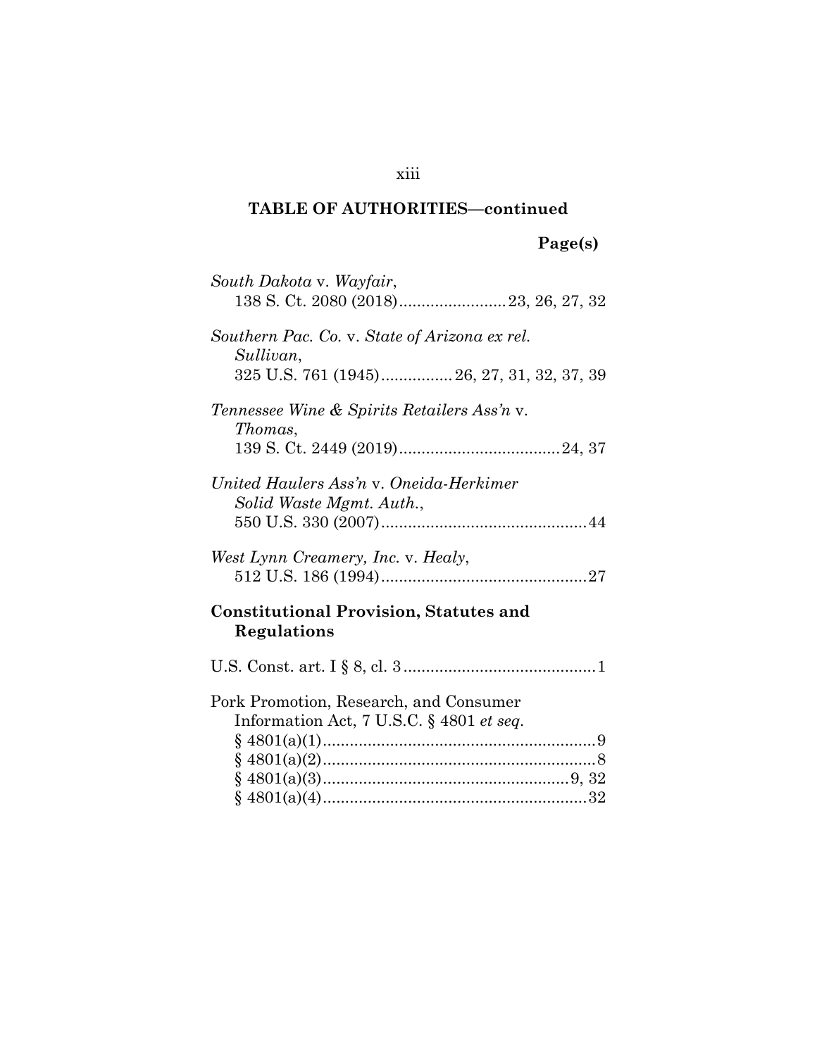**TABLE OF AUTHORITIES—continued**

**Page(s)**

*South Dakota* v. *Wayfair*,
138 S. Ct. 2080 (2018)........................23, 26, 27, 32

*Southern Pac. Co.* v. *State of Arizona ex rel. Sullivan*,
325 U.S. 761 (1945)................26, 27, 31, 32, 37, 39

*Tennessee Wine & Spirits Retailers Ass'n* v. *Thomas*,
139 S. Ct. 2449 (2019)....................................24, 37

*United Haulers Ass'n* v. *Oneida-Herkimer Solid Waste Mgmt. Auth.*,
550 U.S. 330 (2007)..............................................44

*West Lynn Creamery, Inc.* v. *Healy*,
512 U.S. 186 (1994)..............................................27

**Constitutional Provision, Statutes and Regulations**

U.S. Const. art. I § 8, cl. 3...........................................1

Pork Promotion, Research, and Consumer Information Act, 7 U.S.C. § 4801 *et seq.*
§ 4801(a)(1)............................................................9
§ 4801(a)(2)............................................................8
§ 4801(a)(3)......................................................9, 32
§ 4801(a)(4)..........................................................32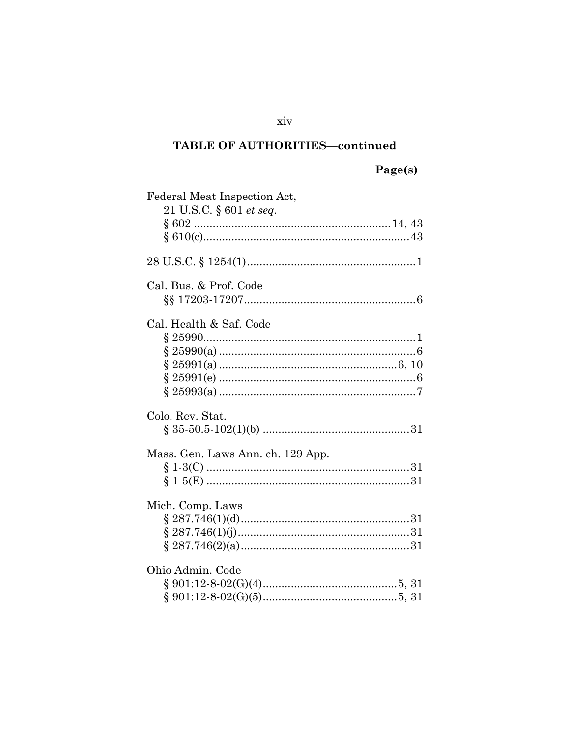## TABLE OF AUTHORITIES—continued

**Page(s)**

Federal Meat Inspection Act,
21 U.S.C. § 601 *et seq.*
§ 602 .............................................................. 14, 43
§ 610(c)................................................................. 43

28 U.S.C. § 1254(1)..................................................... 1

Cal. Bus. & Prof. Code
§§ 17203-17207...................................................... 6

Cal. Health & Saf. Code
§ 25990................................................................... 1
§ 25990(a) .............................................................. 6
§ 25991(a) ........................................................ 6, 10
§ 25991(e) .............................................................. 6
§ 25993(a) .............................................................. 7

Colo. Rev. Stat.
§ 35-50.5-102(1)(b) .............................................. 31

Mass. Gen. Laws Ann. ch. 129 App.
§ 1-3(C) ................................................................ 31
§ 1-5(E) ................................................................ 31

Mich. Comp. Laws
§ 287.746(1)(d)..................................................... 31
§ 287.746(1)(j)...................................................... 31
§ 287.746(2)(a)..................................................... 31

Ohio Admin. Code
§ 901:12-8-02(G)(4).......................................... 5, 31
§ 901:12-8-02(G)(5).......................................... 5, 31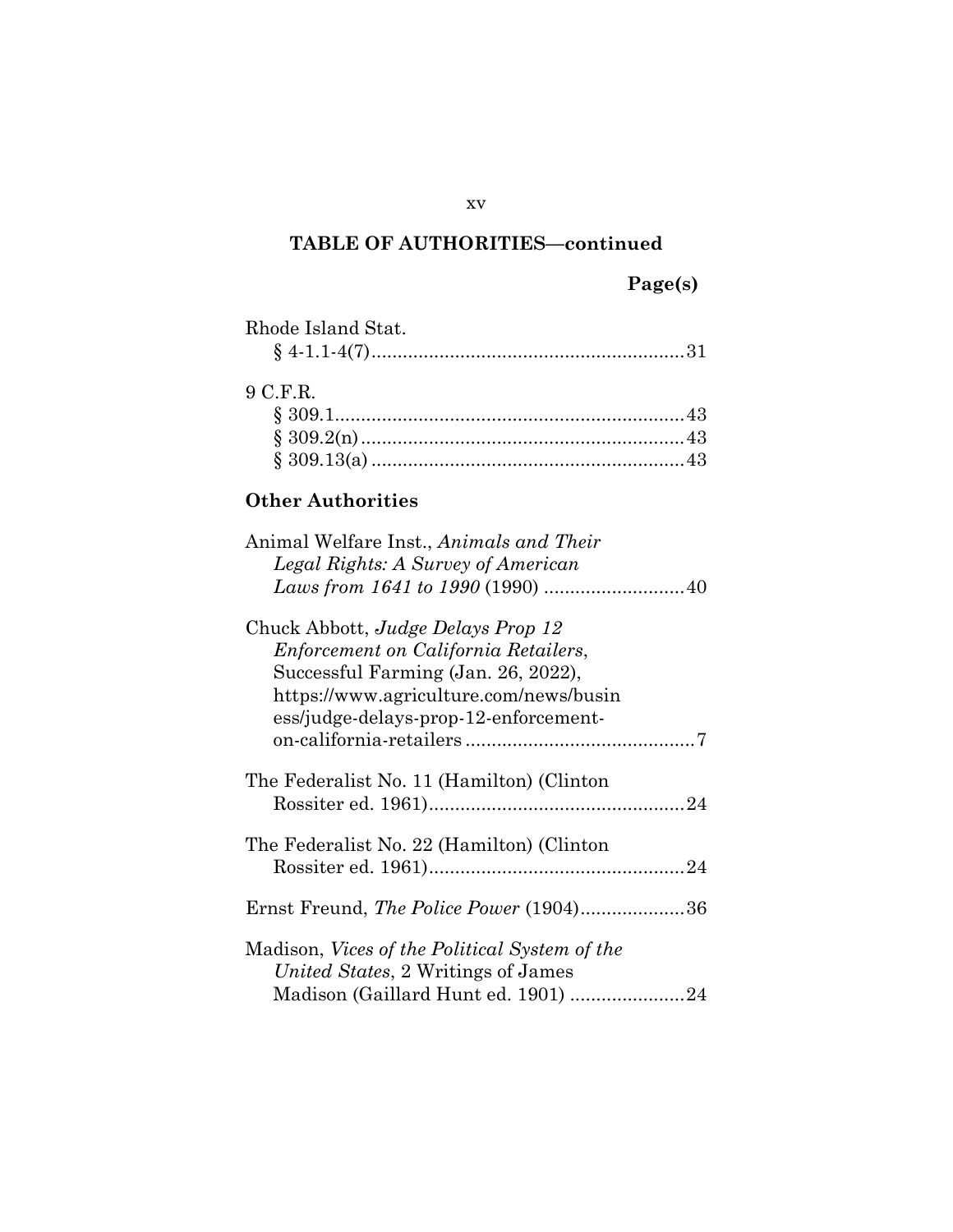**TABLE OF AUTHORITIES—continued**

**Page(s)**

Rhode Island Stat.
§ 4-1.1-4(7) ........................................................... 31

9 C.F.R.
§ 309.1 ................................................................... 43
§ 309.2(n) .............................................................. 43
§ 309.13(a) ............................................................ 43

**Other Authorities**

Animal Welfare Inst., *Animals and Their Legal Rights: A Survey of American Laws from 1641 to 1990* (1990) .......................... 40

Chuck Abbott, *Judge Delays Prop 12 Enforcement on California Retailers*, Successful Farming (Jan. 26, 2022), https://www.agriculture.com/news/business/judge-delays-prop-12-enforcement-on-california-retailers ............................................ 7

The Federalist No. 11 (Hamilton) (Clinton Rossiter ed. 1961) ................................................. 24

The Federalist No. 22 (Hamilton) (Clinton Rossiter ed. 1961) ................................................. 24

Ernst Freund, *The Police Power* (1904) .................... 36

Madison, *Vices of the Political System of the United States*, 2 Writings of James Madison (Gaillard Hunt ed. 1901) ..................... 24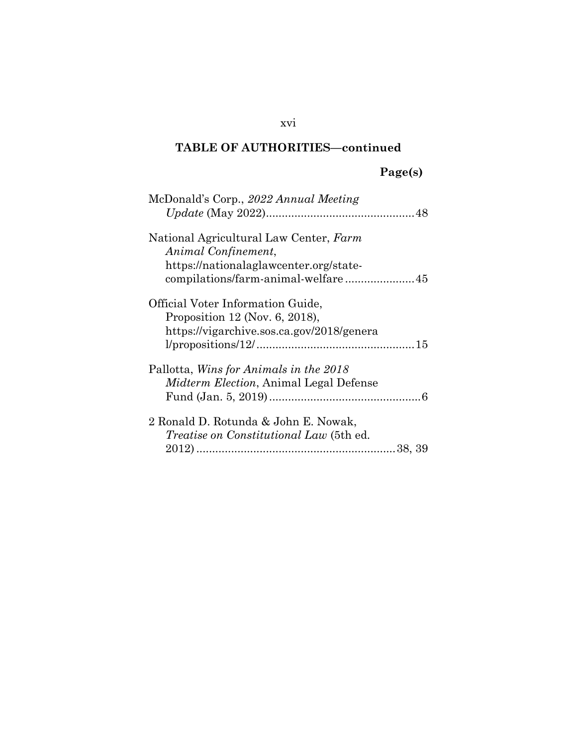**TABLE OF AUTHORITIES—continued**

**Page(s)**

McDonald's Corp., *2022 Annual Meeting Update* (May 2022) ............................................. 48

National Agricultural Law Center, *Farm Animal Confinement*, https://nationalaglawcenter.org/state-compilations/farm-animal-welfare ..................... 45

Official Voter Information Guide, Proposition 12 (Nov. 6, 2018), https://vigarchive.sos.ca.gov/2018/general/propositions/12/ ................................................ 15

Pallotta, *Wins for Animals in the 2018 Midterm Election*, Animal Legal Defense Fund (Jan. 5, 2019) ............................................... 6

2 Ronald D. Rotunda & John E. Nowak, *Treatise on Constitutional Law* (5th ed. 2012) .............................................................. 38, 39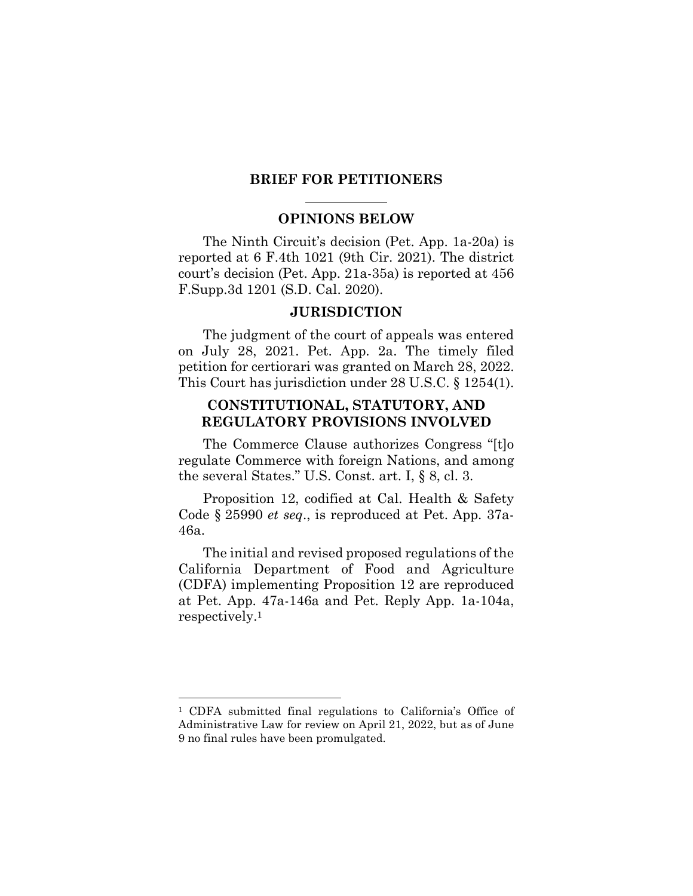# BRIEF FOR PETITIONERS

## OPINIONS BELOW

The Ninth Circuit's decision (Pet. App. 1a-20a) is reported at 6 F.4th 1021 (9th Cir. 2021). The district court's decision (Pet. App. 21a-35a) is reported at 456 F.Supp.3d 1201 (S.D. Cal. 2020).

## JURISDICTION

The judgment of the court of appeals was entered on July 28, 2021. Pet. App. 2a. The timely filed petition for certiorari was granted on March 28, 2022. This Court has jurisdiction under 28 U.S.C. § 1254(1).

## CONSTITUTIONAL, STATUTORY, AND REGULATORY PROVISIONS INVOLVED

The Commerce Clause authorizes Congress "[t]o regulate Commerce with foreign Nations, and among the several States." U.S. Const. art. I, § 8, cl. 3.

Proposition 12, codified at Cal. Health & Safety Code § 25990 *et seq*., is reproduced at Pet. App. 37a-46a.

The initial and revised proposed regulations of the California Department of Food and Agriculture (CDFA) implementing Proposition 12 are reproduced at Pet. App. 47a-146a and Pet. Reply App. 1a-104a, respectively.[1]

---

[1] CDFA submitted final regulations to California's Office of Administrative Law for review on April 21, 2022, but as of June 9 no final rules have been promulgated.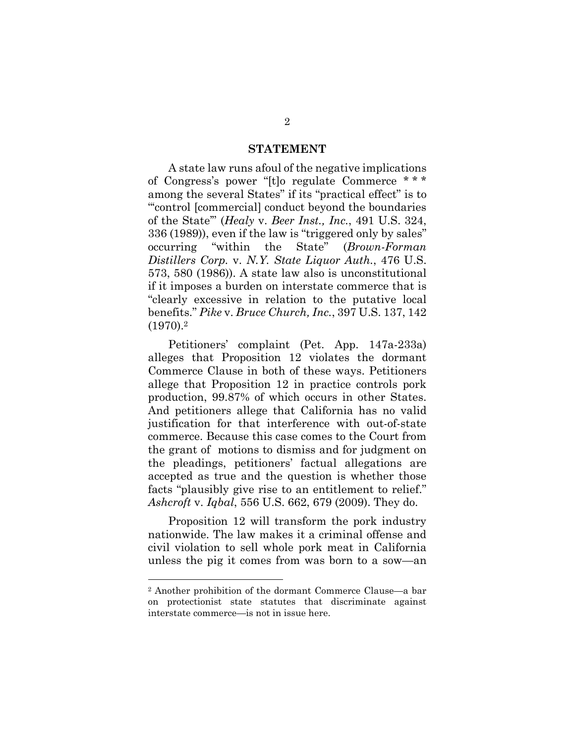## STATEMENT

A state law runs afoul of the negative implications of Congress's power "[t]o regulate Commerce * * * among the several States" if its "practical effect" is to "'control [commercial] conduct beyond the boundaries of the State'" (*Healy* v. *Beer Inst., Inc.*, 491 U.S. 324, 336 (1989)), even if the law is "triggered only by sales" occurring "within the State" (*Brown-Forman Distillers Corp.* v. *N.Y. State Liquor Auth.*, 476 U.S. 573, 580 (1986)). A state law also is unconstitutional if it imposes a burden on interstate commerce that is "clearly excessive in relation to the putative local benefits." *Pike* v. *Bruce Church, Inc.*, 397 U.S. 137, 142 (1970).[2]

Petitioners' complaint (Pet. App. 147a-233a) alleges that Proposition 12 violates the dormant Commerce Clause in both of these ways. Petitioners allege that Proposition 12 in practice controls pork production, 99.87% of which occurs in other States. And petitioners allege that California has no valid justification for that interference with out-of-state commerce. Because this case comes to the Court from the grant of motions to dismiss and for judgment on the pleadings, petitioners' factual allegations are accepted as true and the question is whether those facts "plausibly give rise to an entitlement to relief." *Ashcroft* v. *Iqbal*, 556 U.S. 662, 679 (2009). They do.

Proposition 12 will transform the pork industry nationwide. The law makes it a criminal offense and civil violation to sell whole pork meat in California unless the pig it comes from was born to a sow—an

---

[2] Another prohibition of the dormant Commerce Clause—a bar on protectionist state statutes that discriminate against interstate commerce—is not in issue here.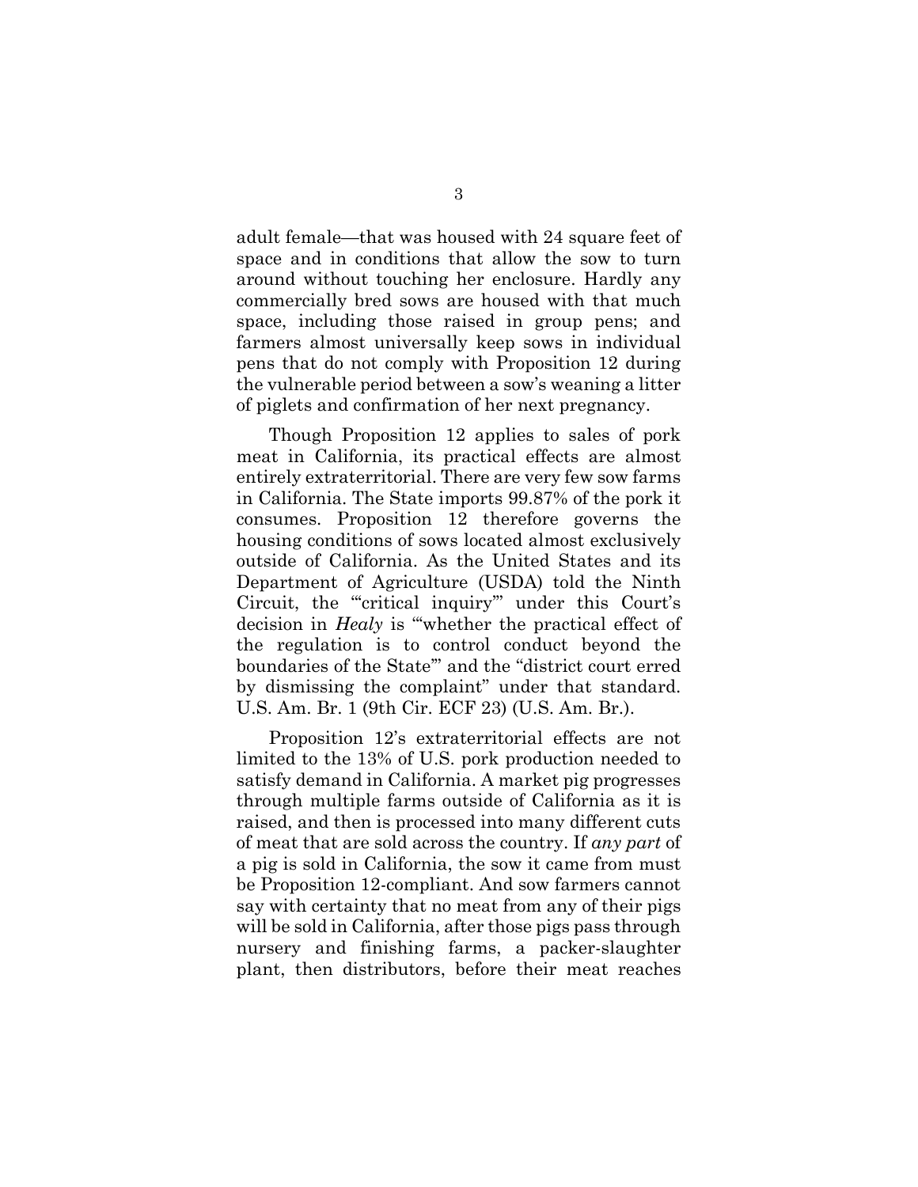adult female—that was housed with 24 square feet of space and in conditions that allow the sow to turn around without touching her enclosure. Hardly any commercially bred sows are housed with that much space, including those raised in group pens; and farmers almost universally keep sows in individual pens that do not comply with Proposition 12 during the vulnerable period between a sow's weaning a litter of piglets and confirmation of her next pregnancy.

Though Proposition 12 applies to sales of pork meat in California, its practical effects are almost entirely extraterritorial. There are very few sow farms in California. The State imports 99.87% of the pork it consumes. Proposition 12 therefore governs the housing conditions of sows located almost exclusively outside of California. As the United States and its Department of Agriculture (USDA) told the Ninth Circuit, the "'critical inquiry'" under this Court's decision in *Healy* is "'whether the practical effect of the regulation is to control conduct beyond the boundaries of the State'" and the "district court erred by dismissing the complaint" under that standard. U.S. Am. Br. 1 (9th Cir. ECF 23) (U.S. Am. Br.).

Proposition 12's extraterritorial effects are not limited to the 13% of U.S. pork production needed to satisfy demand in California. A market pig progresses through multiple farms outside of California as it is raised, and then is processed into many different cuts of meat that are sold across the country. If *any part* of a pig is sold in California, the sow it came from must be Proposition 12-compliant. And sow farmers cannot say with certainty that no meat from any of their pigs will be sold in California, after those pigs pass through nursery and finishing farms, a packer-slaughter plant, then distributors, before their meat reaches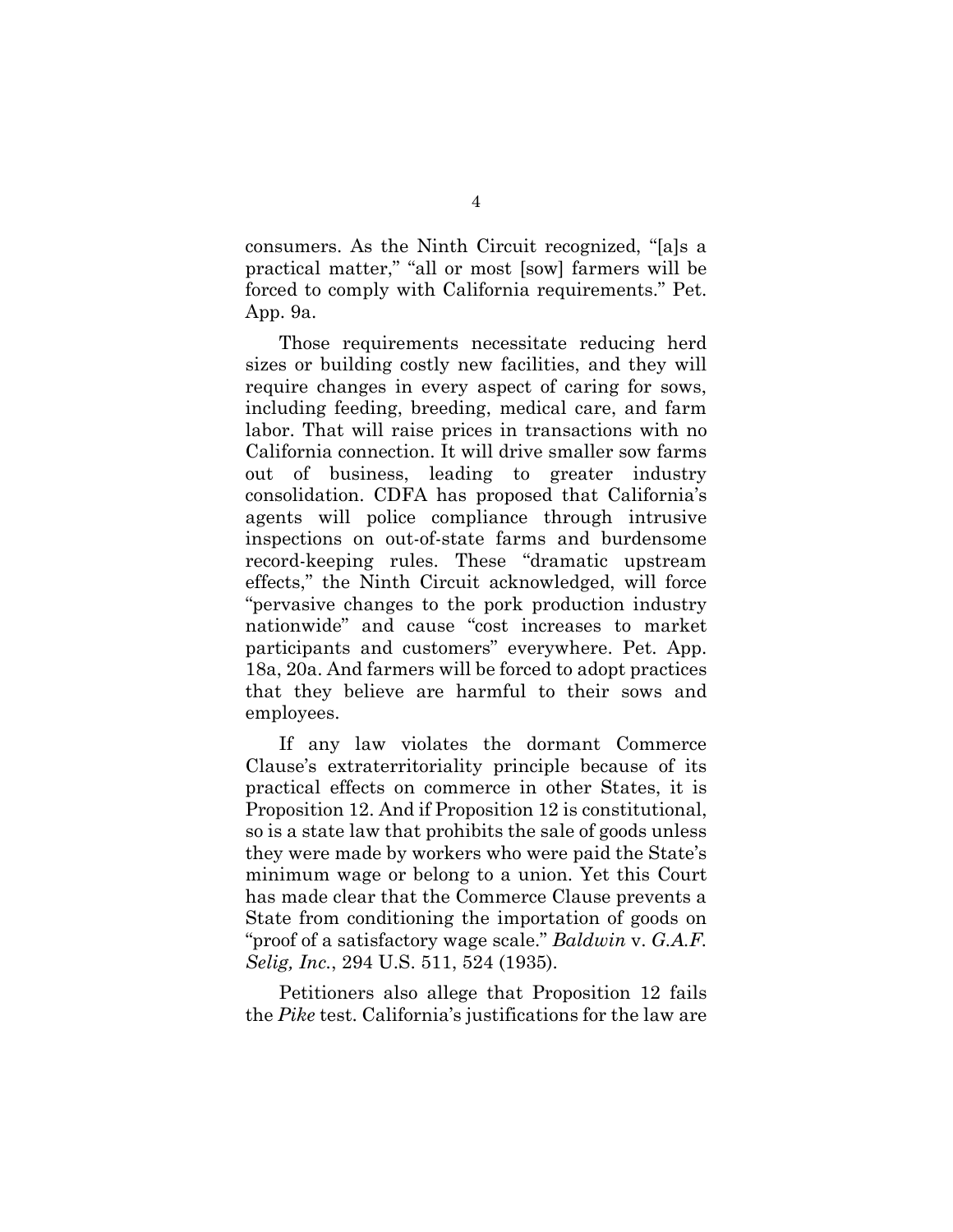consumers. As the Ninth Circuit recognized, "[a]s a practical matter," "all or most [sow] farmers will be forced to comply with California requirements." Pet. App. 9a.

Those requirements necessitate reducing herd sizes or building costly new facilities, and they will require changes in every aspect of caring for sows, including feeding, breeding, medical care, and farm labor. That will raise prices in transactions with no California connection. It will drive smaller sow farms out of business, leading to greater industry consolidation. CDFA has proposed that California's agents will police compliance through intrusive inspections on out-of-state farms and burdensome record-keeping rules. These "dramatic upstream effects," the Ninth Circuit acknowledged, will force "pervasive changes to the pork production industry nationwide" and cause "cost increases to market participants and customers" everywhere. Pet. App. 18a, 20a. And farmers will be forced to adopt practices that they believe are harmful to their sows and employees.

If any law violates the dormant Commerce Clause's extraterritoriality principle because of its practical effects on commerce in other States, it is Proposition 12. And if Proposition 12 is constitutional, so is a state law that prohibits the sale of goods unless they were made by workers who were paid the State's minimum wage or belong to a union. Yet this Court has made clear that the Commerce Clause prevents a State from conditioning the importation of goods on "proof of a satisfactory wage scale." *Baldwin* v. *G.A.F. Selig, Inc.*, 294 U.S. 511, 524 (1935).

Petitioners also allege that Proposition 12 fails the *Pike* test. California's justifications for the law are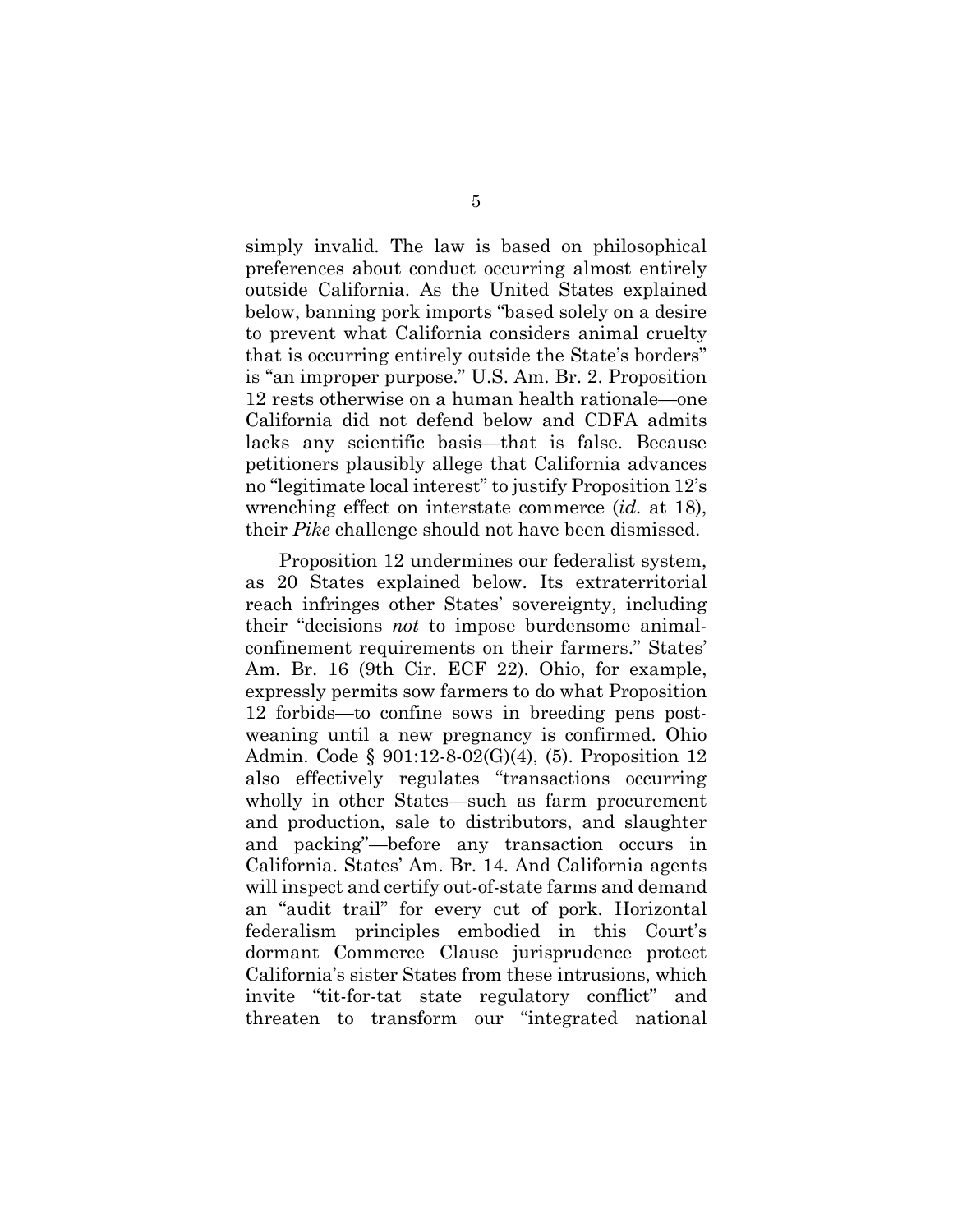simply invalid. The law is based on philosophical preferences about conduct occurring almost entirely outside California. As the United States explained below, banning pork imports "based solely on a desire to prevent what California considers animal cruelty that is occurring entirely outside the State's borders" is "an improper purpose." U.S. Am. Br. 2. Proposition 12 rests otherwise on a human health rationale—one California did not defend below and CDFA admits lacks any scientific basis—that is false. Because petitioners plausibly allege that California advances no "legitimate local interest" to justify Proposition 12's wrenching effect on interstate commerce (*id.* at 18), their *Pike* challenge should not have been dismissed.

Proposition 12 undermines our federalist system, as 20 States explained below. Its extraterritorial reach infringes other States' sovereignty, including their "decisions *not* to impose burdensome animal-confinement requirements on their farmers." States' Am. Br. 16 (9th Cir. ECF 22). Ohio, for example, expressly permits sow farmers to do what Proposition 12 forbids—to confine sows in breeding pens post-weaning until a new pregnancy is confirmed. Ohio Admin. Code § 901:12-8-02(G)(4), (5). Proposition 12 also effectively regulates "transactions occurring wholly in other States—such as farm procurement and production, sale to distributors, and slaughter and packing"—before any transaction occurs in California. States' Am. Br. 14. And California agents will inspect and certify out-of-state farms and demand an "audit trail" for every cut of pork. Horizontal federalism principles embodied in this Court's dormant Commerce Clause jurisprudence protect California's sister States from these intrusions, which invite "tit-for-tat state regulatory conflict" and threaten to transform our "integrated national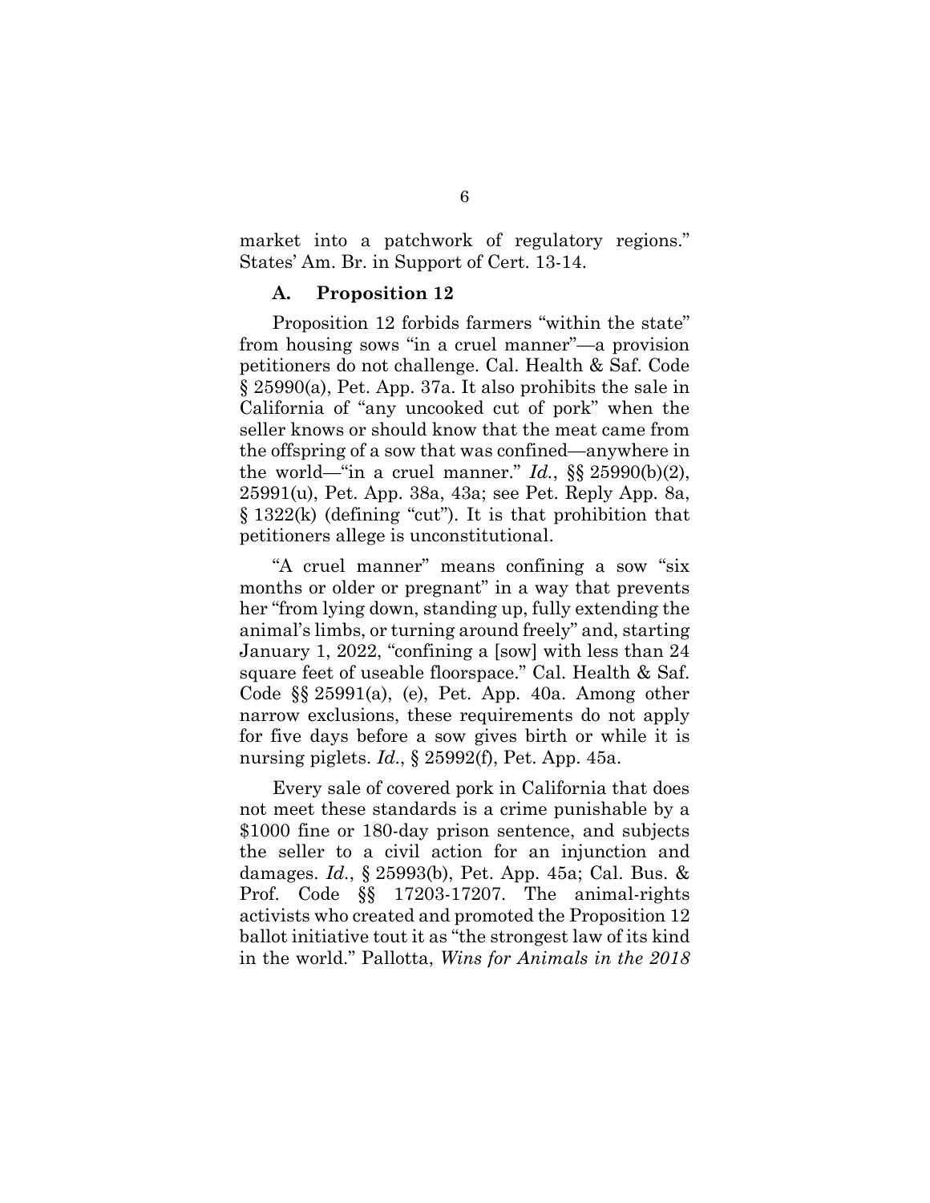market into a patchwork of regulatory regions." States' Am. Br. in Support of Cert. 13-14.

### A. Proposition 12

Proposition 12 forbids farmers "within the state" from housing sows "in a cruel manner"—a provision petitioners do not challenge. Cal. Health & Saf. Code § 25990(a), Pet. App. 37a. It also prohibits the sale in California of "any uncooked cut of pork" when the seller knows or should know that the meat came from the offspring of a sow that was confined—anywhere in the world—"in a cruel manner." *Id.*, §§ 25990(b)(2), 25991(u), Pet. App. 38a, 43a; see Pet. Reply App. 8a, § 1322(k) (defining "cut"). It is that prohibition that petitioners allege is unconstitutional.

"A cruel manner" means confining a sow "six months or older or pregnant" in a way that prevents her "from lying down, standing up, fully extending the animal's limbs, or turning around freely" and, starting January 1, 2022, "confining a [sow] with less than 24 square feet of useable floorspace." Cal. Health & Saf. Code §§ 25991(a), (e), Pet. App. 40a. Among other narrow exclusions, these requirements do not apply for five days before a sow gives birth or while it is nursing piglets. *Id.*, § 25992(f), Pet. App. 45a.

Every sale of covered pork in California that does not meet these standards is a crime punishable by a $1000 fine or 180-day prison sentence, and subjects the seller to a civil action for an injunction and damages. *Id.*, § 25993(b), Pet. App. 45a; Cal. Bus. & Prof. Code §§ 17203-17207. The animal-rights activists who created and promoted the Proposition 12 ballot initiative tout it as "the strongest law of its kind in the world." Pallotta, *Wins for Animals in the 2018*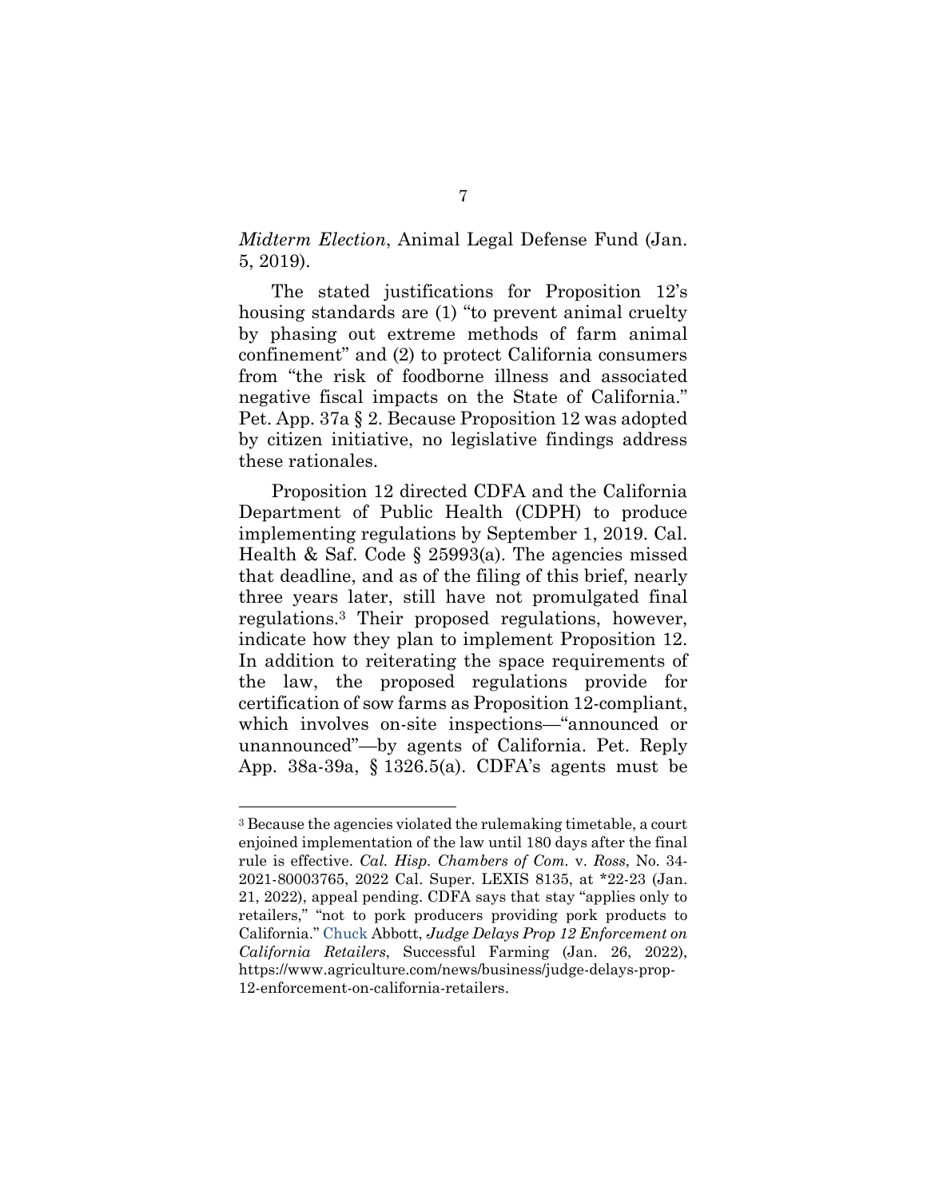*Midterm Election*, Animal Legal Defense Fund (Jan. 5, 2019).

The stated justifications for Proposition 12's housing standards are (1) "to prevent animal cruelty by phasing out extreme methods of farm animal confinement" and (2) to protect California consumers from "the risk of foodborne illness and associated negative fiscal impacts on the State of California." Pet. App. 37a § 2. Because Proposition 12 was adopted by citizen initiative, no legislative findings address these rationales.

Proposition 12 directed CDFA and the California Department of Public Health (CDPH) to produce implementing regulations by September 1, 2019. Cal. Health & Saf. Code § 25993(a). The agencies missed that deadline, and as of the filing of this brief, nearly three years later, still have not promulgated final regulations.[3] Their proposed regulations, however, indicate how they plan to implement Proposition 12. In addition to reiterating the space requirements of the law, the proposed regulations provide for certification of sow farms as Proposition 12-compliant, which involves on-site inspections—"announced or unannounced"—by agents of California. Pet. Reply App. 38a-39a, § 1326.5(a). CDFA's agents must be

---

[3] Because the agencies violated the rulemaking timetable, a court enjoined implementation of the law until 180 days after the final rule is effective. *Cal. Hisp. Chambers of Com.* v. *Ross*, No. 34-2021-80003765, 2022 Cal. Super. LEXIS 8135, at *22-23 (Jan. 21, 2022), appeal pending. CDFA says that stay "applies only to retailers," "not to pork producers providing pork products to California." Chuck Abbott, *Judge Delays Prop 12 Enforcement on California Retailers*, Successful Farming (Jan. 26, 2022), https://www.agriculture.com/news/business/judge-delays-prop-12-enforcement-on-california-retailers.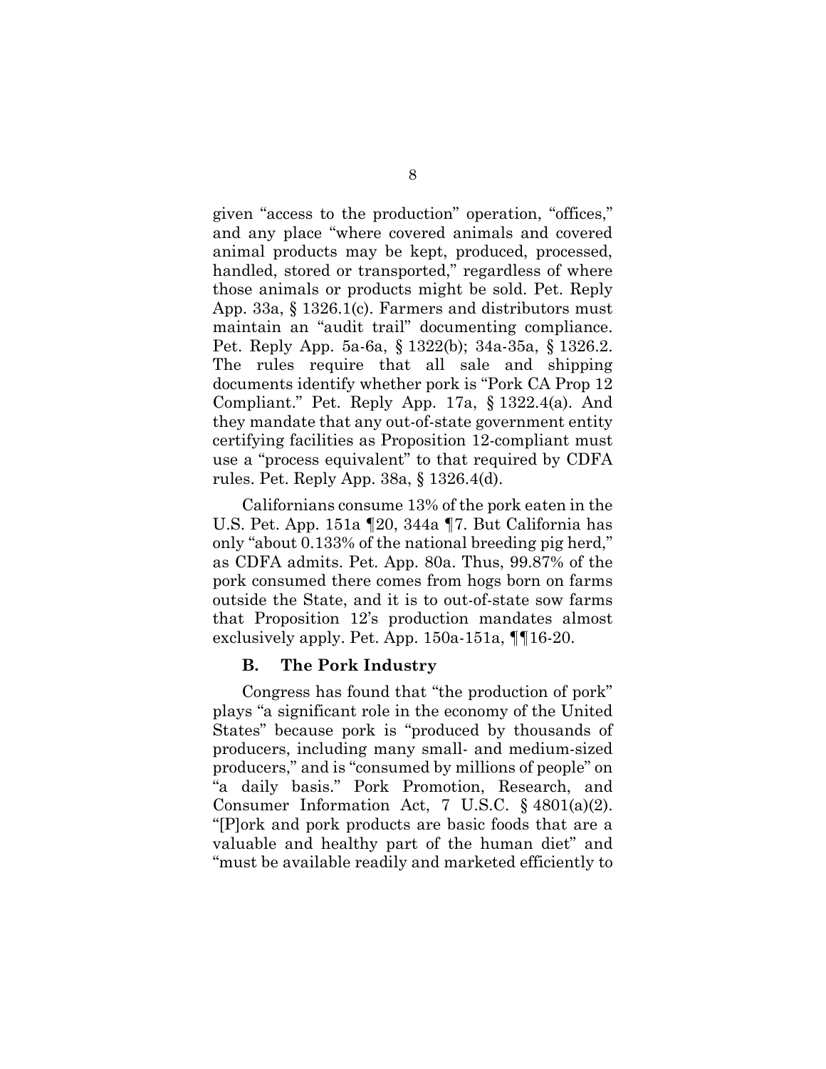given "access to the production" operation, "offices," and any place "where covered animals and covered animal products may be kept, produced, processed, handled, stored or transported," regardless of where those animals or products might be sold. Pet. Reply App. 33a, § 1326.1(c). Farmers and distributors must maintain an "audit trail" documenting compliance. Pet. Reply App. 5a-6a, § 1322(b); 34a-35a, § 1326.2. The rules require that all sale and shipping documents identify whether pork is "Pork CA Prop 12 Compliant." Pet. Reply App. 17a, § 1322.4(a). And they mandate that any out-of-state government entity certifying facilities as Proposition 12-compliant must use a "process equivalent" to that required by CDFA rules. Pet. Reply App. 38a, § 1326.4(d).

Californians consume 13% of the pork eaten in the U.S. Pet. App. 151a ¶20, 344a ¶7. But California has only "about 0.133% of the national breeding pig herd," as CDFA admits. Pet. App. 80a. Thus, 99.87% of the pork consumed there comes from hogs born on farms outside the State, and it is to out-of-state sow farms that Proposition 12's production mandates almost exclusively apply. Pet. App. 150a-151a, ¶¶16-20.

### B. The Pork Industry

Congress has found that "the production of pork" plays "a significant role in the economy of the United States" because pork is "produced by thousands of producers, including many small- and medium-sized producers," and is "consumed by millions of people" on "a daily basis." Pork Promotion, Research, and Consumer Information Act, 7 U.S.C. § 4801(a)(2). "[P]ork and pork products are basic foods that are a valuable and healthy part of the human diet" and "must be available readily and marketed efficiently to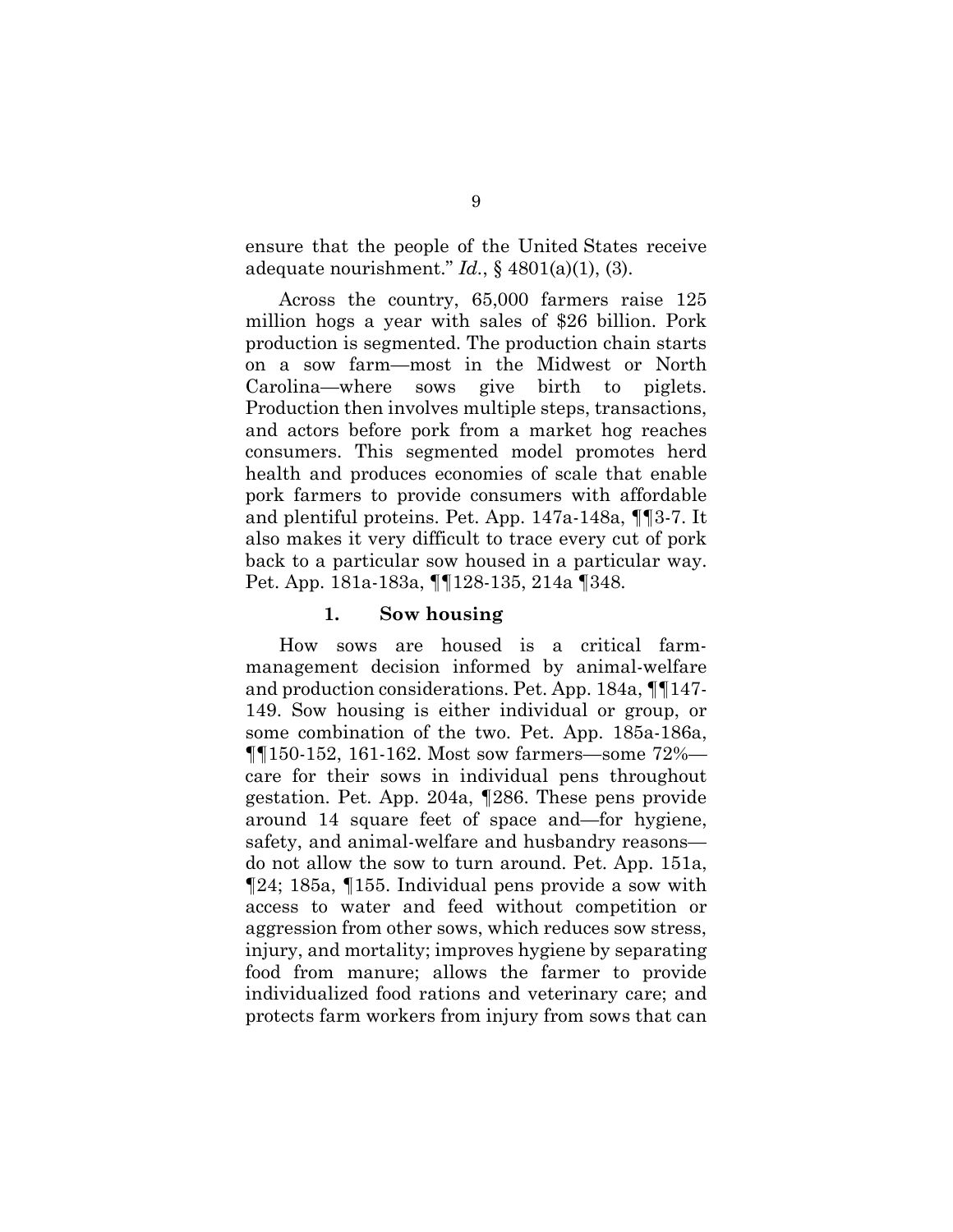ensure that the people of the United States receive adequate nourishment." *Id.*, § 4801(a)(1), (3).

Across the country, 65,000 farmers raise 125 million hogs a year with sales of $26 billion. Pork production is segmented. The production chain starts on a sow farm—most in the Midwest or North Carolina—where sows give birth to piglets. Production then involves multiple steps, transactions, and actors before pork from a market hog reaches consumers. This segmented model promotes herd health and produces economies of scale that enable pork farmers to provide consumers with affordable and plentiful proteins. Pet. App. 147a-148a, ¶¶3-7. It also makes it very difficult to trace every cut of pork back to a particular sow housed in a particular way. Pet. App. 181a-183a, ¶¶128-135, 214a ¶348.

### 1. Sow housing

How sows are housed is a critical farm-management decision informed by animal-welfare and production considerations. Pet. App. 184a, ¶¶147-149. Sow housing is either individual or group, or some combination of the two. Pet. App. 185a-186a, ¶¶150-152, 161-162. Most sow farmers—some 72%—care for their sows in individual pens throughout gestation. Pet. App. 204a, ¶286. These pens provide around 14 square feet of space and—for hygiene, safety, and animal-welfare and husbandry reasons—do not allow the sow to turn around. Pet. App. 151a, ¶24; 185a, ¶155. Individual pens provide a sow with access to water and feed without competition or aggression from other sows, which reduces sow stress, injury, and mortality; improves hygiene by separating food from manure; allows the farmer to provide individualized food rations and veterinary care; and protects farm workers from injury from sows that can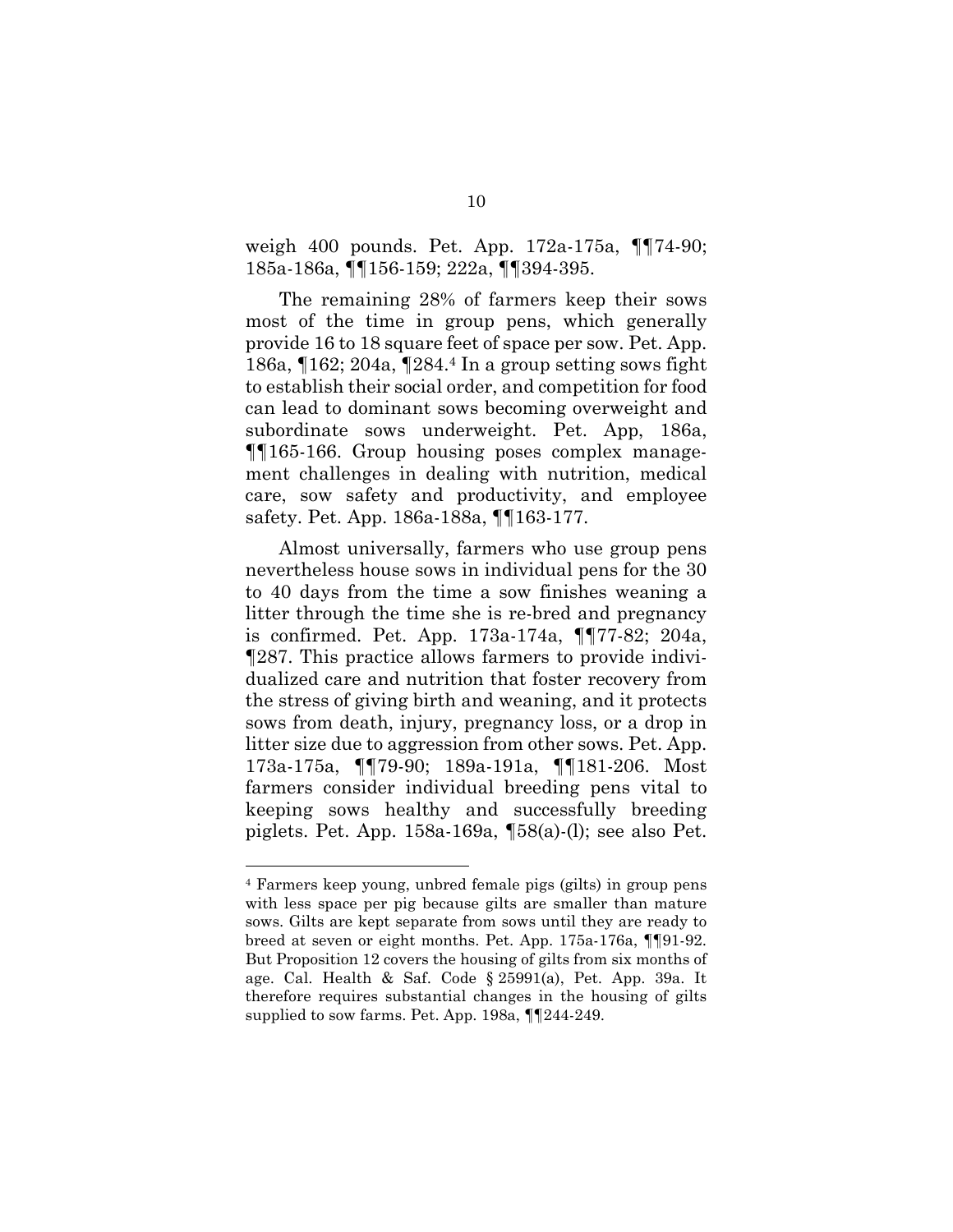weigh 400 pounds. Pet. App. 172a-175a, ¶¶74-90; 185a-186a, ¶¶156-159; 222a, ¶¶394-395.

The remaining 28% of farmers keep their sows most of the time in group pens, which generally provide 16 to 18 square feet of space per sow. Pet. App. 186a, ¶162; 204a, ¶284.[4] In a group setting sows fight to establish their social order, and competition for food can lead to dominant sows becoming overweight and subordinate sows underweight. Pet. App, 186a, ¶¶165-166. Group housing poses complex management challenges in dealing with nutrition, medical care, sow safety and productivity, and employee safety. Pet. App. 186a-188a, ¶¶163-177.

Almost universally, farmers who use group pens nevertheless house sows in individual pens for the 30 to 40 days from the time a sow finishes weaning a litter through the time she is re-bred and pregnancy is confirmed. Pet. App. 173a-174a, ¶¶77-82; 204a, ¶287. This practice allows farmers to provide individualized care and nutrition that foster recovery from the stress of giving birth and weaning, and it protects sows from death, injury, pregnancy loss, or a drop in litter size due to aggression from other sows. Pet. App. 173a-175a, ¶¶79-90; 189a-191a, ¶¶181-206. Most farmers consider individual breeding pens vital to keeping sows healthy and successfully breeding piglets. Pet. App. 158a-169a, ¶58(a)-(l); see also Pet.

---

[4] Farmers keep young, unbred female pigs (gilts) in group pens with less space per pig because gilts are smaller than mature sows. Gilts are kept separate from sows until they are ready to breed at seven or eight months. Pet. App. 175a-176a, ¶¶91-92. But Proposition 12 covers the housing of gilts from six months of age. Cal. Health & Saf. Code § 25991(a), Pet. App. 39a. It therefore requires substantial changes in the housing of gilts supplied to sow farms. Pet. App. 198a, ¶¶244-249.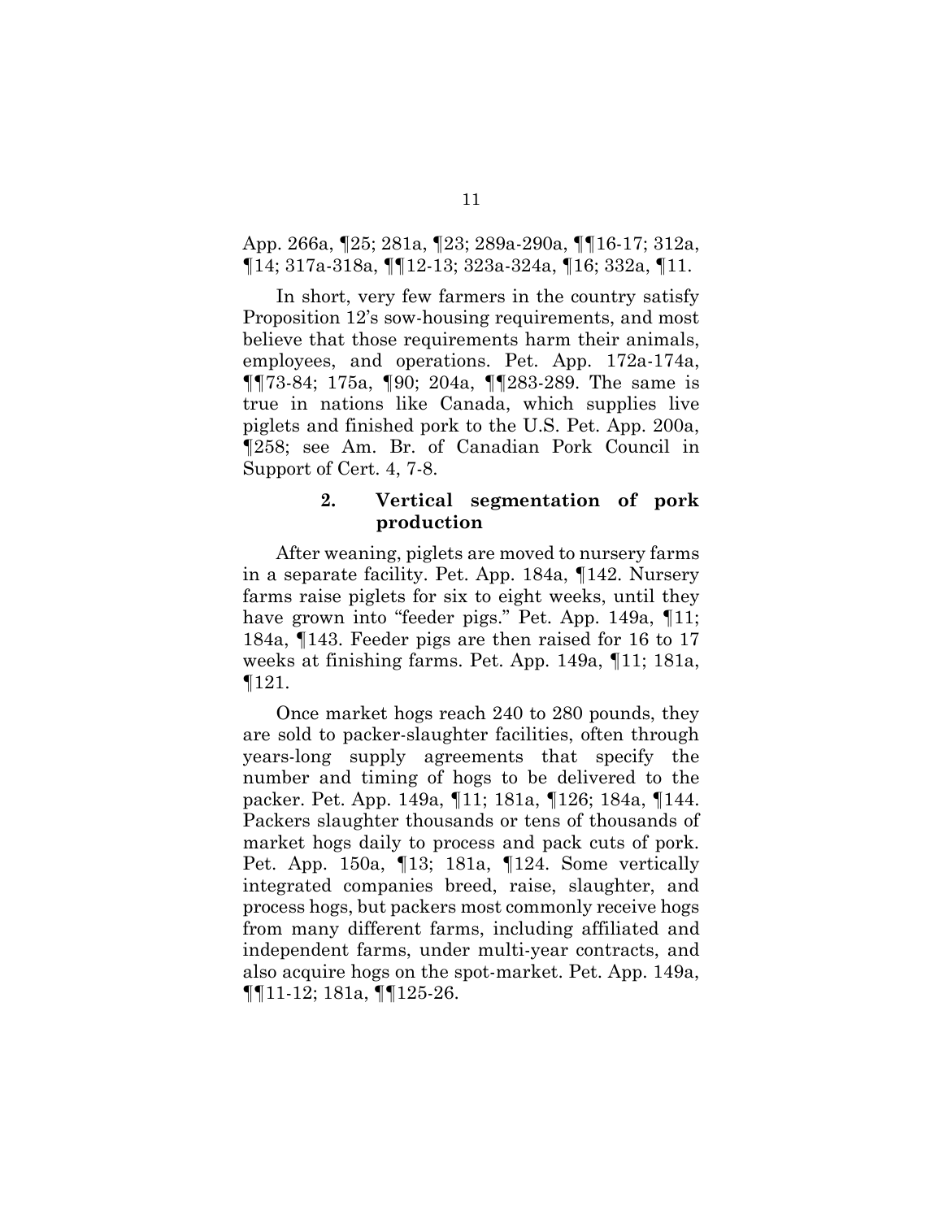App. 266a, ¶25; 281a, ¶23; 289a-290a, ¶¶16-17; 312a, ¶14; 317a-318a, ¶¶12-13; 323a-324a, ¶16; 332a, ¶11.

In short, very few farmers in the country satisfy Proposition 12's sow-housing requirements, and most believe that those requirements harm their animals, employees, and operations. Pet. App. 172a-174a, ¶¶73-84; 175a, ¶90; 204a, ¶¶283-289. The same is true in nations like Canada, which supplies live piglets and finished pork to the U.S. Pet. App. 200a, ¶258; see Am. Br. of Canadian Pork Council in Support of Cert. 4, 7-8.

### 2. Vertical segmentation of pork production

After weaning, piglets are moved to nursery farms in a separate facility. Pet. App. 184a, ¶142. Nursery farms raise piglets for six to eight weeks, until they have grown into "feeder pigs." Pet. App. 149a, ¶11; 184a, ¶143. Feeder pigs are then raised for 16 to 17 weeks at finishing farms. Pet. App. 149a, ¶11; 181a, ¶121.

Once market hogs reach 240 to 280 pounds, they are sold to packer-slaughter facilities, often through years-long supply agreements that specify the number and timing of hogs to be delivered to the packer. Pet. App. 149a, ¶11; 181a, ¶126; 184a, ¶144. Packers slaughter thousands or tens of thousands of market hogs daily to process and pack cuts of pork. Pet. App. 150a, ¶13; 181a, ¶124. Some vertically integrated companies breed, raise, slaughter, and process hogs, but packers most commonly receive hogs from many different farms, including affiliated and independent farms, under multi-year contracts, and also acquire hogs on the spot-market. Pet. App. 149a, ¶¶11-12; 181a, ¶¶125-26.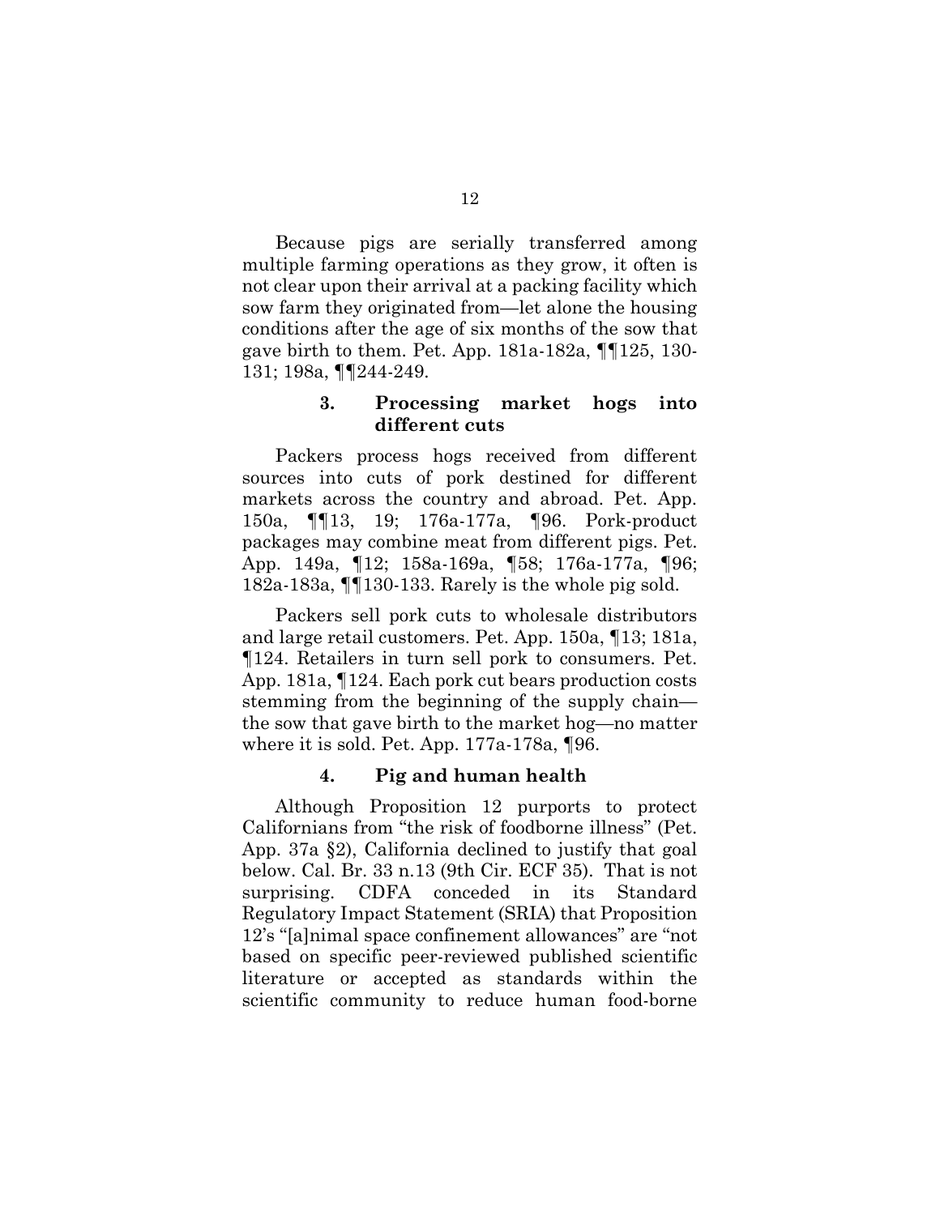Because pigs are serially transferred among multiple farming operations as they grow, it often is not clear upon their arrival at a packing facility which sow farm they originated from—let alone the housing conditions after the age of six months of the sow that gave birth to them. Pet. App. 181a-182a, ¶¶125, 130-131; 198a, ¶¶244-249.

### 3. Processing market hogs into different cuts

Packers process hogs received from different sources into cuts of pork destined for different markets across the country and abroad. Pet. App. 150a, ¶¶13, 19; 176a-177a, ¶96. Pork-product packages may combine meat from different pigs. Pet. App. 149a, ¶12; 158a-169a, ¶58; 176a-177a, ¶96; 182a-183a, ¶¶130-133. Rarely is the whole pig sold.

Packers sell pork cuts to wholesale distributors and large retail customers. Pet. App. 150a, ¶13; 181a, ¶124. Retailers in turn sell pork to consumers. Pet. App. 181a, ¶124. Each pork cut bears production costs stemming from the beginning of the supply chain—the sow that gave birth to the market hog—no matter where it is sold. Pet. App. 177a-178a, ¶96.

### 4. Pig and human health

Although Proposition 12 purports to protect Californians from "the risk of foodborne illness" (Pet. App. 37a §2), California declined to justify that goal below. Cal. Br. 33 n.13 (9th Cir. ECF 35). That is not surprising. CDFA conceded in its Standard Regulatory Impact Statement (SRIA) that Proposition 12's "[a]nimal space confinement allowances" are "not based on specific peer-reviewed published scientific literature or accepted as standards within the scientific community to reduce human food-borne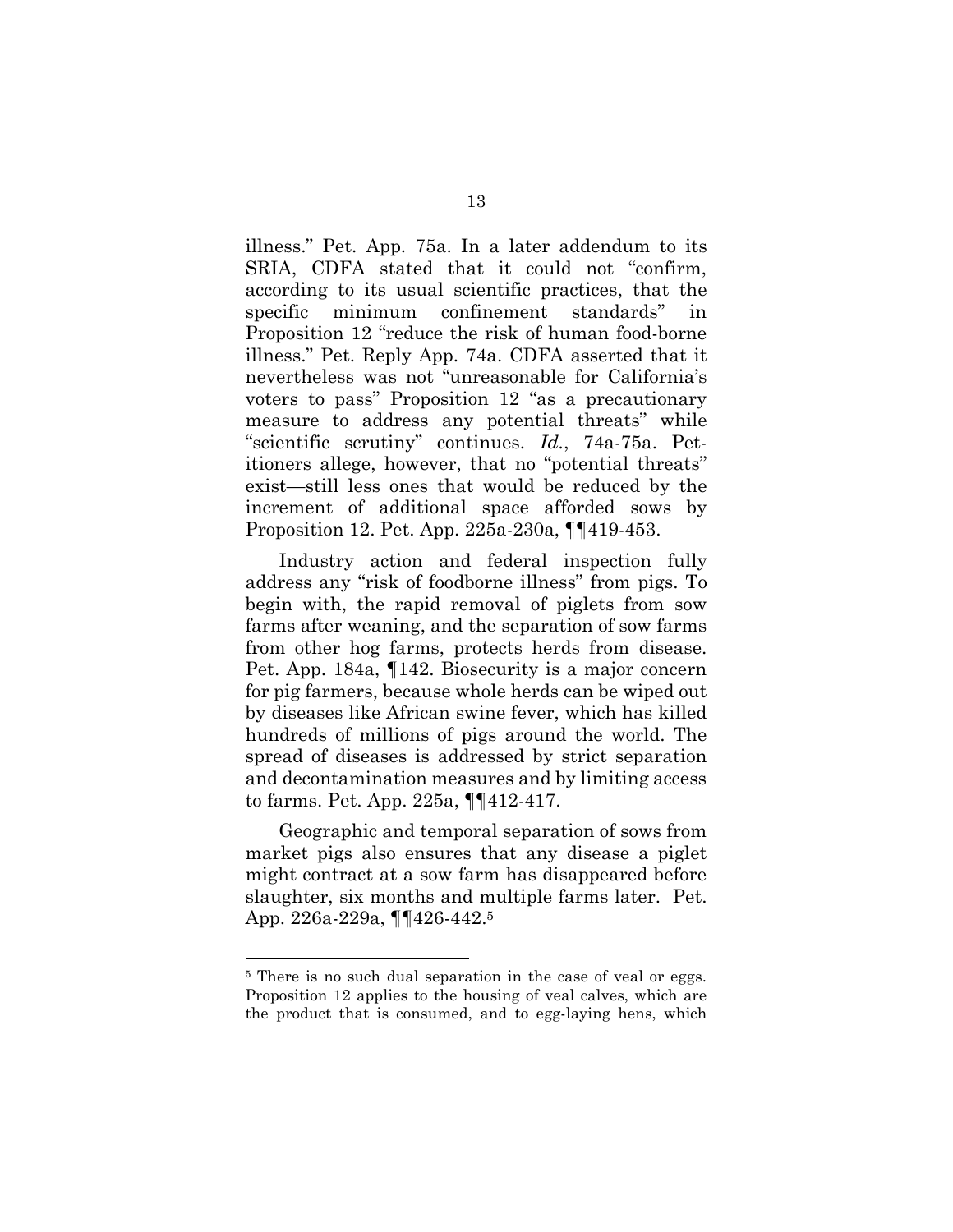illness." Pet. App. 75a. In a later addendum to its SRIA, CDFA stated that it could not "confirm, according to its usual scientific practices, that the specific minimum confinement standards" in Proposition 12 "reduce the risk of human food-borne illness." Pet. Reply App. 74a. CDFA asserted that it nevertheless was not "unreasonable for California's voters to pass" Proposition 12 "as a precautionary measure to address any potential threats" while "scientific scrutiny" continues. *Id.*, 74a-75a. Petitioners allege, however, that no "potential threats" exist—still less ones that would be reduced by the increment of additional space afforded sows by Proposition 12. Pet. App. 225a-230a, ¶¶419-453.

Industry action and federal inspection fully address any "risk of foodborne illness" from pigs. To begin with, the rapid removal of piglets from sow farms after weaning, and the separation of sow farms from other hog farms, protects herds from disease. Pet. App. 184a, ¶142. Biosecurity is a major concern for pig farmers, because whole herds can be wiped out by diseases like African swine fever, which has killed hundreds of millions of pigs around the world. The spread of diseases is addressed by strict separation and decontamination measures and by limiting access to farms. Pet. App. 225a, ¶¶412-417.

Geographic and temporal separation of sows from market pigs also ensures that any disease a piglet might contract at a sow farm has disappeared before slaughter, six months and multiple farms later. Pet. App. 226a-229a, ¶¶426-442.[5]

---

[5] There is no such dual separation in the case of veal or eggs. Proposition 12 applies to the housing of veal calves, which are the product that is consumed, and to egg-laying hens, which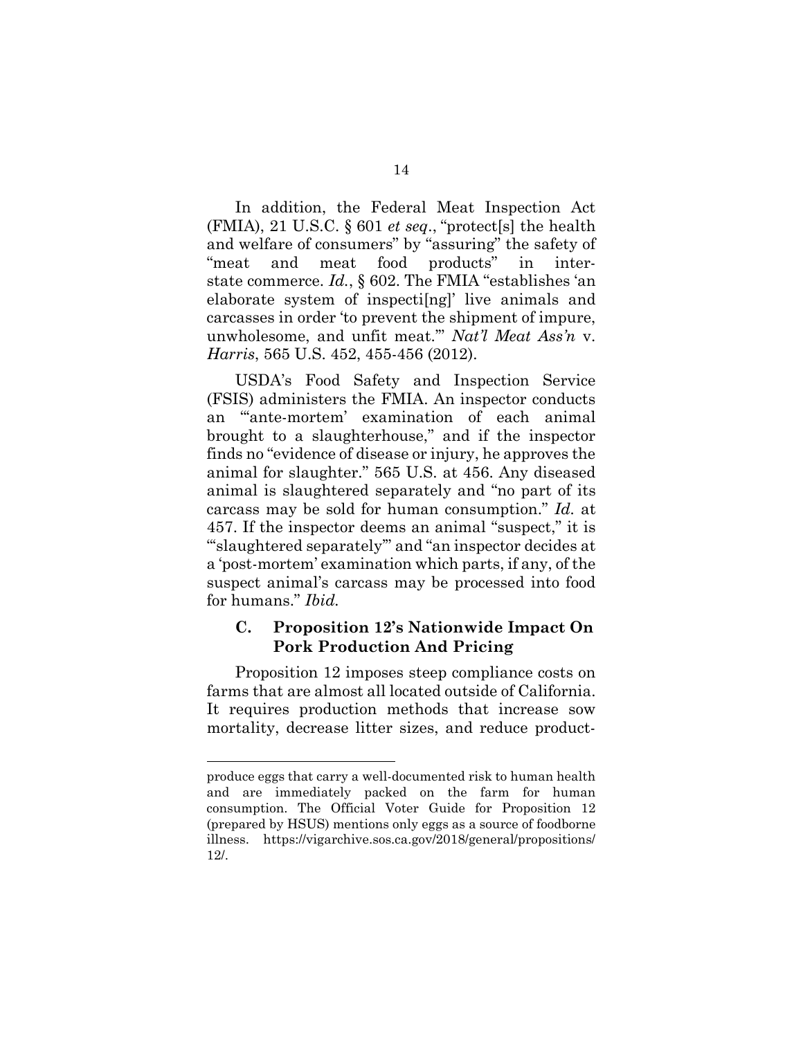In addition, the Federal Meat Inspection Act (FMIA), 21 U.S.C. § 601 *et seq*., "protect[s] the health and welfare of consumers" by "assuring" the safety of "meat and meat food products" in interstate commerce. *Id.*, § 602. The FMIA "establishes 'an elaborate system of inspecti[ng]' live animals and carcasses in order 'to prevent the shipment of impure, unwholesome, and unfit meat.'" *Nat'l Meat Ass'n* v. *Harris*, 565 U.S. 452, 455-456 (2012).

USDA's Food Safety and Inspection Service (FSIS) administers the FMIA. An inspector conducts an "'ante-mortem' examination of each animal brought to a slaughterhouse," and if the inspector finds no "evidence of disease or injury, he approves the animal for slaughter." 565 U.S. at 456. Any diseased animal is slaughtered separately and "no part of its carcass may be sold for human consumption." *Id.* at 457. If the inspector deems an animal "suspect," it is "'slaughtered separately'" and "an inspector decides at a 'post-mortem' examination which parts, if any, of the suspect animal's carcass may be processed into food for humans." *Ibid.*

### C. Proposition 12's Nationwide Impact On Pork Production And Pricing

Proposition 12 imposes steep compliance costs on farms that are almost all located outside of California. It requires production methods that increase sow mortality, decrease litter sizes, and reduce product-

---

produce eggs that carry a well-documented risk to human health and are immediately packed on the farm for human consumption. The Official Voter Guide for Proposition 12 (prepared by HSUS) mentions only eggs as a source of foodborne illness. https://vigarchive.sos.ca.gov/2018/general/propositions/12/.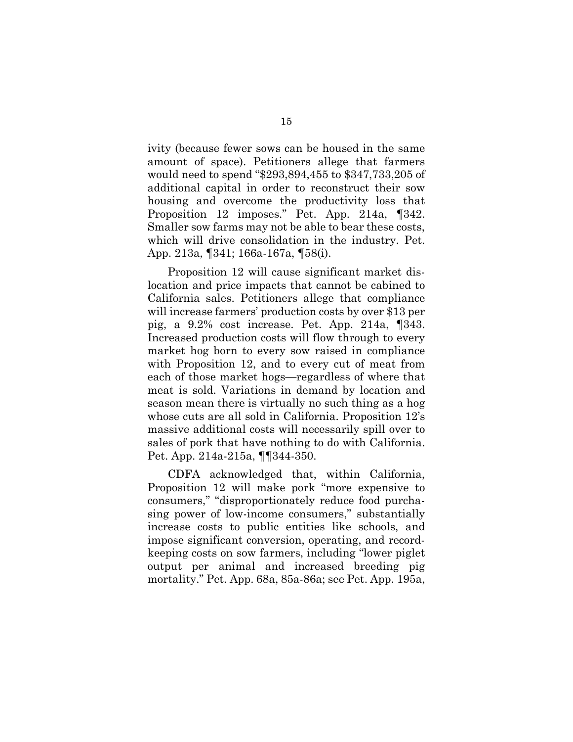ivity (because fewer sows can be housed in the same amount of space). Petitioners allege that farmers would need to spend "$293,894,455 to $347,733,205 of additional capital in order to reconstruct their sow housing and overcome the productivity loss that Proposition 12 imposes." Pet. App. 214a, ¶342. Smaller sow farms may not be able to bear these costs, which will drive consolidation in the industry. Pet. App. 213a, ¶341; 166a-167a, ¶58(i).

Proposition 12 will cause significant market dislocation and price impacts that cannot be cabined to California sales. Petitioners allege that compliance will increase farmers' production costs by over $13 per pig, a 9.2% cost increase. Pet. App. 214a, ¶343. Increased production costs will flow through to every market hog born to every sow raised in compliance with Proposition 12, and to every cut of meat from each of those market hogs—regardless of where that meat is sold. Variations in demand by location and season mean there is virtually no such thing as a hog whose cuts are all sold in California. Proposition 12's massive additional costs will necessarily spill over to sales of pork that have nothing to do with California. Pet. App. 214a-215a, ¶¶344-350.

CDFA acknowledged that, within California, Proposition 12 will make pork "more expensive to consumers," "disproportionately reduce food purchasing power of low-income consumers," substantially increase costs to public entities like schools, and impose significant conversion, operating, and recordkeeping costs on sow farmers, including "lower piglet output per animal and increased breeding pig mortality." Pet. App. 68a, 85a-86a; see Pet. App. 195a,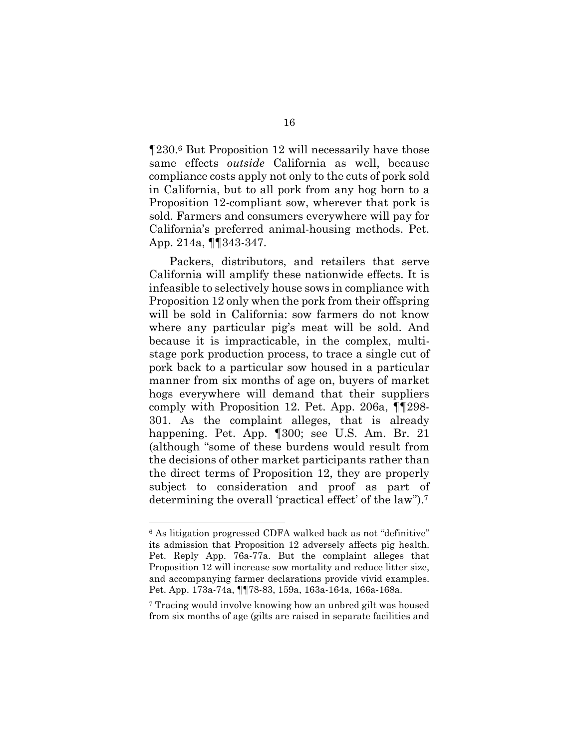¶230.[6] But Proposition 12 will necessarily have those same effects *outside* California as well, because compliance costs apply not only to the cuts of pork sold in California, but to all pork from any hog born to a Proposition 12-compliant sow, wherever that pork is sold. Farmers and consumers everywhere will pay for California's preferred animal-housing methods. Pet. App. 214a, ¶¶343-347.

Packers, distributors, and retailers that serve California will amplify these nationwide effects. It is infeasible to selectively house sows in compliance with Proposition 12 only when the pork from their offspring will be sold in California: sow farmers do not know where any particular pig's meat will be sold. And because it is impracticable, in the complex, multi-stage pork production process, to trace a single cut of pork back to a particular sow housed in a particular manner from six months of age on, buyers of market hogs everywhere will demand that their suppliers comply with Proposition 12. Pet. App. 206a, ¶¶298-301. As the complaint alleges, that is already happening. Pet. App. ¶300; see U.S. Am. Br. 21 (although "some of these burdens would result from the decisions of other market participants rather than the direct terms of Proposition 12, they are properly subject to consideration and proof as part of determining the overall 'practical effect' of the law").[7]

---

[6] As litigation progressed CDFA walked back as not "definitive" its admission that Proposition 12 adversely affects pig health. Pet. Reply App. 76a-77a. But the complaint alleges that Proposition 12 will increase sow mortality and reduce litter size, and accompanying farmer declarations provide vivid examples. Pet. App. 173a-74a, ¶¶78-83, 159a, 163a-164a, 166a-168a.

[7] Tracing would involve knowing how an unbred gilt was housed from six months of age (gilts are raised in separate facilities and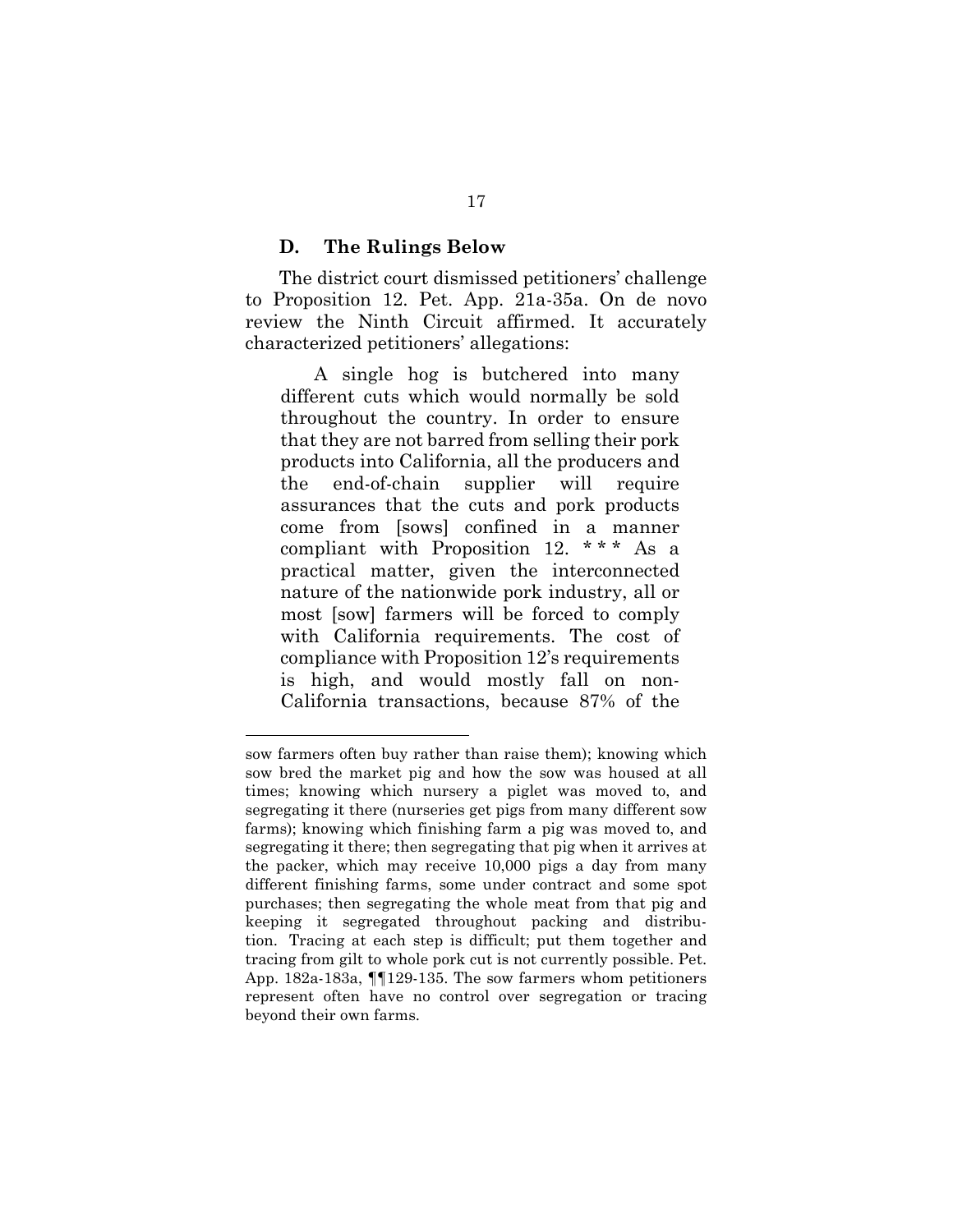### D. The Rulings Below

The district court dismissed petitioners' challenge to Proposition 12. Pet. App. 21a-35a. On de novo review the Ninth Circuit affirmed. It accurately characterized petitioners' allegations:

> A single hog is butchered into many different cuts which would normally be sold throughout the country. In order to ensure that they are not barred from selling their pork products into California, all the producers and the end-of-chain supplier will require assurances that the cuts and pork products come from [sows] confined in a manner compliant with Proposition 12. * * * As a practical matter, given the interconnected nature of the nationwide pork industry, all or most [sow] farmers will be forced to comply with California requirements. The cost of compliance with Proposition 12's requirements is high, and would mostly fall on non-California transactions, because 87% of the

---

sow farmers often buy rather than raise them); knowing which sow bred the market pig and how the sow was housed at all times; knowing which nursery a piglet was moved to, and segregating it there (nurseries get pigs from many different sow farms); knowing which finishing farm a pig was moved to, and segregating it there; then segregating that pig when it arrives at the packer, which may receive 10,000 pigs a day from many different finishing farms, some under contract and some spot purchases; then segregating the whole meat from that pig and keeping it segregated throughout packing and distribution. Tracing at each step is difficult; put them together and tracing from gilt to whole pork cut is not currently possible. Pet. App. 182a-183a, ¶¶129-135. The sow farmers whom petitioners represent often have no control over segregation or tracing beyond their own farms.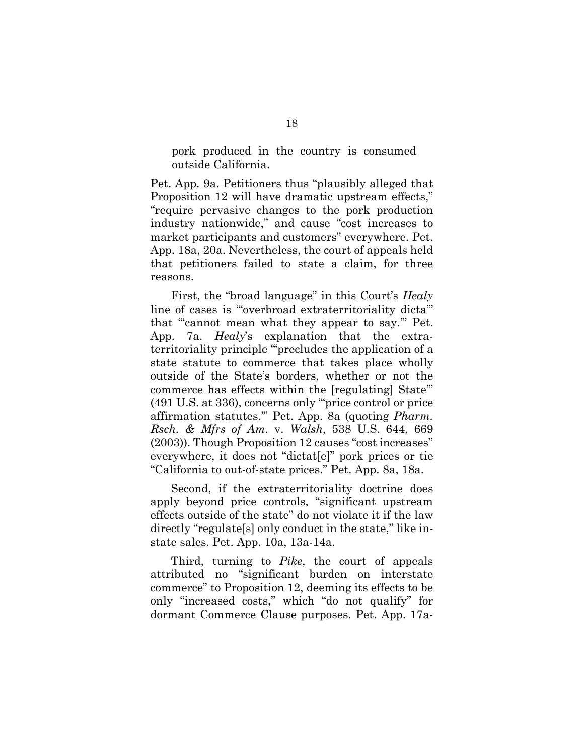pork produced in the country is consumed outside California.

Pet. App. 9a. Petitioners thus "plausibly alleged that Proposition 12 will have dramatic upstream effects," "require pervasive changes to the pork production industry nationwide," and cause "cost increases to market participants and customers" everywhere. Pet. App. 18a, 20a. Nevertheless, the court of appeals held that petitioners failed to state a claim, for three reasons.

First, the "broad language" in this Court's *Healy* line of cases is "'overbroad extraterritoriality dicta'" that "'cannot mean what they appear to say.'" Pet. App. 7a. *Healy*'s explanation that the extraterritoriality principle "'precludes the application of a state statute to commerce that takes place wholly outside of the State's borders, whether or not the commerce has effects within the [regulating] State'" (491 U.S. at 336), concerns only "'price control or price affirmation statutes.'" Pet. App. 8a (quoting *Pharm. Rsch. & Mfrs of Am.* v. *Walsh*, 538 U.S. 644, 669 (2003)). Though Proposition 12 causes "cost increases" everywhere, it does not "dictat[e]" pork prices or tie "California to out-of-state prices." Pet. App. 8a, 18a.

Second, if the extraterritoriality doctrine does apply beyond price controls, "significant upstream effects outside of the state" do not violate it if the law directly "regulate[s] only conduct in the state," like in-state sales. Pet. App. 10a, 13a-14a.

Third, turning to *Pike*, the court of appeals attributed no "significant burden on interstate commerce" to Proposition 12, deeming its effects to be only "increased costs," which "do not qualify" for dormant Commerce Clause purposes. Pet. App. 17a-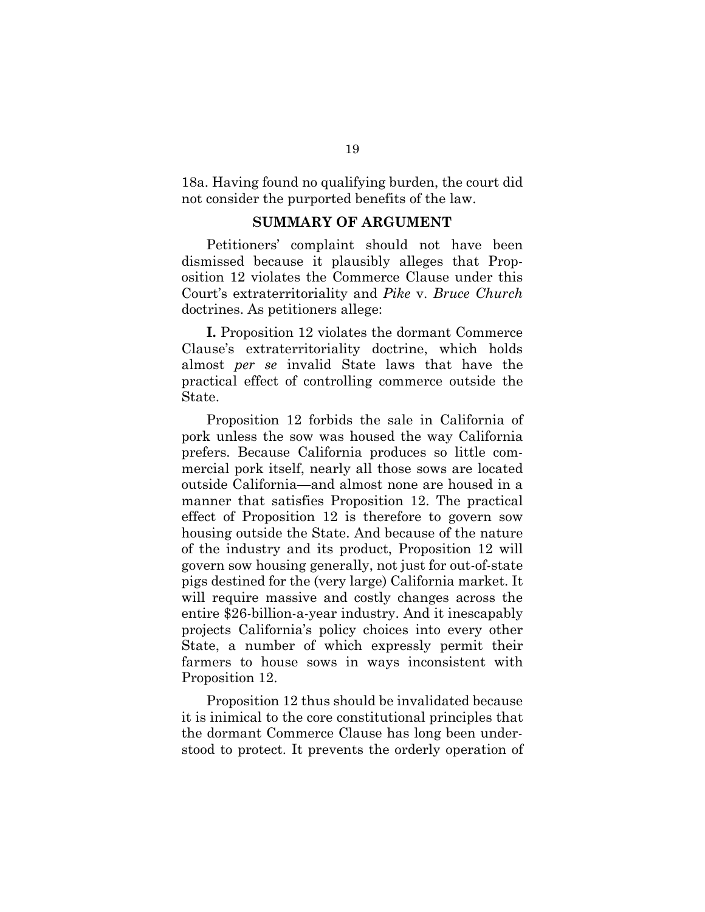18a. Having found no qualifying burden, the court did not consider the purported benefits of the law.

## SUMMARY OF ARGUMENT

Petitioners' complaint should not have been dismissed because it plausibly alleges that Proposition 12 violates the Commerce Clause under this Court's extraterritoriality and *Pike* v. *Bruce Church* doctrines. As petitioners allege:

**I.** Proposition 12 violates the dormant Commerce Clause's extraterritoriality doctrine, which holds almost *per se* invalid State laws that have the practical effect of controlling commerce outside the State.

Proposition 12 forbids the sale in California of pork unless the sow was housed the way California prefers. Because California produces so little commercial pork itself, nearly all those sows are located outside California—and almost none are housed in a manner that satisfies Proposition 12. The practical effect of Proposition 12 is therefore to govern sow housing outside the State. And because of the nature of the industry and its product, Proposition 12 will govern sow housing generally, not just for out-of-state pigs destined for the (very large) California market. It will require massive and costly changes across the entire $26-billion-a-year industry. And it inescapably projects California's policy choices into every other State, a number of which expressly permit their farmers to house sows in ways inconsistent with Proposition 12.

Proposition 12 thus should be invalidated because it is inimical to the core constitutional principles that the dormant Commerce Clause has long been understood to protect. It prevents the orderly operation of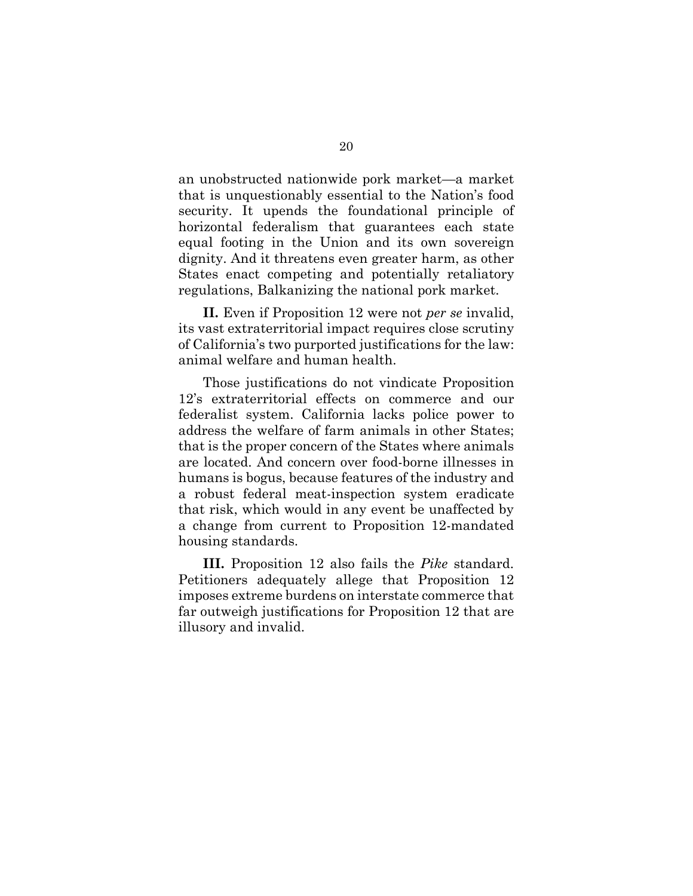an unobstructed nationwide pork market—a market that is unquestionably essential to the Nation's food security. It upends the foundational principle of horizontal federalism that guarantees each state equal footing in the Union and its own sovereign dignity. And it threatens even greater harm, as other States enact competing and potentially retaliatory regulations, Balkanizing the national pork market.

**II.** Even if Proposition 12 were not *per se* invalid, its vast extraterritorial impact requires close scrutiny of California's two purported justifications for the law: animal welfare and human health.

Those justifications do not vindicate Proposition 12's extraterritorial effects on commerce and our federalist system. California lacks police power to address the welfare of farm animals in other States; that is the proper concern of the States where animals are located. And concern over food-borne illnesses in humans is bogus, because features of the industry and a robust federal meat-inspection system eradicate that risk, which would in any event be unaffected by a change from current to Proposition 12-mandated housing standards.

**III.** Proposition 12 also fails the *Pike* standard. Petitioners adequately allege that Proposition 12 imposes extreme burdens on interstate commerce that far outweigh justifications for Proposition 12 that are illusory and invalid.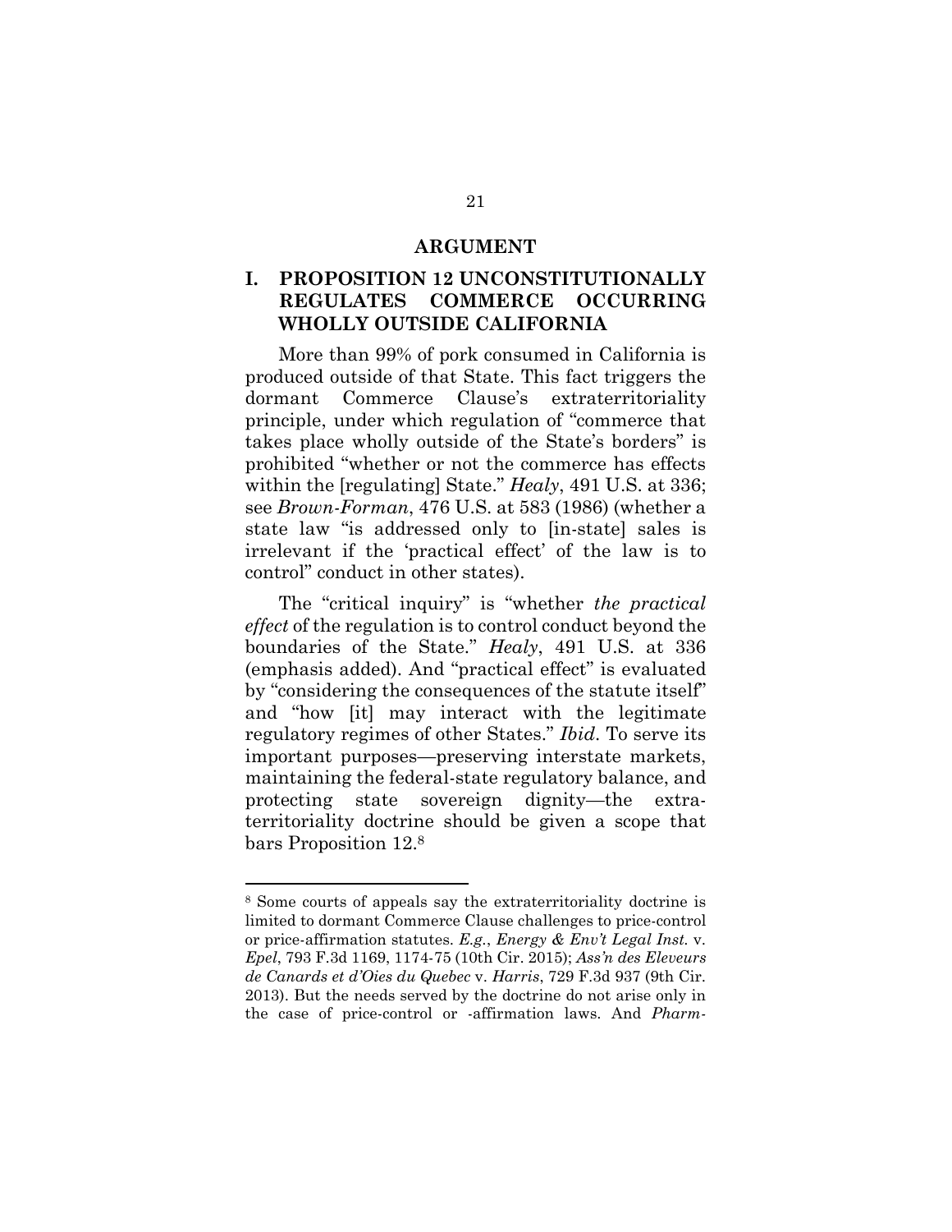## ARGUMENT

### I. PROPOSITION 12 UNCONSTITUTIONALLY REGULATES COMMERCE OCCURRING WHOLLY OUTSIDE CALIFORNIA

More than 99% of pork consumed in California is produced outside of that State. This fact triggers the dormant Commerce Clause's extraterritoriality principle, under which regulation of "commerce that takes place wholly outside of the State's borders" is prohibited "whether or not the commerce has effects within the [regulating] State." *Healy*, 491 U.S. at 336; see *Brown-Forman*, 476 U.S. at 583 (1986) (whether a state law "is addressed only to [in-state] sales is irrelevant if the 'practical effect' of the law is to control" conduct in other states).

The "critical inquiry" is "whether *the practical effect* of the regulation is to control conduct beyond the boundaries of the State." *Healy*, 491 U.S. at 336 (emphasis added). And "practical effect" is evaluated by "considering the consequences of the statute itself" and "how [it] may interact with the legitimate regulatory regimes of other States." *Ibid*. To serve its important purposes—preserving interstate markets, maintaining the federal-state regulatory balance, and protecting state sovereign dignity—the extraterritoriality doctrine should be given a scope that bars Proposition 12.[8]

---

[8] Some courts of appeals say the extraterritoriality doctrine is limited to dormant Commerce Clause challenges to price-control or price-affirmation statutes. *E.g.*, *Energy & Env't Legal Inst.* v. *Epel*, 793 F.3d 1169, 1174-75 (10th Cir. 2015); *Ass'n des Eleveurs de Canards et d'Oies du Quebec* v. *Harris*, 729 F.3d 937 (9th Cir. 2013). But the needs served by the doctrine do not arise only in the case of price-control or -affirmation laws. And *Pharm-*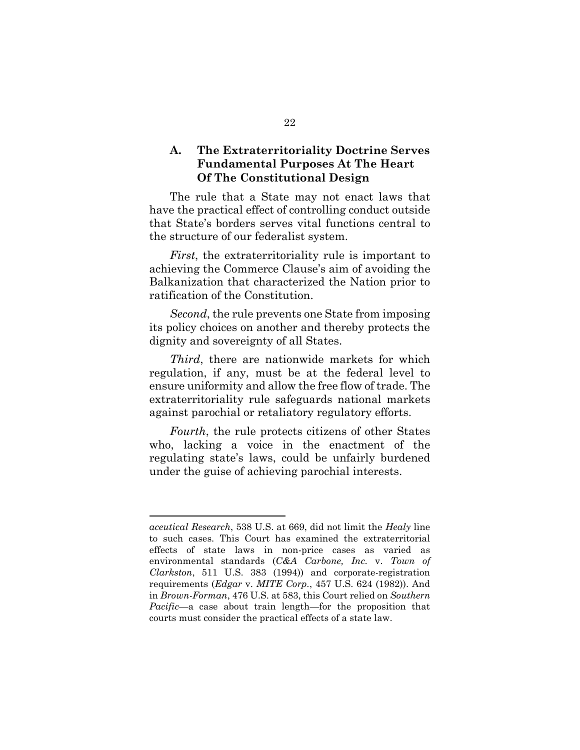### A. The Extraterritoriality Doctrine Serves Fundamental Purposes At The Heart Of The Constitutional Design

The rule that a State may not enact laws that have the practical effect of controlling conduct outside that State's borders serves vital functions central to the structure of our federalist system.

*First*, the extraterritoriality rule is important to achieving the Commerce Clause's aim of avoiding the Balkanization that characterized the Nation prior to ratification of the Constitution.

*Second*, the rule prevents one State from imposing its policy choices on another and thereby protects the dignity and sovereignty of all States.

*Third*, there are nationwide markets for which regulation, if any, must be at the federal level to ensure uniformity and allow the free flow of trade. The extraterritoriality rule safeguards national markets against parochial or retaliatory regulatory efforts.

*Fourth*, the rule protects citizens of other States who, lacking a voice in the enactment of the regulating state's laws, could be unfairly burdened under the guise of achieving parochial interests.

---

*aceutical Research*, 538 U.S. at 669, did not limit the *Healy* line to such cases. This Court has examined the extraterritorial effects of state laws in non-price cases as varied as environmental standards (*C&A Carbone, Inc.* v. *Town of Clarkston*, 511 U.S. 383 (1994)) and corporate-registration requirements (*Edgar* v. *MITE Corp.*, 457 U.S. 624 (1982)). And in *Brown-Forman*, 476 U.S. at 583, this Court relied on *Southern Pacific*—a case about train length—for the proposition that courts must consider the practical effects of a state law.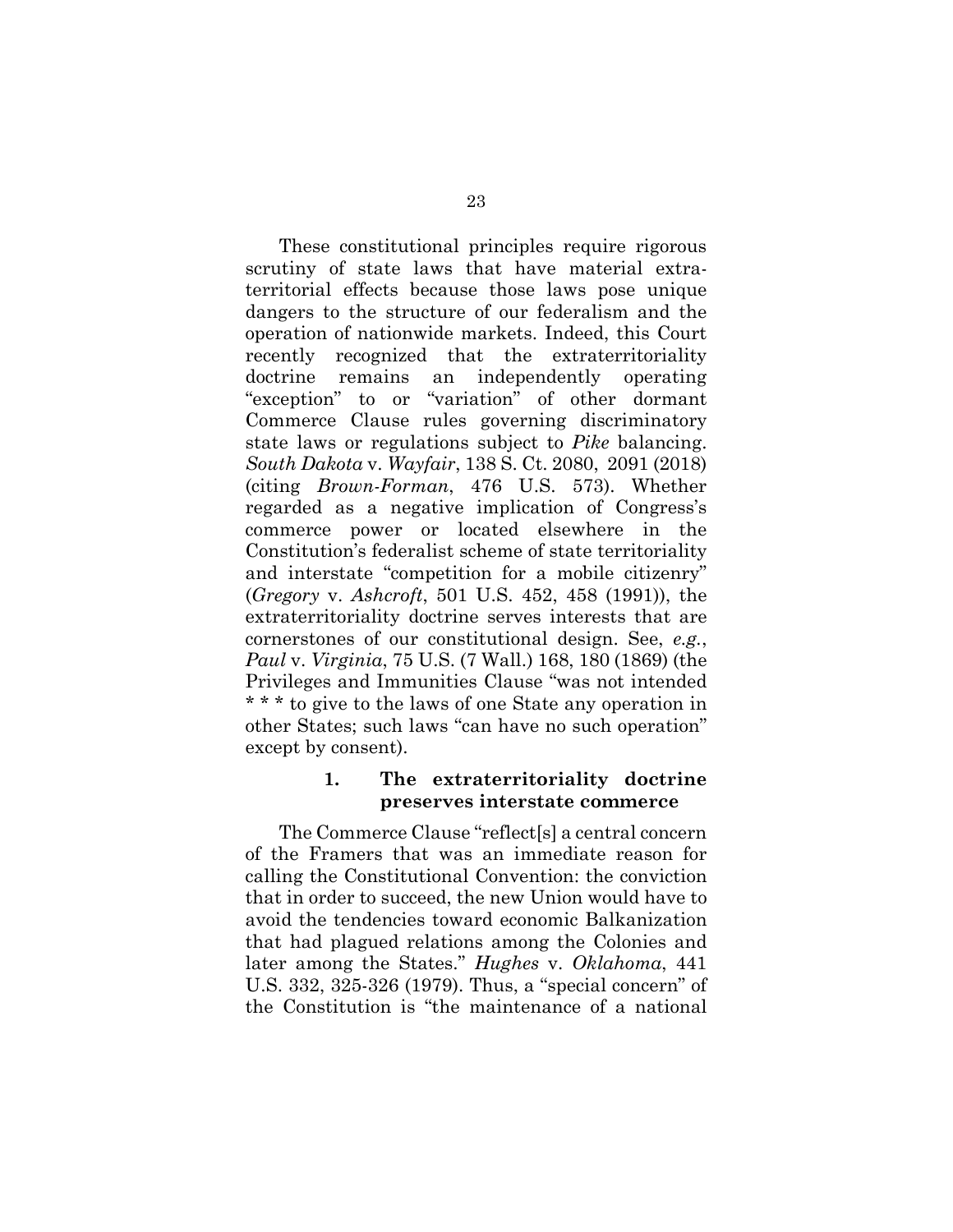These constitutional principles require rigorous scrutiny of state laws that have material extraterritorial effects because those laws pose unique dangers to the structure of our federalism and the operation of nationwide markets. Indeed, this Court recently recognized that the extraterritoriality doctrine remains an independently operating "exception" to or "variation" of other dormant Commerce Clause rules governing discriminatory state laws or regulations subject to *Pike* balancing. *South Dakota* v. *Wayfair*, 138 S. Ct. 2080, 2091 (2018) (citing *Brown-Forman*, 476 U.S. 573). Whether regarded as a negative implication of Congress's commerce power or located elsewhere in the Constitution's federalist scheme of state territoriality and interstate "competition for a mobile citizenry" (*Gregory* v. *Ashcroft*, 501 U.S. 452, 458 (1991)), the extraterritoriality doctrine serves interests that are cornerstones of our constitutional design. See, *e.g.*, *Paul* v. *Virginia*, 75 U.S. (7 Wall.) 168, 180 (1869) (the Privileges and Immunities Clause "was not intended * * * to give to the laws of one State any operation in other States; such laws "can have no such operation" except by consent).

#### 1. The extraterritoriality doctrine preserves interstate commerce

The Commerce Clause "reflect[s] a central concern of the Framers that was an immediate reason for calling the Constitutional Convention: the conviction that in order to succeed, the new Union would have to avoid the tendencies toward economic Balkanization that had plagued relations among the Colonies and later among the States." *Hughes* v. *Oklahoma*, 441 U.S. 332, 325-326 (1979). Thus, a "special concern" of the Constitution is "the maintenance of a national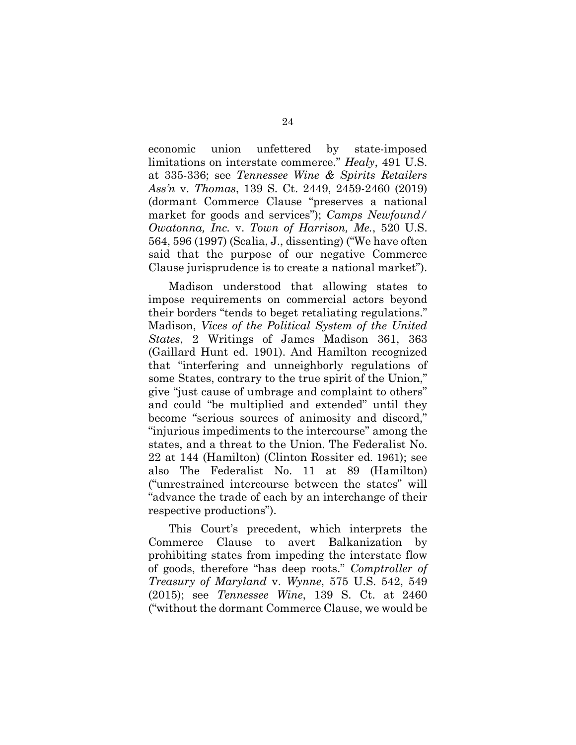economic union unfettered by state-imposed limitations on interstate commerce." *Healy*, 491 U.S. at 335-336; see *Tennessee Wine & Spirits Retailers Ass'n* v. *Thomas*, 139 S. Ct. 2449, 2459-2460 (2019) (dormant Commerce Clause "preserves a national market for goods and services"); *Camps Newfound/Owatonna, Inc.* v. *Town of Harrison, Me.*, 520 U.S. 564, 596 (1997) (Scalia, J., dissenting) ("We have often said that the purpose of our negative Commerce Clause jurisprudence is to create a national market").

Madison understood that allowing states to impose requirements on commercial actors beyond their borders "tends to beget retaliating regulations." Madison, *Vices of the Political System of the United States*, 2 Writings of James Madison 361, 363 (Gaillard Hunt ed. 1901). And Hamilton recognized that "interfering and unneighborly regulations of some States, contrary to the true spirit of the Union," give "just cause of umbrage and complaint to others" and could "be multiplied and extended" until they become "serious sources of animosity and discord," "injurious impediments to the intercourse" among the states, and a threat to the Union. The Federalist No. 22 at 144 (Hamilton) (Clinton Rossiter ed. 1961); see also The Federalist No. 11 at 89 (Hamilton) ("unrestrained intercourse between the states" will "advance the trade of each by an interchange of their respective productions").

This Court's precedent, which interprets the Commerce Clause to avert Balkanization by prohibiting states from impeding the interstate flow of goods, therefore "has deep roots." *Comptroller of Treasury of Maryland* v. *Wynne*, 575 U.S. 542, 549 (2015); see *Tennessee Wine*, 139 S. Ct. at 2460 ("without the dormant Commerce Clause, we would be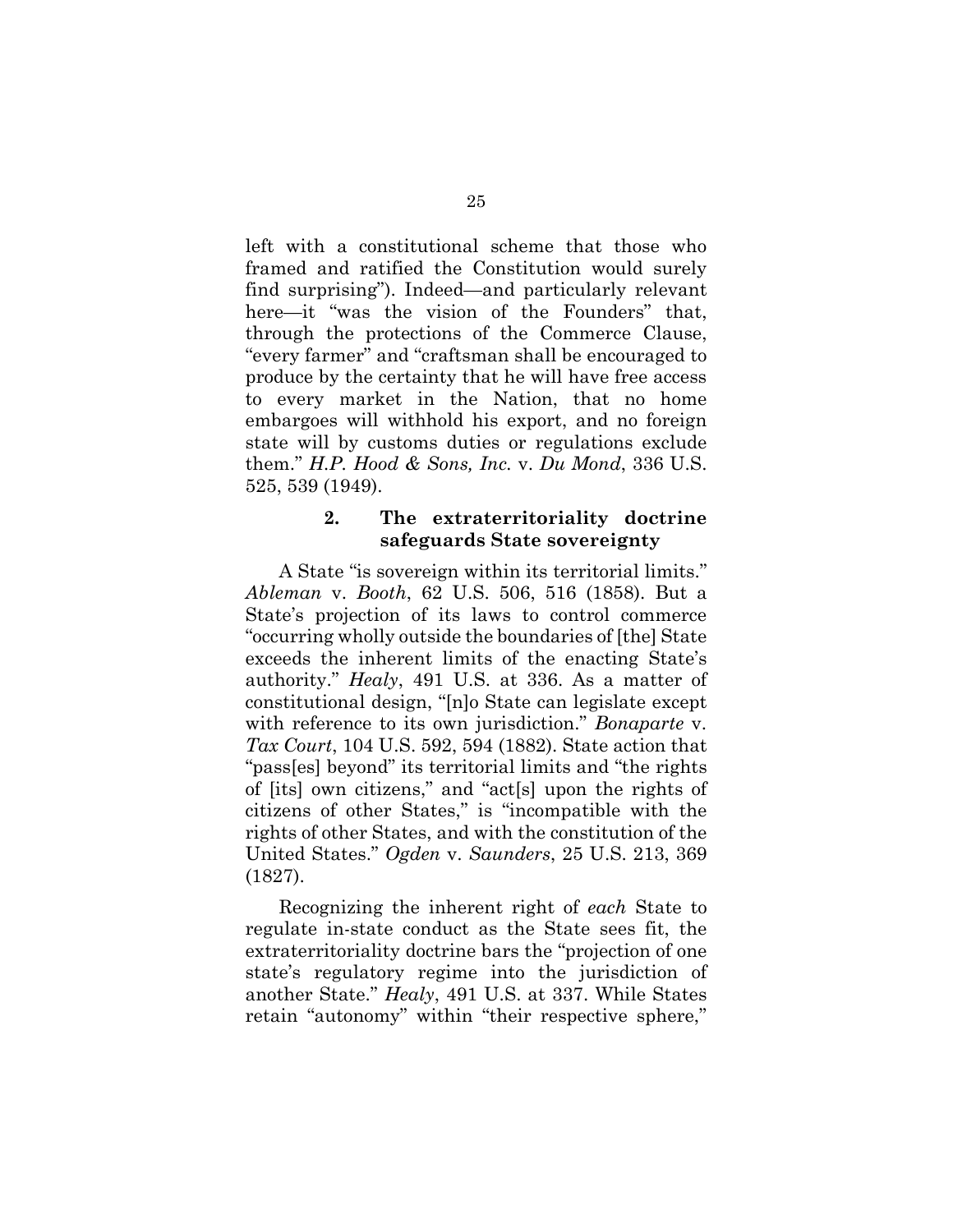left with a constitutional scheme that those who framed and ratified the Constitution would surely find surprising"). Indeed—and particularly relevant here—it "was the vision of the Founders" that, through the protections of the Commerce Clause, "every farmer" and "craftsman shall be encouraged to produce by the certainty that he will have free access to every market in the Nation, that no home embargoes will withhold his export, and no foreign state will by customs duties or regulations exclude them." *H.P. Hood & Sons, Inc.* v. *Du Mond*, 336 U.S. 525, 539 (1949).

### 2. The extraterritoriality doctrine safeguards State sovereignty

A State "is sovereign within its territorial limits." *Ableman* v. *Booth*, 62 U.S. 506, 516 (1858). But a State's projection of its laws to control commerce "occurring wholly outside the boundaries of [the] State exceeds the inherent limits of the enacting State's authority." *Healy*, 491 U.S. at 336. As a matter of constitutional design, "[n]o State can legislate except with reference to its own jurisdiction." *Bonaparte* v. *Tax Court*, 104 U.S. 592, 594 (1882). State action that "pass[es] beyond" its territorial limits and "the rights of [its] own citizens," and "act[s] upon the rights of citizens of other States," is "incompatible with the rights of other States, and with the constitution of the United States." *Ogden* v. *Saunders*, 25 U.S. 213, 369 (1827).

Recognizing the inherent right of *each* State to regulate in-state conduct as the State sees fit, the extraterritoriality doctrine bars the "projection of one state's regulatory regime into the jurisdiction of another State." *Healy*, 491 U.S. at 337. While States retain "autonomy" within "their respective sphere,"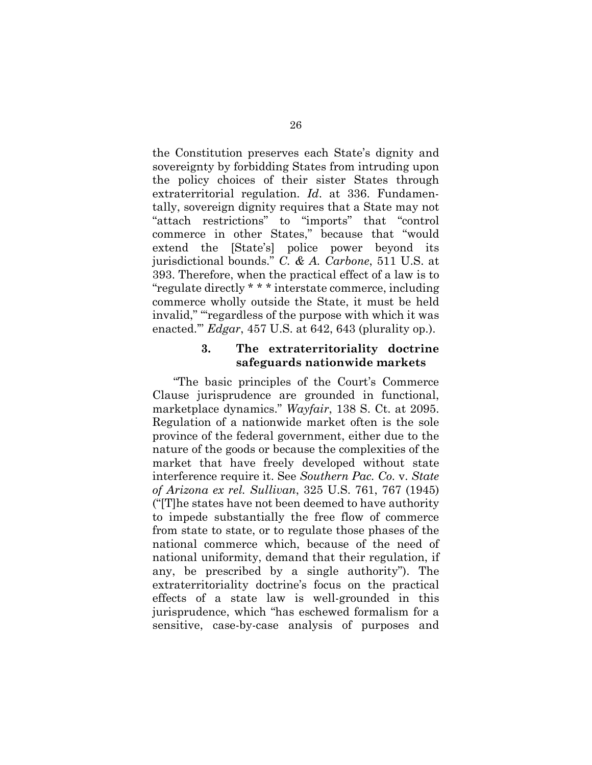the Constitution preserves each State's dignity and sovereignty by forbidding States from intruding upon the policy choices of their sister States through extraterritorial regulation. *Id*. at 336. Fundamentally, sovereign dignity requires that a State may not "attach restrictions" to "imports" that "control commerce in other States," because that "would extend the [State's] police power beyond its jurisdictional bounds." *C. & A. Carbone*, 511 U.S. at 393. Therefore, when the practical effect of a law is to "regulate directly * * * interstate commerce, including commerce wholly outside the State, it must be held invalid," "'regardless of the purpose with which it was enacted.'" *Edgar*, 457 U.S. at 642, 643 (plurality op.).

### 3. The extraterritoriality doctrine safeguards nationwide markets

"The basic principles of the Court's Commerce Clause jurisprudence are grounded in functional, marketplace dynamics." *Wayfair*, 138 S. Ct. at 2095. Regulation of a nationwide market often is the sole province of the federal government, either due to the nature of the goods or because the complexities of the market that have freely developed without state interference require it. See *Southern Pac. Co.* v. *State of Arizona ex rel. Sullivan*, 325 U.S. 761, 767 (1945) ("[T]he states have not been deemed to have authority to impede substantially the free flow of commerce from state to state, or to regulate those phases of the national commerce which, because of the need of national uniformity, demand that their regulation, if any, be prescribed by a single authority"). The extraterritoriality doctrine's focus on the practical effects of a state law is well-grounded in this jurisprudence, which "has eschewed formalism for a sensitive, case-by-case analysis of purposes and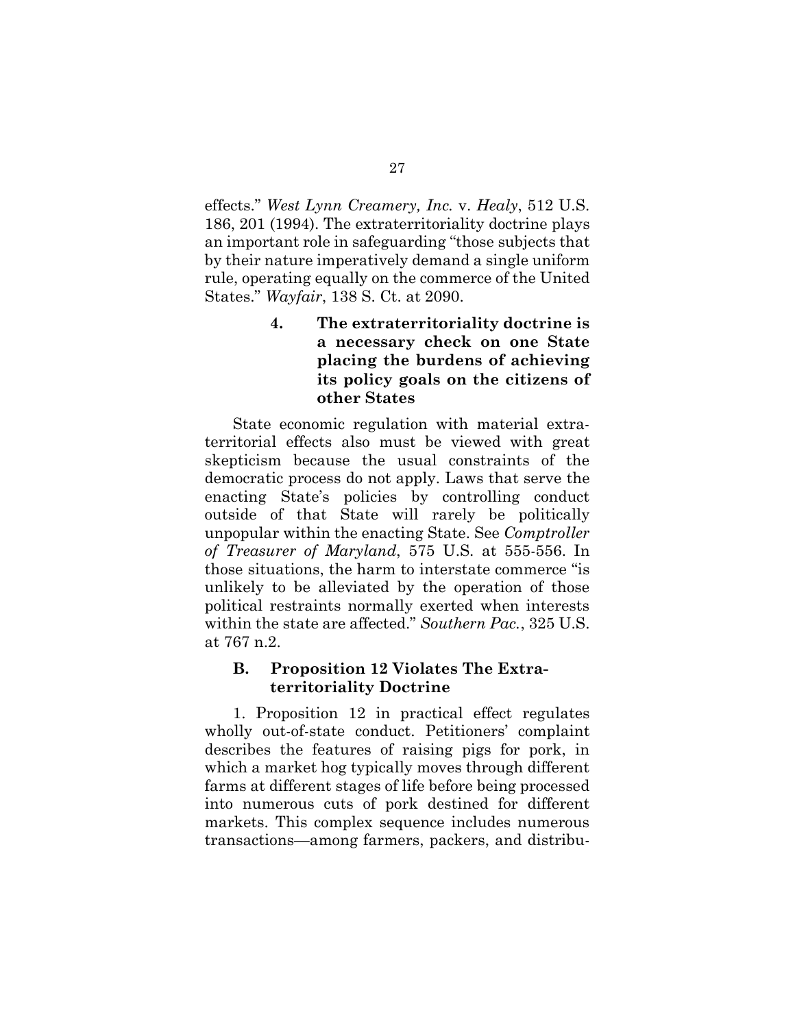effects." *West Lynn Creamery, Inc.* v. *Healy*, 512 U.S. 186, 201 (1994). The extraterritoriality doctrine plays an important role in safeguarding "those subjects that by their nature imperatively demand a single uniform rule, operating equally on the commerce of the United States." *Wayfair*, 138 S. Ct. at 2090.

#### 4. The extraterritoriality doctrine is a necessary check on one State placing the burdens of achieving its policy goals on the citizens of other States

State economic regulation with material extraterritorial effects also must be viewed with great skepticism because the usual constraints of the democratic process do not apply. Laws that serve the enacting State's policies by controlling conduct outside of that State will rarely be politically unpopular within the enacting State. See *Comptroller of Treasurer of Maryland*, 575 U.S. at 555-556. In those situations, the harm to interstate commerce "is unlikely to be alleviated by the operation of those political restraints normally exerted when interests within the state are affected." *Southern Pac.*, 325 U.S. at 767 n.2.

### B. Proposition 12 Violates The Extraterritoriality Doctrine

1. Proposition 12 in practical effect regulates wholly out-of-state conduct. Petitioners' complaint describes the features of raising pigs for pork, in which a market hog typically moves through different farms at different stages of life before being processed into numerous cuts of pork destined for different markets. This complex sequence includes numerous transactions—among farmers, packers, and distribu-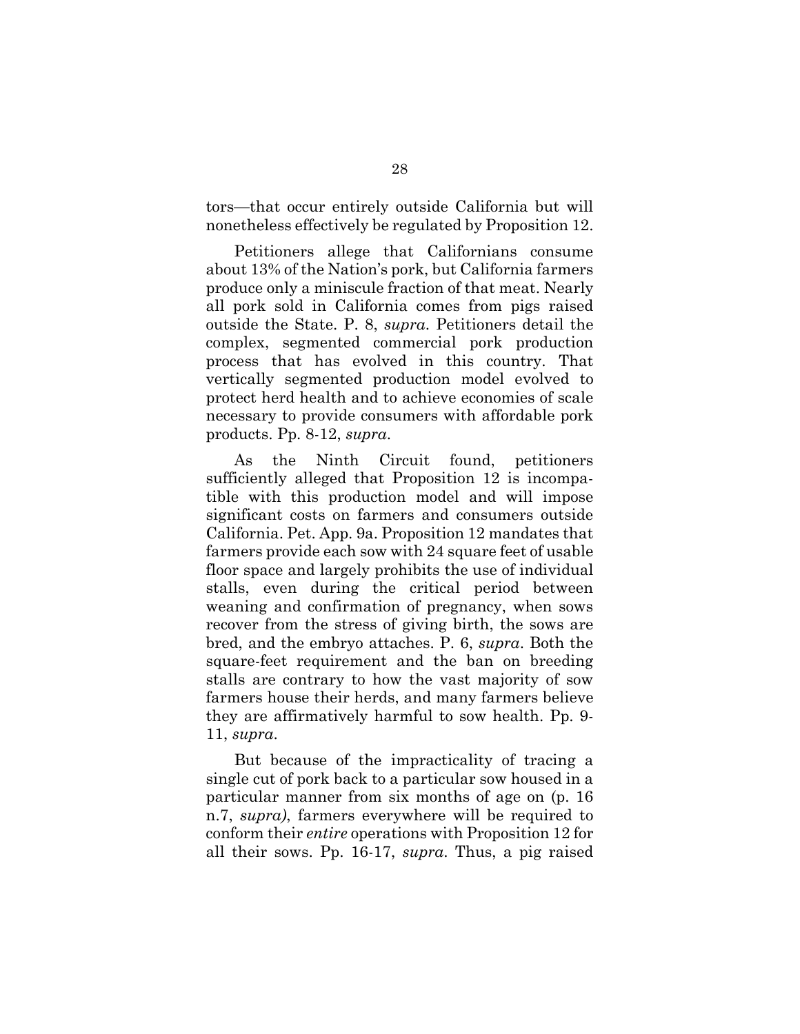tors—that occur entirely outside California but will nonetheless effectively be regulated by Proposition 12.

Petitioners allege that Californians consume about 13% of the Nation's pork, but California farmers produce only a miniscule fraction of that meat. Nearly all pork sold in California comes from pigs raised outside the State. P. 8, *supra*. Petitioners detail the complex, segmented commercial pork production process that has evolved in this country. That vertically segmented production model evolved to protect herd health and to achieve economies of scale necessary to provide consumers with affordable pork products. Pp. 8-12, *supra*.

As the Ninth Circuit found, petitioners sufficiently alleged that Proposition 12 is incompatible with this production model and will impose significant costs on farmers and consumers outside California. Pet. App. 9a. Proposition 12 mandates that farmers provide each sow with 24 square feet of usable floor space and largely prohibits the use of individual stalls, even during the critical period between weaning and confirmation of pregnancy, when sows recover from the stress of giving birth, the sows are bred, and the embryo attaches. P. 6, *supra*. Both the square-feet requirement and the ban on breeding stalls are contrary to how the vast majority of sow farmers house their herds, and many farmers believe they are affirmatively harmful to sow health. Pp. 9-11, *supra*.

But because of the impracticality of tracing a single cut of pork back to a particular sow housed in a particular manner from six months of age on (p. 16 n.7, *supra)*, farmers everywhere will be required to conform their *entire* operations with Proposition 12 for all their sows. Pp. 16-17, *supra*. Thus, a pig raised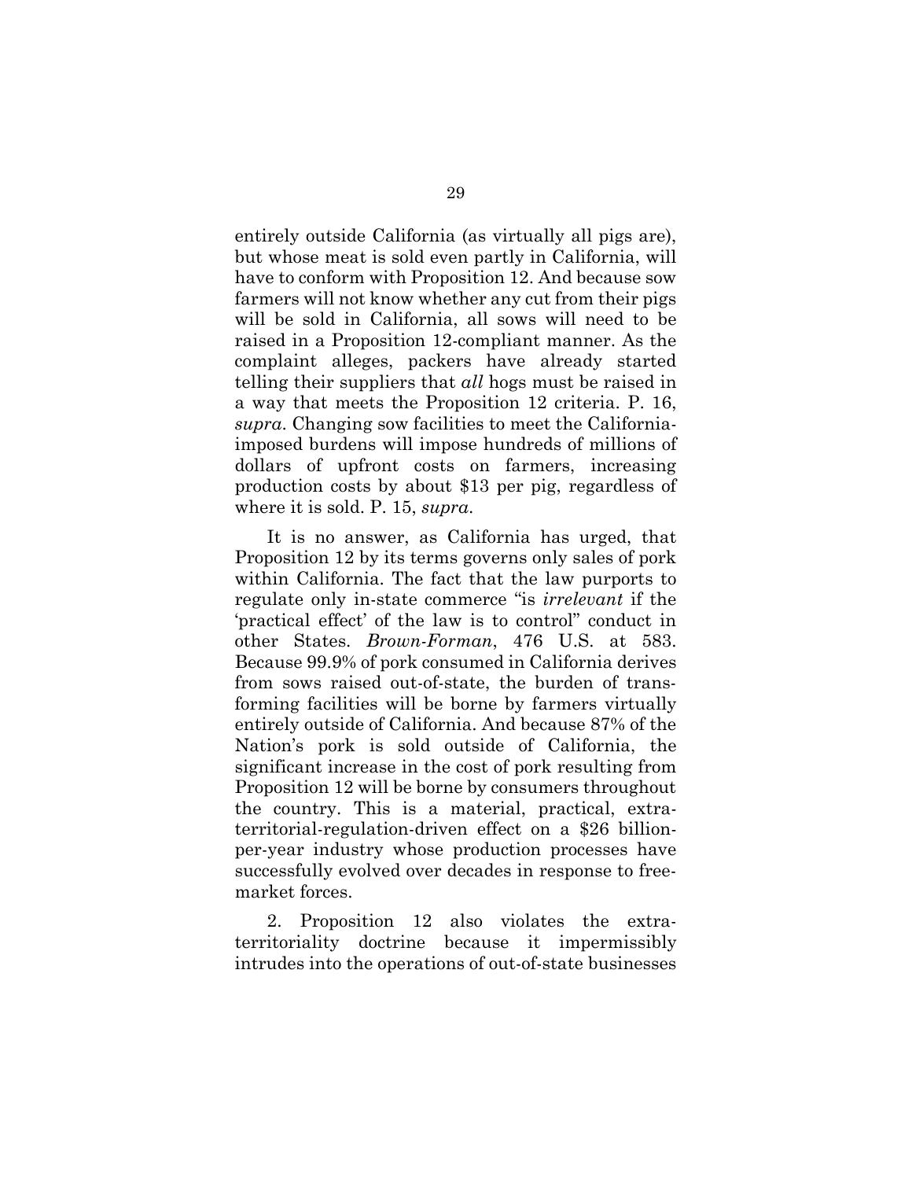entirely outside California (as virtually all pigs are), but whose meat is sold even partly in California, will have to conform with Proposition 12. And because sow farmers will not know whether any cut from their pigs will be sold in California, all sows will need to be raised in a Proposition 12-compliant manner. As the complaint alleges, packers have already started telling their suppliers that *all* hogs must be raised in a way that meets the Proposition 12 criteria. P. 16, *supra*. Changing sow facilities to meet the California-imposed burdens will impose hundreds of millions of dollars of upfront costs on farmers, increasing production costs by about $13 per pig, regardless of where it is sold. P. 15, *supra*.

It is no answer, as California has urged, that Proposition 12 by its terms governs only sales of pork within California. The fact that the law purports to regulate only in-state commerce "is *irrelevant* if the 'practical effect' of the law is to control" conduct in other States. *Brown-Forman*, 476 U.S. at 583. Because 99.9% of pork consumed in California derives from sows raised out-of-state, the burden of transforming facilities will be borne by farmers virtually entirely outside of California. And because 87% of the Nation's pork is sold outside of California, the significant increase in the cost of pork resulting from Proposition 12 will be borne by consumers throughout the country. This is a material, practical, extraterritorial-regulation-driven effect on a $26 billion-per-year industry whose production processes have successfully evolved over decades in response to free-market forces.

2. Proposition 12 also violates the extraterritoriality doctrine because it impermissibly intrudes into the operations of out-of-state businesses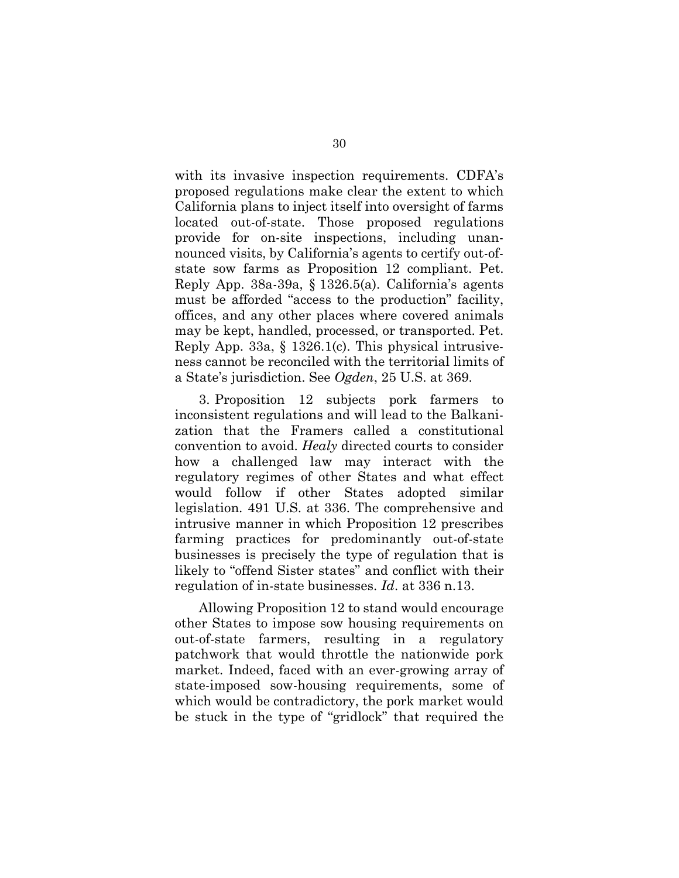with its invasive inspection requirements. CDFA's proposed regulations make clear the extent to which California plans to inject itself into oversight of farms located out-of-state. Those proposed regulations provide for on-site inspections, including unannounced visits, by California's agents to certify out-of-state sow farms as Proposition 12 compliant. Pet. Reply App. 38a-39a, § 1326.5(a). California's agents must be afforded "access to the production" facility, offices, and any other places where covered animals may be kept, handled, processed, or transported. Pet. Reply App. 33a, § 1326.1(c). This physical intrusiveness cannot be reconciled with the territorial limits of a State's jurisdiction. See *Ogden*, 25 U.S. at 369.

3. Proposition 12 subjects pork farmers to inconsistent regulations and will lead to the Balkanization that the Framers called a constitutional convention to avoid. *Healy* directed courts to consider how a challenged law may interact with the regulatory regimes of other States and what effect would follow if other States adopted similar legislation. 491 U.S. at 336. The comprehensive and intrusive manner in which Proposition 12 prescribes farming practices for predominantly out-of-state businesses is precisely the type of regulation that is likely to "offend Sister states" and conflict with their regulation of in-state businesses. *Id*. at 336 n.13.

Allowing Proposition 12 to stand would encourage other States to impose sow housing requirements on out-of-state farmers, resulting in a regulatory patchwork that would throttle the nationwide pork market. Indeed, faced with an ever-growing array of state-imposed sow-housing requirements, some of which would be contradictory, the pork market would be stuck in the type of "gridlock" that required the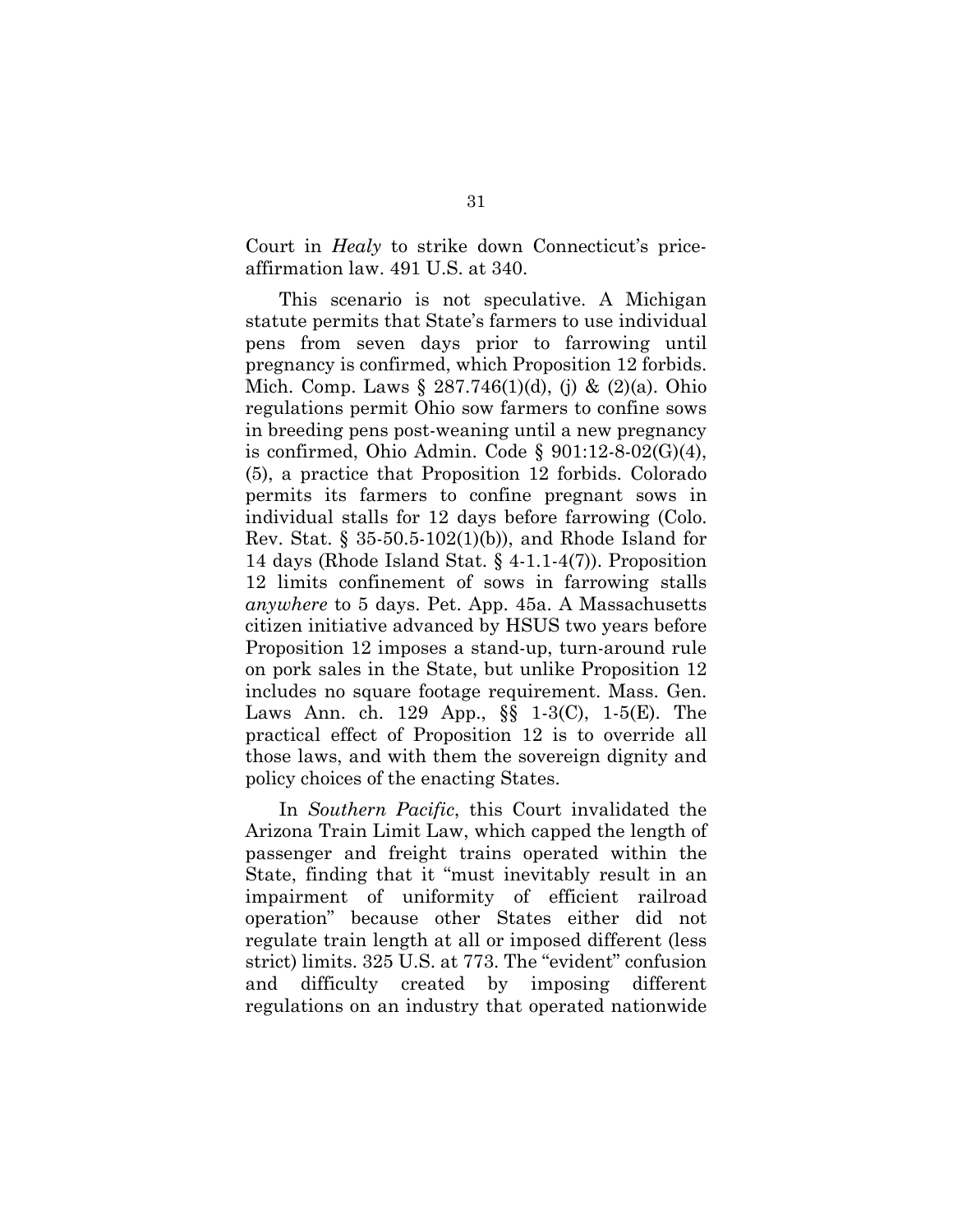Court in *Healy* to strike down Connecticut's price-affirmation law. 491 U.S. at 340.

This scenario is not speculative. A Michigan statute permits that State's farmers to use individual pens from seven days prior to farrowing until pregnancy is confirmed, which Proposition 12 forbids. Mich. Comp. Laws § 287.746(1)(d), (j) & (2)(a). Ohio regulations permit Ohio sow farmers to confine sows in breeding pens post-weaning until a new pregnancy is confirmed, Ohio Admin. Code § 901:12-8-02(G)(4), (5), a practice that Proposition 12 forbids. Colorado permits its farmers to confine pregnant sows in individual stalls for 12 days before farrowing (Colo. Rev. Stat. § 35-50.5-102(1)(b)), and Rhode Island for 14 days (Rhode Island Stat. § 4-1.1-4(7)). Proposition 12 limits confinement of sows in farrowing stalls *anywhere* to 5 days. Pet. App. 45a. A Massachusetts citizen initiative advanced by HSUS two years before Proposition 12 imposes a stand-up, turn-around rule on pork sales in the State, but unlike Proposition 12 includes no square footage requirement. Mass. Gen. Laws Ann. ch. 129 App., §§ 1-3(C), 1-5(E). The practical effect of Proposition 12 is to override all those laws, and with them the sovereign dignity and policy choices of the enacting States.

In *Southern Pacific*, this Court invalidated the Arizona Train Limit Law, which capped the length of passenger and freight trains operated within the State, finding that it "must inevitably result in an impairment of uniformity of efficient railroad operation" because other States either did not regulate train length at all or imposed different (less strict) limits. 325 U.S. at 773. The "evident" confusion and difficulty created by imposing different regulations on an industry that operated nationwide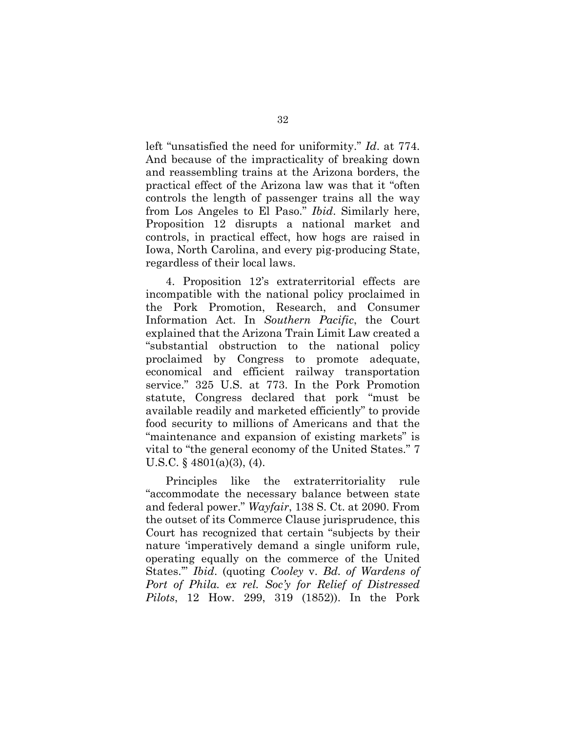left "unsatisfied the need for uniformity." *Id*. at 774. And because of the impracticality of breaking down and reassembling trains at the Arizona borders, the practical effect of the Arizona law was that it "often controls the length of passenger trains all the way from Los Angeles to El Paso." *Ibid*. Similarly here, Proposition 12 disrupts a national market and controls, in practical effect, how hogs are raised in Iowa, North Carolina, and every pig-producing State, regardless of their local laws.

4. Proposition 12's extraterritorial effects are incompatible with the national policy proclaimed in the Pork Promotion, Research, and Consumer Information Act. In *Southern Pacific*, the Court explained that the Arizona Train Limit Law created a "substantial obstruction to the national policy proclaimed by Congress to promote adequate, economical and efficient railway transportation service." 325 U.S. at 773. In the Pork Promotion statute, Congress declared that pork "must be available readily and marketed efficiently" to provide food security to millions of Americans and that the "maintenance and expansion of existing markets" is vital to "the general economy of the United States." 7 U.S.C. § 4801(a)(3), (4).

Principles like the extraterritoriality rule "accommodate the necessary balance between state and federal power." *Wayfair*, 138 S. Ct. at 2090. From the outset of its Commerce Clause jurisprudence, this Court has recognized that certain "subjects by their nature 'imperatively demand a single uniform rule, operating equally on the commerce of the United States.'" *Ibid*. (quoting *Cooley* v. *Bd. of Wardens of Port of Phila. ex rel. Soc'y for Relief of Distressed Pilots*, 12 How. 299, 319 (1852)). In the Pork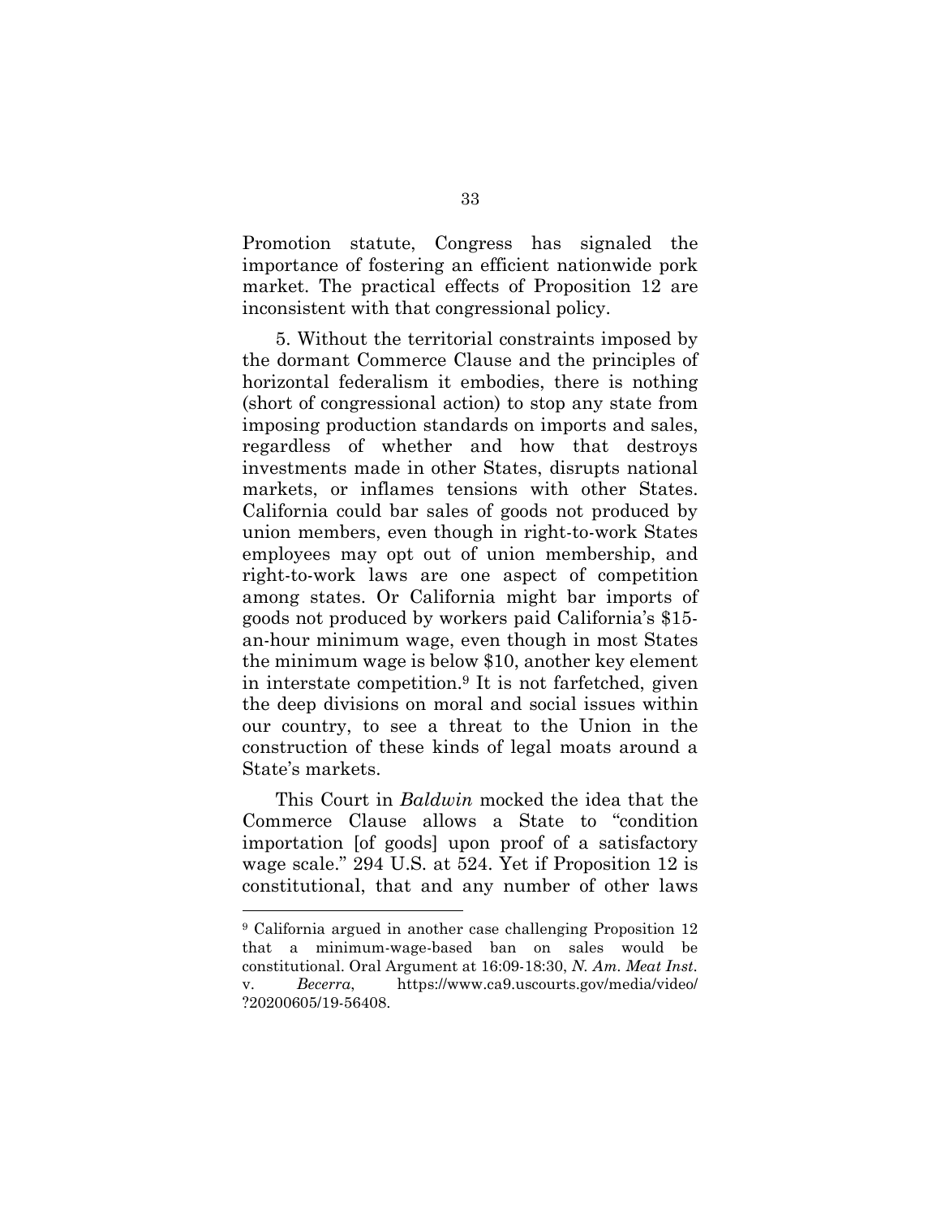Promotion statute, Congress has signaled the importance of fostering an efficient nationwide pork market. The practical effects of Proposition 12 are inconsistent with that congressional policy.

5. Without the territorial constraints imposed by the dormant Commerce Clause and the principles of horizontal federalism it embodies, there is nothing (short of congressional action) to stop any state from imposing production standards on imports and sales, regardless of whether and how that destroys investments made in other States, disrupts national markets, or inflames tensions with other States. California could bar sales of goods not produced by union members, even though in right-to-work States employees may opt out of union membership, and right-to-work laws are one aspect of competition among states. Or California might bar imports of goods not produced by workers paid California's $15-an-hour minimum wage, even though in most States the minimum wage is below $10, another key element in interstate competition.[9] It is not farfetched, given the deep divisions on moral and social issues within our country, to see a threat to the Union in the construction of these kinds of legal moats around a State's markets.

This Court in *Baldwin* mocked the idea that the Commerce Clause allows a State to "condition importation [of goods] upon proof of a satisfactory wage scale." 294 U.S. at 524. Yet if Proposition 12 is constitutional, that and any number of other laws

---

[9] California argued in another case challenging Proposition 12 that a minimum-wage-based ban on sales would be constitutional. Oral Argument at 16:09-18:30, *N. Am. Meat Inst. v. Becerra*, https://www.ca9.uscourts.gov/media/video/?20200605/19-56408.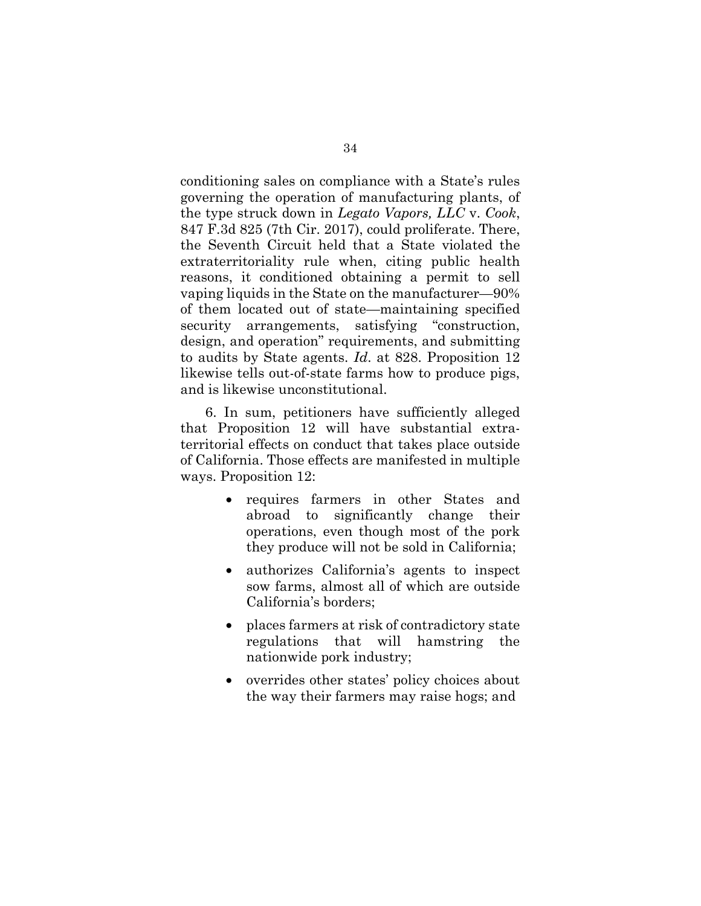conditioning sales on compliance with a State's rules governing the operation of manufacturing plants, of the type struck down in *Legato Vapors, LLC* v. *Cook*, 847 F.3d 825 (7th Cir. 2017), could proliferate. There, the Seventh Circuit held that a State violated the extraterritoriality rule when, citing public health reasons, it conditioned obtaining a permit to sell vaping liquids in the State on the manufacturer—90% of them located out of state—maintaining specified security arrangements, satisfying "construction, design, and operation" requirements, and submitting to audits by State agents. *Id*. at 828. Proposition 12 likewise tells out-of-state farms how to produce pigs, and is likewise unconstitutional.

6. In sum, petitioners have sufficiently alleged that Proposition 12 will have substantial extraterritorial effects on conduct that takes place outside of California. Those effects are manifested in multiple ways. Proposition 12:

- requires farmers in other States and abroad to significantly change their operations, even though most of the pork they produce will not be sold in California;
- authorizes California's agents to inspect sow farms, almost all of which are outside California's borders;
- places farmers at risk of contradictory state regulations that will hamstring the nationwide pork industry;
- overrides other states' policy choices about the way their farmers may raise hogs; and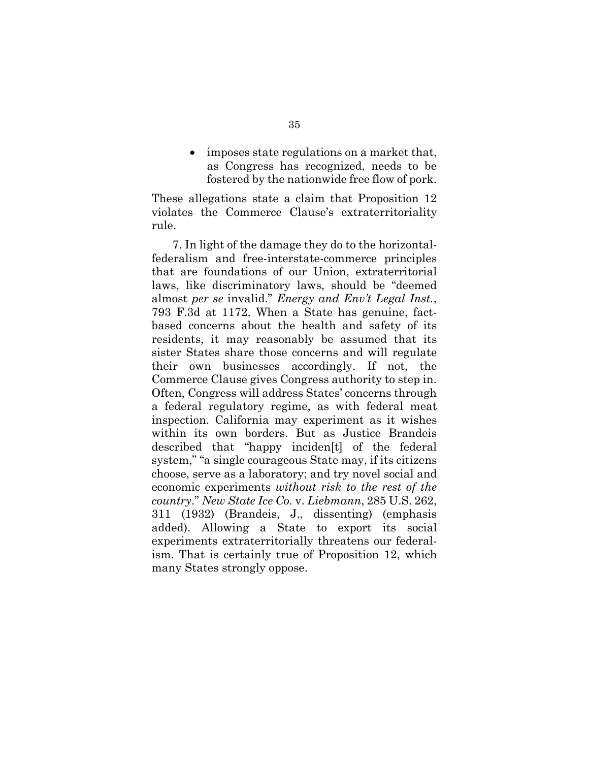- imposes state regulations on a market that, as Congress has recognized, needs to be fostered by the nationwide free flow of pork.

These allegations state a claim that Proposition 12 violates the Commerce Clause's extraterritoriality rule.

7. In light of the damage they do to the horizontal-federalism and free-interstate-commerce principles that are foundations of our Union, extraterritorial laws, like discriminatory laws, should be "deemed almost *per se* invalid." *Energy and Env't Legal Inst.*, 793 F.3d at 1172. When a State has genuine, fact-based concerns about the health and safety of its residents, it may reasonably be assumed that its sister States share those concerns and will regulate their own businesses accordingly. If not, the Commerce Clause gives Congress authority to step in. Often, Congress will address States' concerns through a federal regulatory regime, as with federal meat inspection. California may experiment as it wishes within its own borders. But as Justice Brandeis described that "happy inciden[t] of the federal system," "a single courageous State may, if its citizens choose, serve as a laboratory; and try novel social and economic experiments *without risk to the rest of the country*." *New State Ice Co.* v. *Liebmann*, 285 U.S. 262, 311 (1932) (Brandeis, J., dissenting) (emphasis added). Allowing a State to export its social experiments extraterritorially threatens our federalism. That is certainly true of Proposition 12, which many States strongly oppose.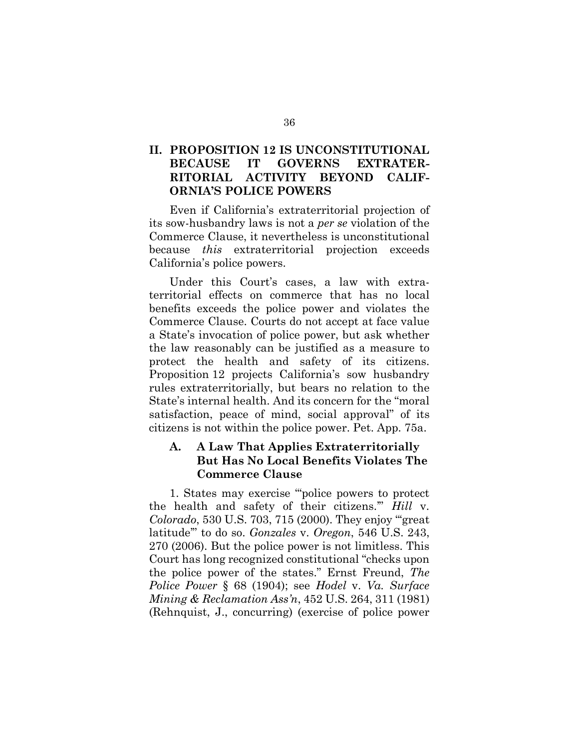## II. PROPOSITION 12 IS UNCONSTITUTIONAL BECAUSE IT GOVERNS EXTRATERRITORIAL ACTIVITY BEYOND CALIFORNIA'S POLICE POWERS

Even if California's extraterritorial projection of its sow-husbandry laws is not a *per se* violation of the Commerce Clause, it nevertheless is unconstitutional because *this* extraterritorial projection exceeds California's police powers.

Under this Court's cases, a law with extraterritorial effects on commerce that has no local benefits exceeds the police power and violates the Commerce Clause. Courts do not accept at face value a State's invocation of police power, but ask whether the law reasonably can be justified as a measure to protect the health and safety of its citizens. Proposition 12 projects California's sow husbandry rules extraterritorially, but bears no relation to the State's internal health. And its concern for the "moral satisfaction, peace of mind, social approval" of its citizens is not within the police power. Pet. App. 75a.

### A. A Law That Applies Extraterritorially But Has No Local Benefits Violates The Commerce Clause

1. States may exercise "'police powers to protect the health and safety of their citizens.'" *Hill* v. *Colorado*, 530 U.S. 703, 715 (2000). They enjoy "'great latitude'" to do so. *Gonzales* v. *Oregon*, 546 U.S. 243, 270 (2006). But the police power is not limitless. This Court has long recognized constitutional "checks upon the police power of the states." Ernst Freund, *The Police Power* § 68 (1904); see *Hodel* v. *Va. Surface Mining & Reclamation Ass'n*, 452 U.S. 264, 311 (1981) (Rehnquist, J., concurring) (exercise of police power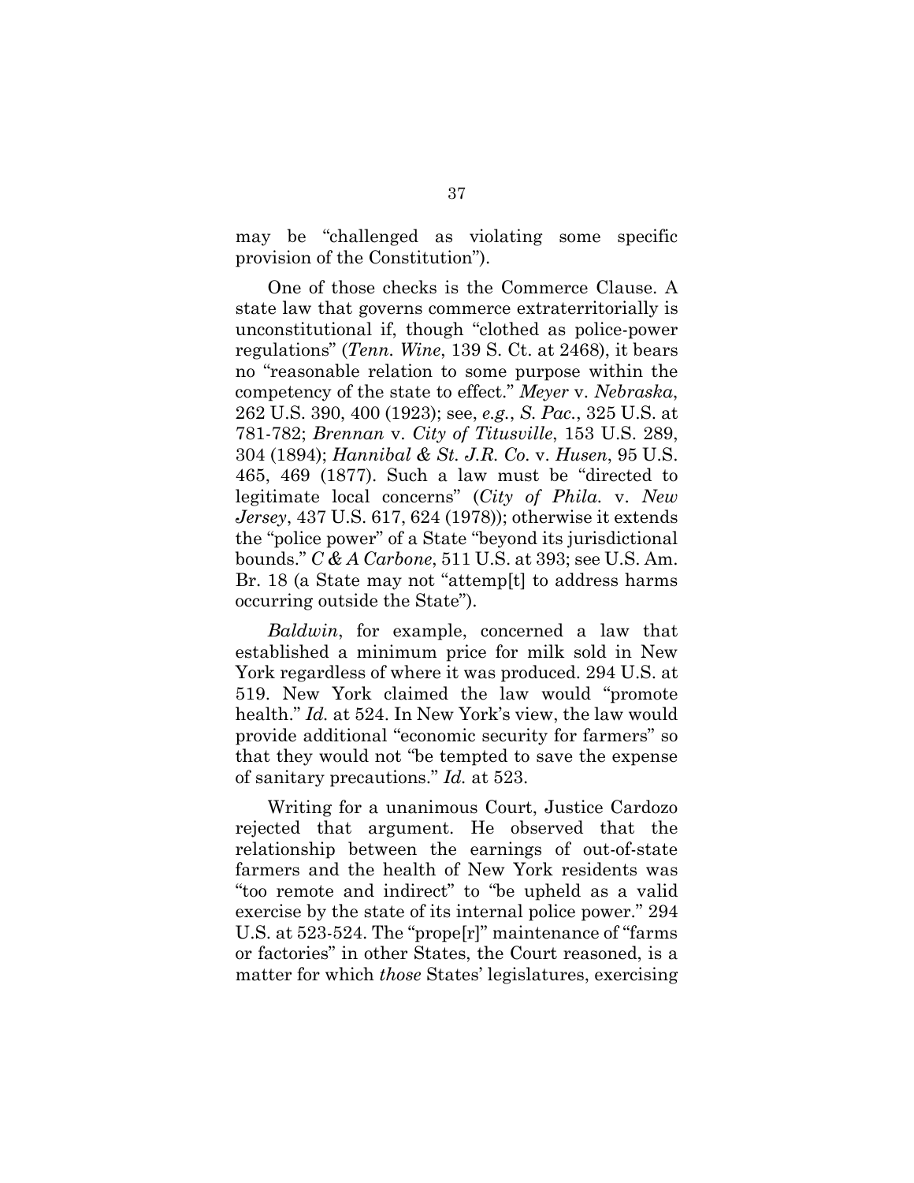may be "challenged as violating some specific provision of the Constitution").

One of those checks is the Commerce Clause. A state law that governs commerce extraterritorially is unconstitutional if, though "clothed as police-power regulations" (*Tenn. Wine*, 139 S. Ct. at 2468), it bears no "reasonable relation to some purpose within the competency of the state to effect." *Meyer* v. *Nebraska*, 262 U.S. 390, 400 (1923); see, *e.g.*, *S. Pac.*, 325 U.S. at 781-782; *Brennan* v. *City of Titusville*, 153 U.S. 289, 304 (1894); *Hannibal & St. J.R. Co.* v. *Husen*, 95 U.S. 465, 469 (1877). Such a law must be "directed to legitimate local concerns" (*City of Phila.* v. *New Jersey*, 437 U.S. 617, 624 (1978)); otherwise it extends the "police power" of a State "beyond its jurisdictional bounds." *C & A Carbone*, 511 U.S. at 393; see U.S. Am. Br. 18 (a State may not "attemp[t] to address harms occurring outside the State").

*Baldwin*, for example, concerned a law that established a minimum price for milk sold in New York regardless of where it was produced. 294 U.S. at 519. New York claimed the law would "promote health." *Id.* at 524. In New York's view, the law would provide additional "economic security for farmers" so that they would not "be tempted to save the expense of sanitary precautions." *Id.* at 523.

Writing for a unanimous Court, Justice Cardozo rejected that argument. He observed that the relationship between the earnings of out-of-state farmers and the health of New York residents was "too remote and indirect" to "be upheld as a valid exercise by the state of its internal police power." 294 U.S. at 523-524. The "prope[r]" maintenance of "farms or factories" in other States, the Court reasoned, is a matter for which *those* States' legislatures, exercising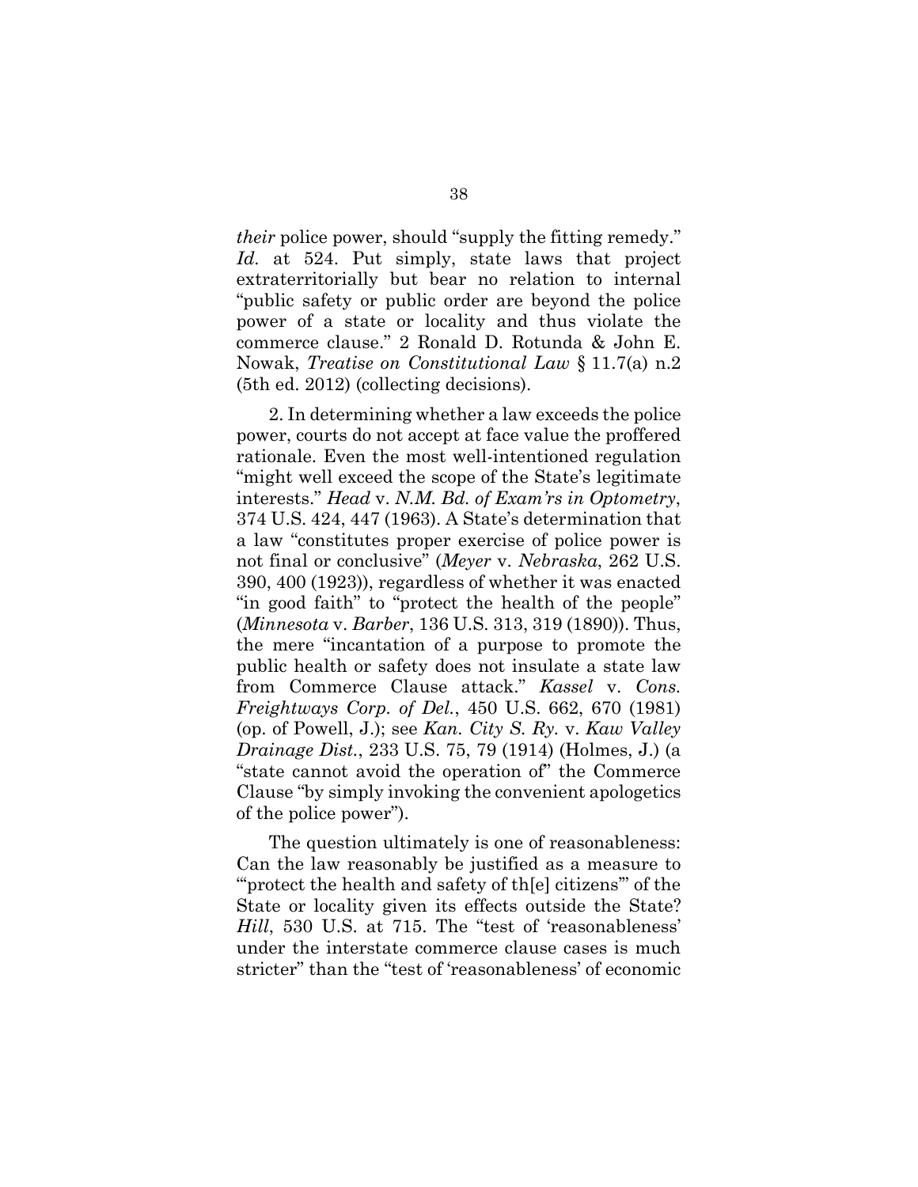*their* police power, should "supply the fitting remedy." *Id.* at 524. Put simply, state laws that project extraterritorially but bear no relation to internal "public safety or public order are beyond the police power of a state or locality and thus violate the commerce clause." 2 Ronald D. Rotunda & John E. Nowak, *Treatise on Constitutional Law* § 11.7(a) n.2 (5th ed. 2012) (collecting decisions).

2. In determining whether a law exceeds the police power, courts do not accept at face value the proffered rationale. Even the most well-intentioned regulation "might well exceed the scope of the State's legitimate interests." *Head* v. *N.M. Bd. of Exam'rs in Optometry*, 374 U.S. 424, 447 (1963). A State's determination that a law "constitutes proper exercise of police power is not final or conclusive" (*Meyer* v. *Nebraska*, 262 U.S. 390, 400 (1923)), regardless of whether it was enacted "in good faith" to "protect the health of the people" (*Minnesota* v. *Barber*, 136 U.S. 313, 319 (1890)). Thus, the mere "incantation of a purpose to promote the public health or safety does not insulate a state law from Commerce Clause attack." *Kassel* v. *Cons. Freightways Corp. of Del.*, 450 U.S. 662, 670 (1981) (op. of Powell, J.); see *Kan. City S. Ry.* v. *Kaw Valley Drainage Dist.*, 233 U.S. 75, 79 (1914) (Holmes, J.) (a "state cannot avoid the operation of" the Commerce Clause "by simply invoking the convenient apologetics of the police power").

The question ultimately is one of reasonableness: Can the law reasonably be justified as a measure to "'protect the health and safety of th[e] citizens'" of the State or locality given its effects outside the State? *Hill*, 530 U.S. at 715. The "test of 'reasonableness' under the interstate commerce clause cases is much stricter" than the "test of 'reasonableness' of economic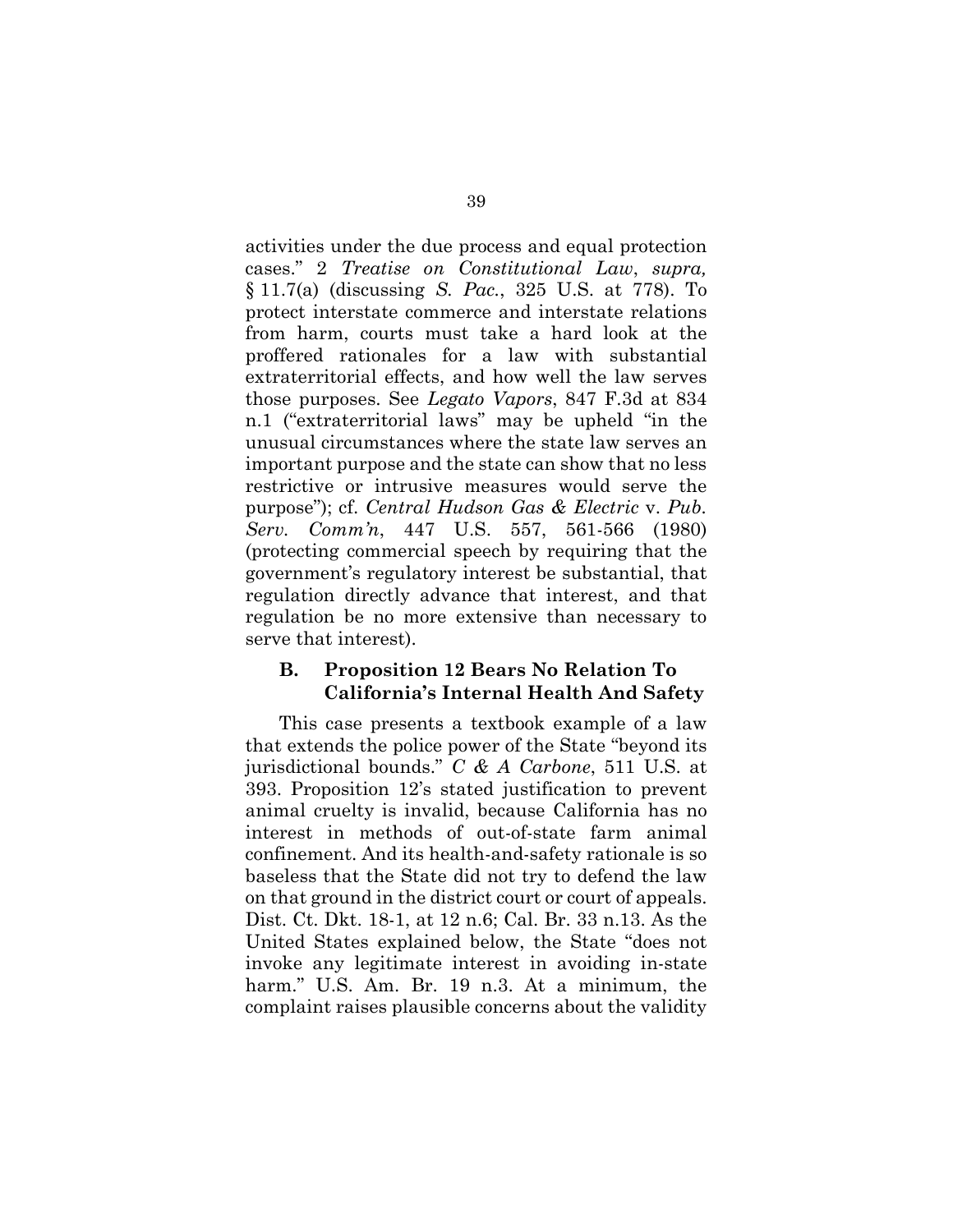activities under the due process and equal protection cases." 2 *Treatise on Constitutional Law*, *supra,* § 11.7(a) (discussing *S. Pac.*, 325 U.S. at 778). To protect interstate commerce and interstate relations from harm, courts must take a hard look at the proffered rationales for a law with substantial extraterritorial effects, and how well the law serves those purposes. See *Legato Vapors*, 847 F.3d at 834 n.1 ("extraterritorial laws" may be upheld "in the unusual circumstances where the state law serves an important purpose and the state can show that no less restrictive or intrusive measures would serve the purpose"); cf. *Central Hudson Gas & Electric* v. *Pub. Serv. Comm'n*, 447 U.S. 557, 561-566 (1980) (protecting commercial speech by requiring that the government's regulatory interest be substantial, that regulation directly advance that interest, and that regulation be no more extensive than necessary to serve that interest).

### B. Proposition 12 Bears No Relation To California's Internal Health And Safety

This case presents a textbook example of a law that extends the police power of the State "beyond its jurisdictional bounds." *C & A Carbone*, 511 U.S. at 393. Proposition 12's stated justification to prevent animal cruelty is invalid, because California has no interest in methods of out-of-state farm animal confinement. And its health-and-safety rationale is so baseless that the State did not try to defend the law on that ground in the district court or court of appeals. Dist. Ct. Dkt. 18-1, at 12 n.6; Cal. Br. 33 n.13. As the United States explained below, the State "does not invoke any legitimate interest in avoiding in-state harm." U.S. Am. Br. 19 n.3. At a minimum, the complaint raises plausible concerns about the validity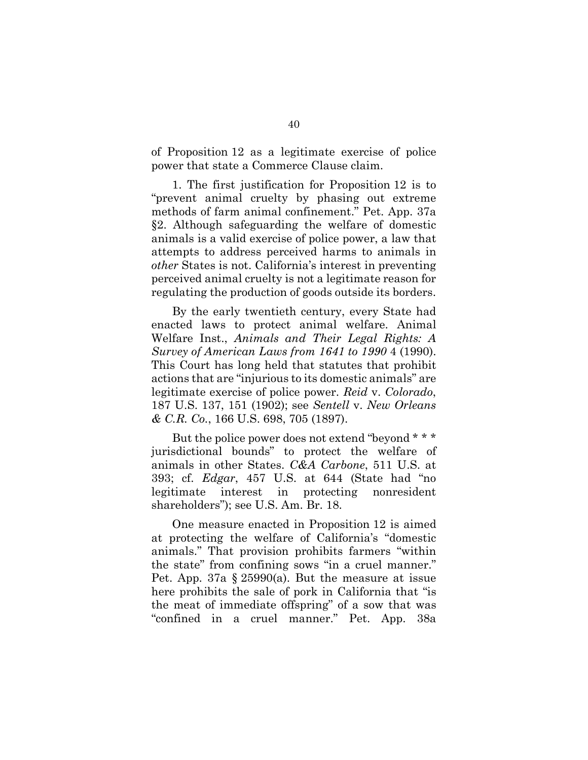of Proposition 12 as a legitimate exercise of police power that state a Commerce Clause claim.

1. The first justification for Proposition 12 is to "prevent animal cruelty by phasing out extreme methods of farm animal confinement." Pet. App. 37a §2. Although safeguarding the welfare of domestic animals is a valid exercise of police power, a law that attempts to address perceived harms to animals in *other* States is not. California's interest in preventing perceived animal cruelty is not a legitimate reason for regulating the production of goods outside its borders.

By the early twentieth century, every State had enacted laws to protect animal welfare. Animal Welfare Inst., *Animals and Their Legal Rights: A Survey of American Laws from 1641 to 1990* 4 (1990). This Court has long held that statutes that prohibit actions that are "injurious to its domestic animals" are legitimate exercise of police power. *Reid* v. *Colorado*, 187 U.S. 137, 151 (1902); see *Sentell* v. *New Orleans & C.R. Co.*, 166 U.S. 698, 705 (1897).

But the police power does not extend "beyond * * * jurisdictional bounds" to protect the welfare of animals in other States. *C&A Carbone*, 511 U.S. at 393; cf. *Edgar*, 457 U.S. at 644 (State had "no legitimate interest in protecting nonresident shareholders"); see U.S. Am. Br. 18.

One measure enacted in Proposition 12 is aimed at protecting the welfare of California's "domestic animals." That provision prohibits farmers "within the state" from confining sows "in a cruel manner." Pet. App. 37a § 25990(a). But the measure at issue here prohibits the sale of pork in California that "is the meat of immediate offspring" of a sow that was "confined in a cruel manner." Pet. App. 38a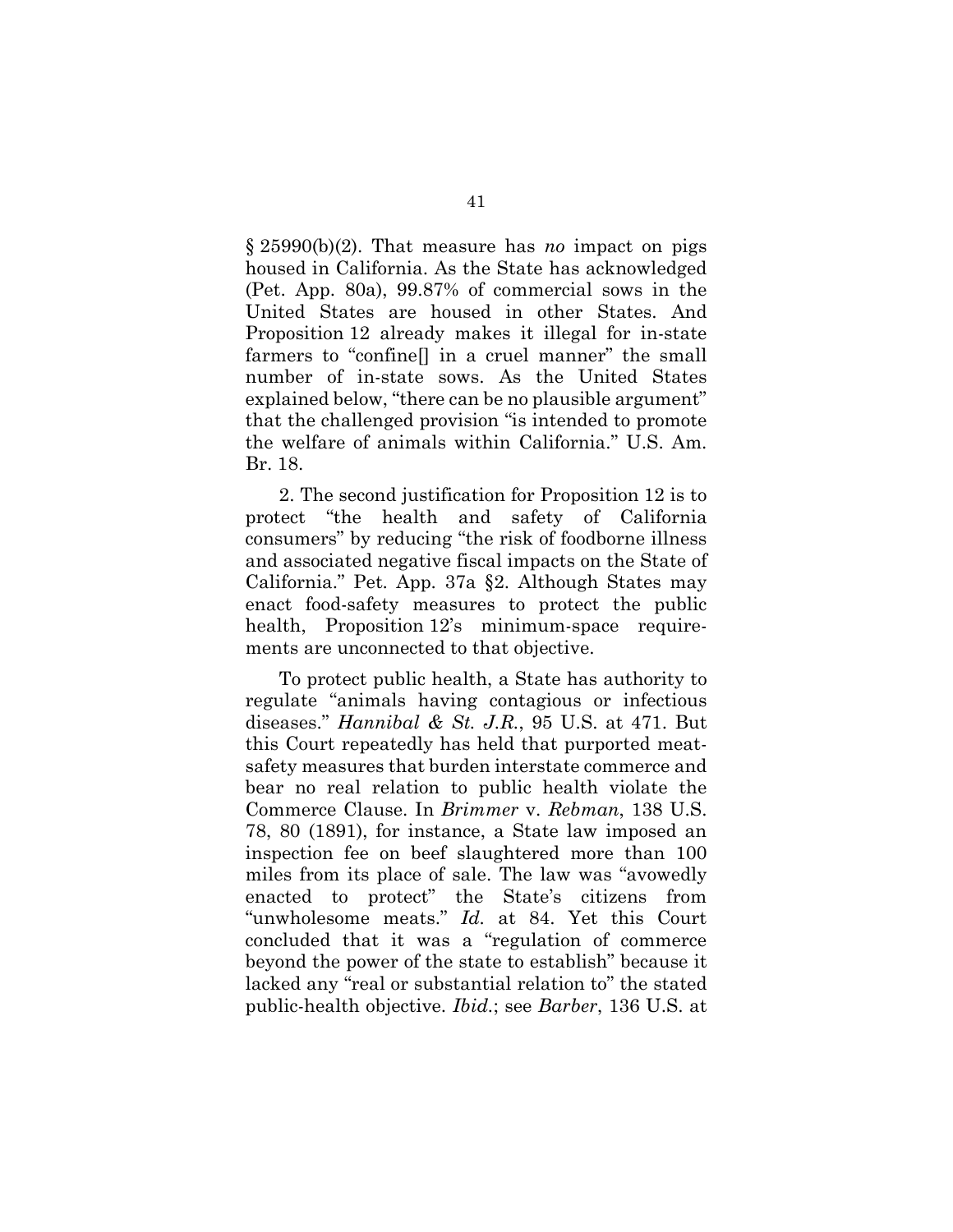§ 25990(b)(2). That measure has *no* impact on pigs housed in California. As the State has acknowledged (Pet. App. 80a), 99.87% of commercial sows in the United States are housed in other States. And Proposition 12 already makes it illegal for in-state farmers to "confine[] in a cruel manner" the small number of in-state sows. As the United States explained below, "there can be no plausible argument" that the challenged provision "is intended to promote the welfare of animals within California." U.S. Am. Br. 18.

2. The second justification for Proposition 12 is to protect "the health and safety of California consumers" by reducing "the risk of foodborne illness and associated negative fiscal impacts on the State of California." Pet. App. 37a §2. Although States may enact food-safety measures to protect the public health, Proposition 12's minimum-space requirements are unconnected to that objective.

To protect public health, a State has authority to regulate "animals having contagious or infectious diseases." *Hannibal & St. J.R.*, 95 U.S. at 471. But this Court repeatedly has held that purported meat-safety measures that burden interstate commerce and bear no real relation to public health violate the Commerce Clause. In *Brimmer* v. *Rebman*, 138 U.S. 78, 80 (1891), for instance, a State law imposed an inspection fee on beef slaughtered more than 100 miles from its place of sale. The law was "avowedly enacted to protect" the State's citizens from "unwholesome meats." *Id.* at 84. Yet this Court concluded that it was a "regulation of commerce beyond the power of the state to establish" because it lacked any "real or substantial relation to" the stated public-health objective. *Ibid.*; see *Barber*, 136 U.S. at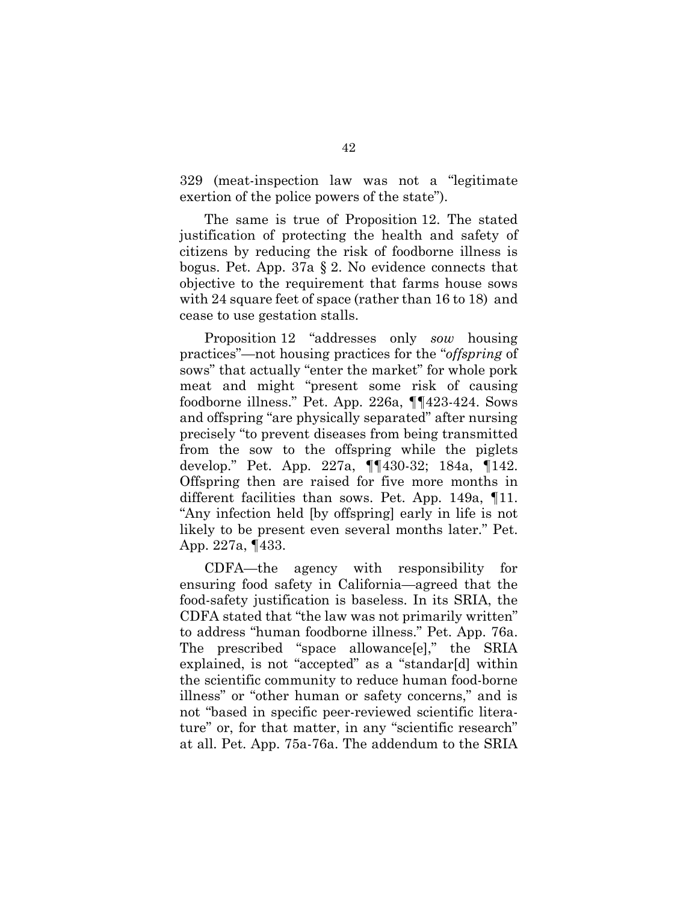329 (meat-inspection law was not a "legitimate exertion of the police powers of the state").

The same is true of Proposition 12. The stated justification of protecting the health and safety of citizens by reducing the risk of foodborne illness is bogus. Pet. App. 37a § 2. No evidence connects that objective to the requirement that farms house sows with 24 square feet of space (rather than 16 to 18) and cease to use gestation stalls.

Proposition 12 "addresses only *sow* housing practices"—not housing practices for the "*offspring* of sows" that actually "enter the market" for whole pork meat and might "present some risk of causing foodborne illness." Pet. App. 226a, ¶¶423-424. Sows and offspring "are physically separated" after nursing precisely "to prevent diseases from being transmitted from the sow to the offspring while the piglets develop." Pet. App. 227a, ¶¶430-32; 184a, ¶142. Offspring then are raised for five more months in different facilities than sows. Pet. App. 149a, ¶11. "Any infection held [by offspring] early in life is not likely to be present even several months later." Pet. App. 227a, ¶433.

CDFA—the agency with responsibility for ensuring food safety in California—agreed that the food-safety justification is baseless. In its SRIA, the CDFA stated that "the law was not primarily written" to address "human foodborne illness." Pet. App. 76a. The prescribed "space allowance[e]," the SRIA explained, is not "accepted" as a "standar[d] within the scientific community to reduce human food-borne illness" or "other human or safety concerns," and is not "based in specific peer-reviewed scientific literature" or, for that matter, in any "scientific research" at all. Pet. App. 75a-76a. The addendum to the SRIA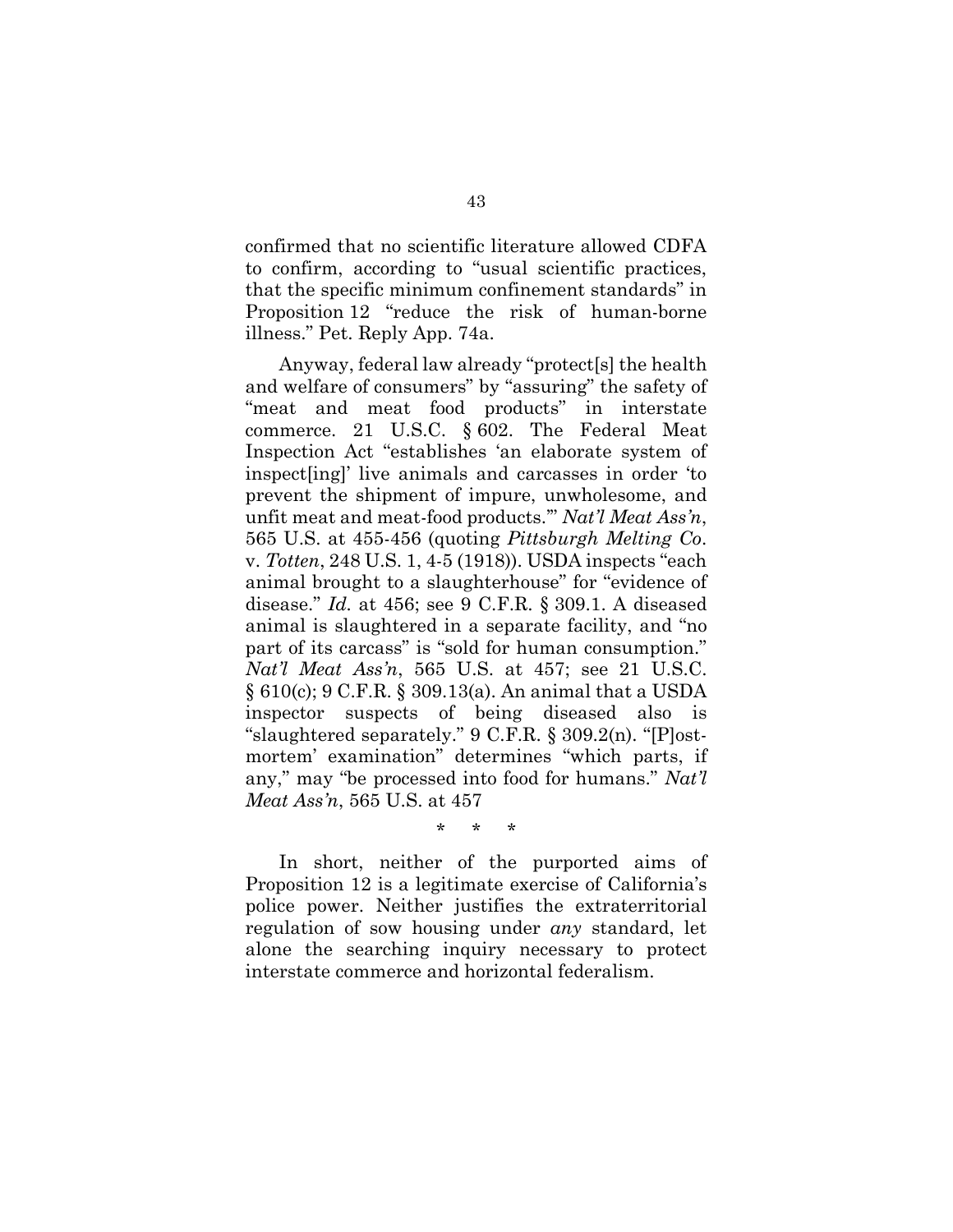confirmed that no scientific literature allowed CDFA to confirm, according to "usual scientific practices, that the specific minimum confinement standards" in Proposition 12 "reduce the risk of human-borne illness." Pet. Reply App. 74a.

Anyway, federal law already "protect[s] the health and welfare of consumers" by "assuring" the safety of "meat and meat food products" in interstate commerce. 21 U.S.C. § 602. The Federal Meat Inspection Act "establishes 'an elaborate system of inspect[ing]' live animals and carcasses in order 'to prevent the shipment of impure, unwholesome, and unfit meat and meat-food products.'" *Nat'l Meat Ass'n*, 565 U.S. at 455-456 (quoting *Pittsburgh Melting Co.* v. *Totten*, 248 U.S. 1, 4-5 (1918)). USDA inspects "each animal brought to a slaughterhouse" for "evidence of disease." *Id.* at 456; see 9 C.F.R. § 309.1. A diseased animal is slaughtered in a separate facility, and "no part of its carcass" is "sold for human consumption." *Nat'l Meat Ass'n*, 565 U.S. at 457; see 21 U.S.C. § 610(c); 9 C.F.R. § 309.13(a). An animal that a USDA inspector suspects of being diseased also is "slaughtered separately." 9 C.F.R. § 309.2(n). "[P]ost-mortem' examination" determines "which parts, if any," may "be processed into food for humans." *Nat'l Meat Ass'n*, 565 U.S. at 457

\* \* \*

In short, neither of the purported aims of Proposition 12 is a legitimate exercise of California's police power. Neither justifies the extraterritorial regulation of sow housing under *any* standard, let alone the searching inquiry necessary to protect interstate commerce and horizontal federalism.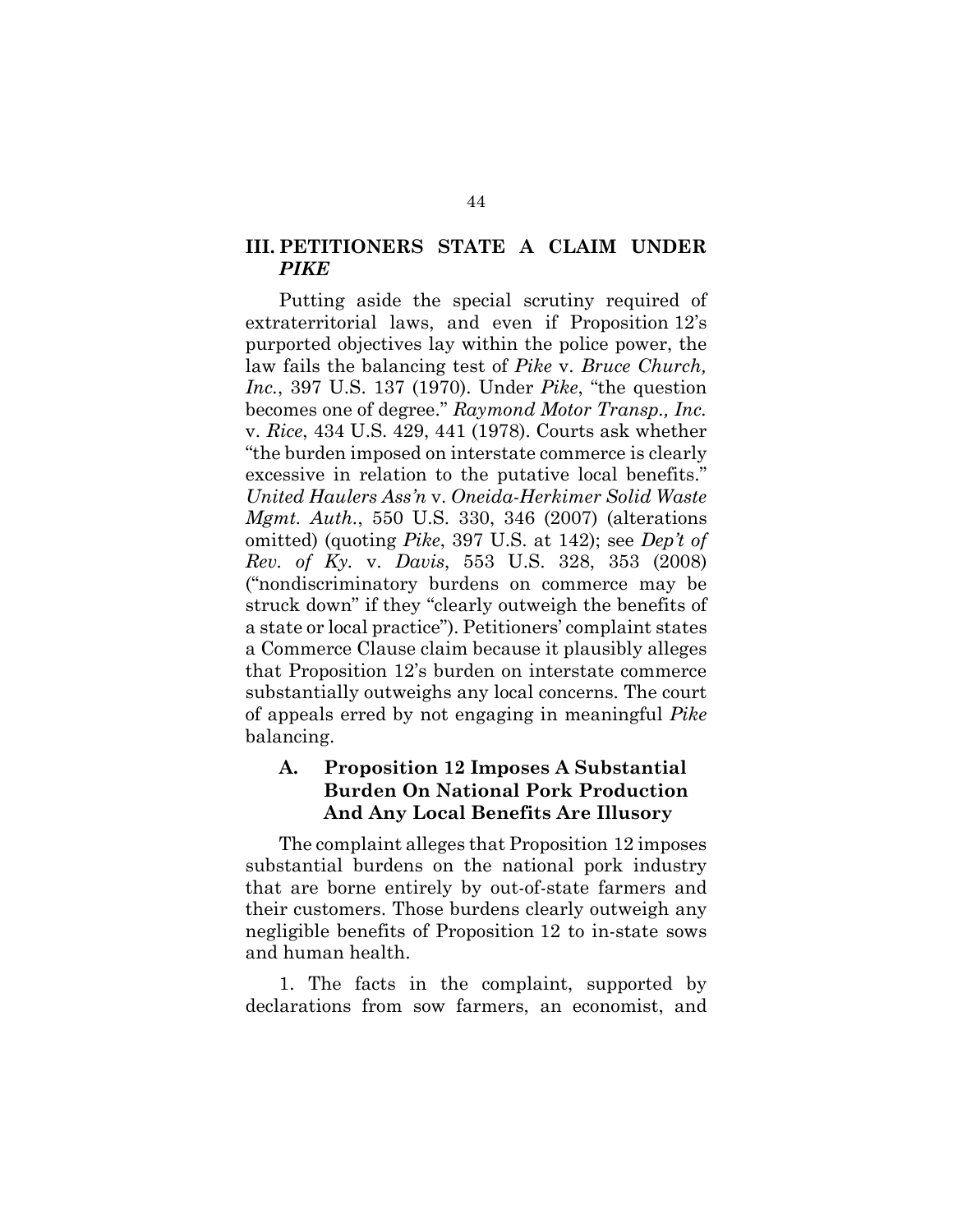## III. PETITIONERS STATE A CLAIM UNDER *PIKE*

Putting aside the special scrutiny required of extraterritorial laws, and even if Proposition 12's purported objectives lay within the police power, the law fails the balancing test of *Pike* v. *Bruce Church, Inc.*, 397 U.S. 137 (1970). Under *Pike*, "the question becomes one of degree." *Raymond Motor Transp., Inc.* v. *Rice*, 434 U.S. 429, 441 (1978). Courts ask whether "the burden imposed on interstate commerce is clearly excessive in relation to the putative local benefits." *United Haulers Ass'n* v. *Oneida-Herkimer Solid Waste Mgmt. Auth.*, 550 U.S. 330, 346 (2007) (alterations omitted) (quoting *Pike*, 397 U.S. at 142); see *Dep't of Rev. of Ky.* v. *Davis*, 553 U.S. 328, 353 (2008) ("nondiscriminatory burdens on commerce may be struck down" if they "clearly outweigh the benefits of a state or local practice"). Petitioners' complaint states a Commerce Clause claim because it plausibly alleges that Proposition 12's burden on interstate commerce substantially outweighs any local concerns. The court of appeals erred by not engaging in meaningful *Pike* balancing.

### A. Proposition 12 Imposes A Substantial Burden On National Pork Production And Any Local Benefits Are Illusory

The complaint alleges that Proposition 12 imposes substantial burdens on the national pork industry that are borne entirely by out-of-state farmers and their customers. Those burdens clearly outweigh any negligible benefits of Proposition 12 to in-state sows and human health.

1. The facts in the complaint, supported by declarations from sow farmers, an economist, and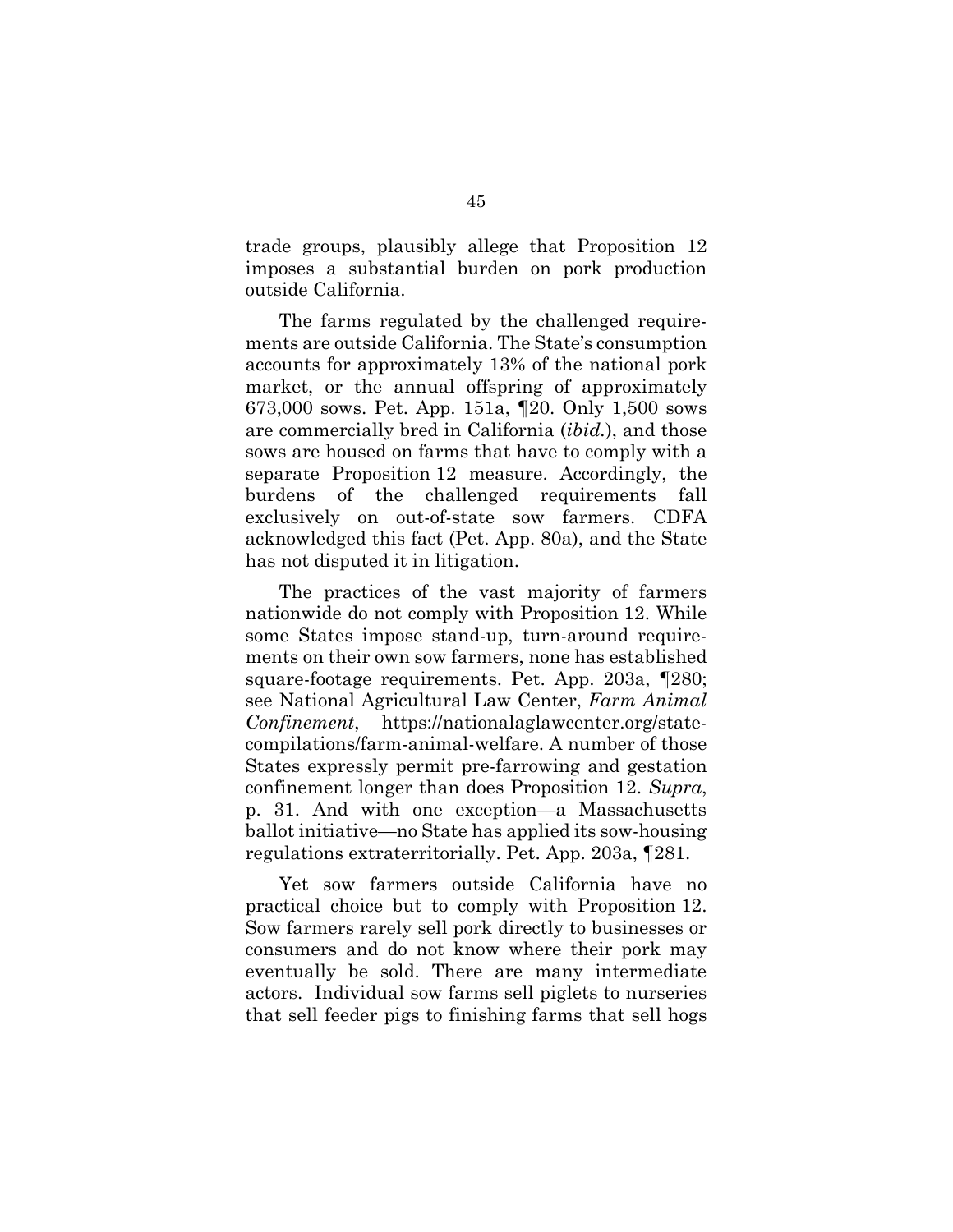trade groups, plausibly allege that Proposition 12 imposes a substantial burden on pork production outside California.

The farms regulated by the challenged requirements are outside California. The State's consumption accounts for approximately 13% of the national pork market, or the annual offspring of approximately 673,000 sows. Pet. App. 151a, ¶20. Only 1,500 sows are commercially bred in California (*ibid.*), and those sows are housed on farms that have to comply with a separate Proposition 12 measure. Accordingly, the burdens of the challenged requirements fall exclusively on out-of-state sow farmers. CDFA acknowledged this fact (Pet. App. 80a), and the State has not disputed it in litigation.

The practices of the vast majority of farmers nationwide do not comply with Proposition 12. While some States impose stand-up, turn-around requirements on their own sow farmers, none has established square-footage requirements. Pet. App. 203a, ¶280; see National Agricultural Law Center, *Farm Animal Confinement*, https://nationalaglawcenter.org/state-compilations/farm-animal-welfare. A number of those States expressly permit pre-farrowing and gestation confinement longer than does Proposition 12. *Supra*, p. 31. And with one exception—a Massachusetts ballot initiative—no State has applied its sow-housing regulations extraterritorially. Pet. App. 203a, ¶281.

Yet sow farmers outside California have no practical choice but to comply with Proposition 12. Sow farmers rarely sell pork directly to businesses or consumers and do not know where their pork may eventually be sold. There are many intermediate actors. Individual sow farms sell piglets to nurseries that sell feeder pigs to finishing farms that sell hogs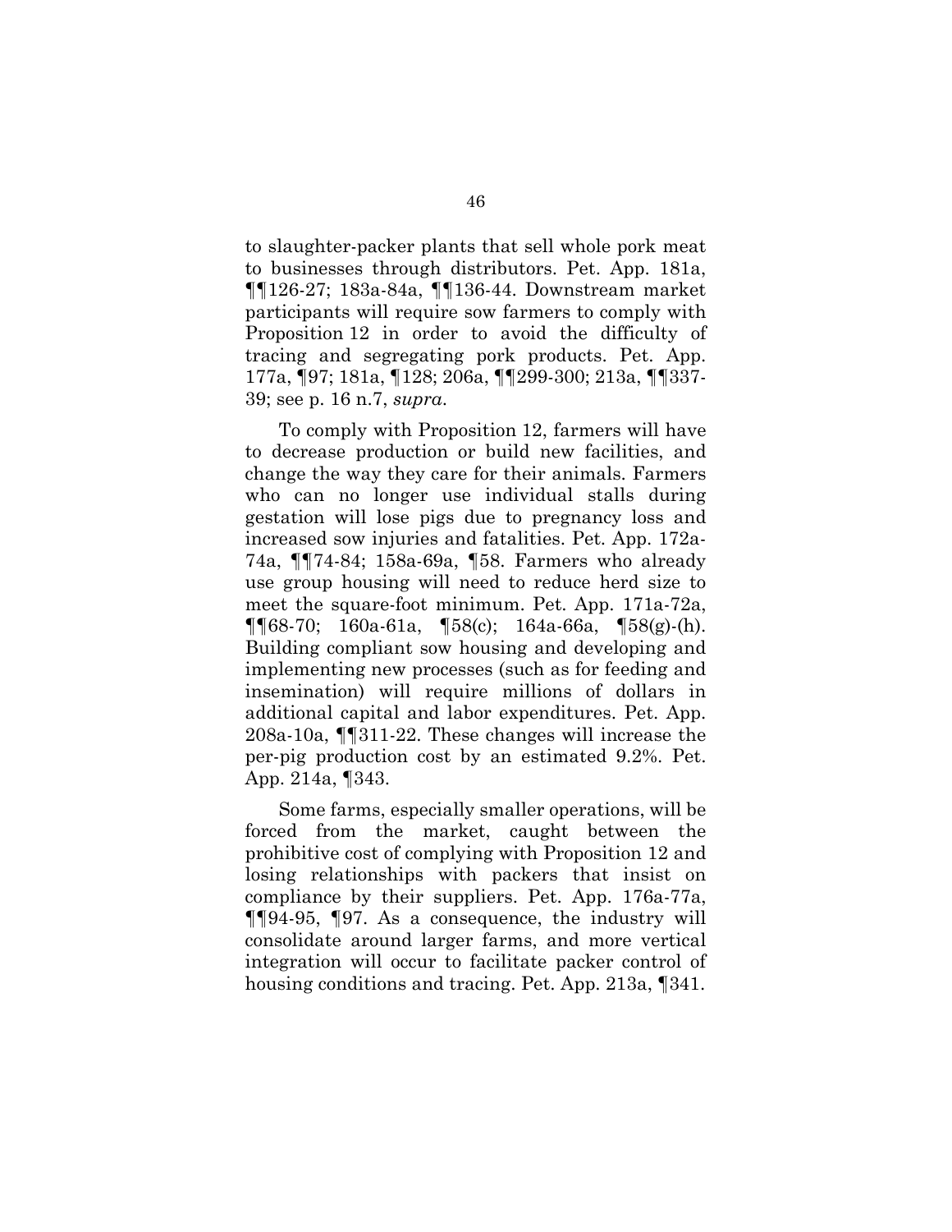to slaughter-packer plants that sell whole pork meat to businesses through distributors. Pet. App. 181a, ¶¶126-27; 183a-84a, ¶¶136-44. Downstream market participants will require sow farmers to comply with Proposition 12 in order to avoid the difficulty of tracing and segregating pork products. Pet. App. 177a, ¶97; 181a, ¶128; 206a, ¶¶299-300; 213a, ¶¶337-39; see p. 16 n.7, *supra*.

To comply with Proposition 12, farmers will have to decrease production or build new facilities, and change the way they care for their animals. Farmers who can no longer use individual stalls during gestation will lose pigs due to pregnancy loss and increased sow injuries and fatalities. Pet. App. 172a-74a, ¶¶74-84; 158a-69a, ¶58. Farmers who already use group housing will need to reduce herd size to meet the square-foot minimum. Pet. App. 171a-72a, ¶¶68-70; 160a-61a, ¶58(c); 164a-66a, ¶58(g)-(h). Building compliant sow housing and developing and implementing new processes (such as for feeding and insemination) will require millions of dollars in additional capital and labor expenditures. Pet. App. 208a-10a, ¶¶311-22. These changes will increase the per-pig production cost by an estimated 9.2%. Pet. App. 214a, ¶343.

Some farms, especially smaller operations, will be forced from the market, caught between the prohibitive cost of complying with Proposition 12 and losing relationships with packers that insist on compliance by their suppliers. Pet. App. 176a-77a, ¶¶94-95, ¶97. As a consequence, the industry will consolidate around larger farms, and more vertical integration will occur to facilitate packer control of housing conditions and tracing. Pet. App. 213a, ¶341.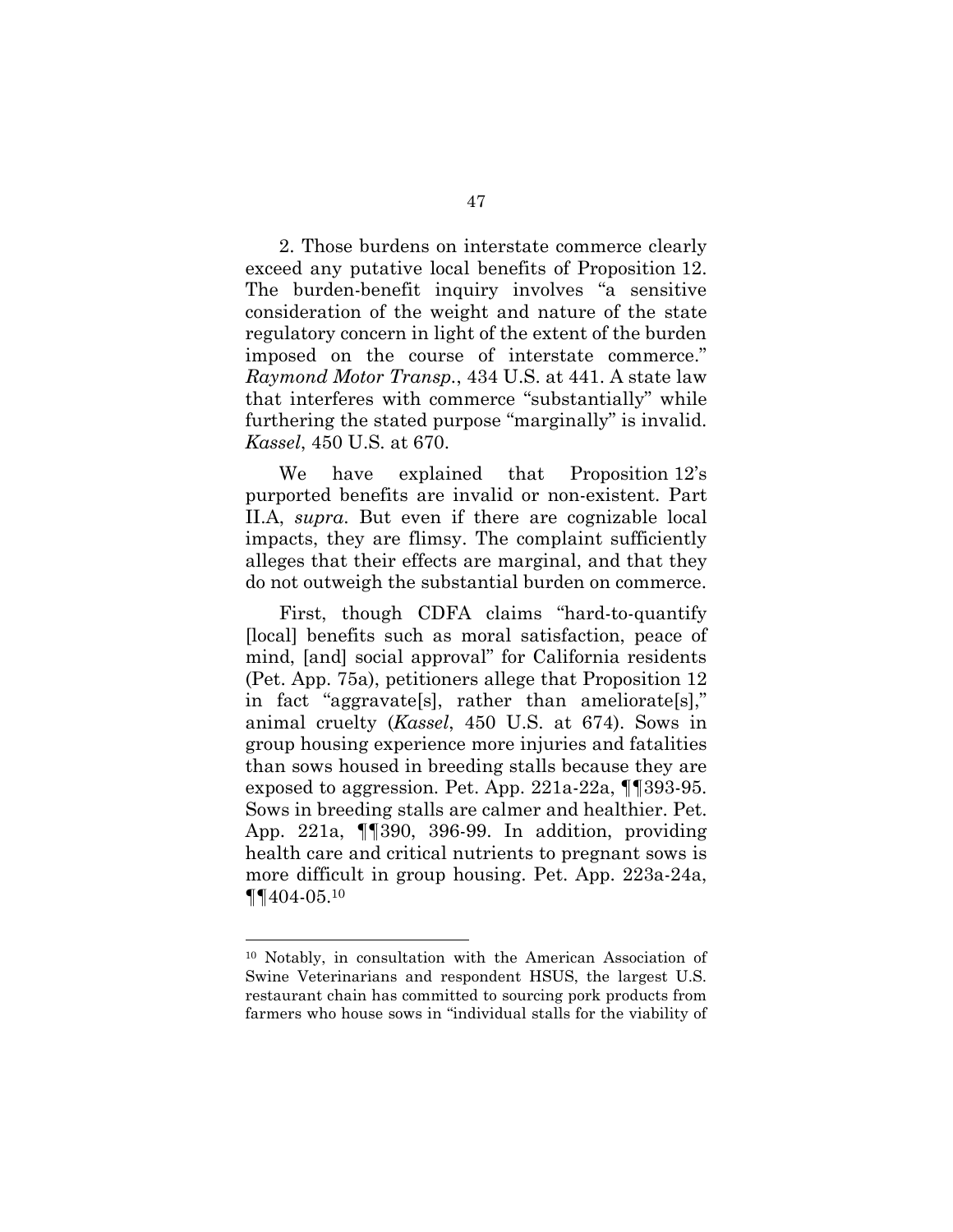2. Those burdens on interstate commerce clearly exceed any putative local benefits of Proposition 12. The burden-benefit inquiry involves "a sensitive consideration of the weight and nature of the state regulatory concern in light of the extent of the burden imposed on the course of interstate commerce." *Raymond Motor Transp.*, 434 U.S. at 441. A state law that interferes with commerce "substantially" while furthering the stated purpose "marginally" is invalid. *Kassel*, 450 U.S. at 670.

We have explained that Proposition 12's purported benefits are invalid or non-existent. Part II.A, *supra*. But even if there are cognizable local impacts, they are flimsy. The complaint sufficiently alleges that their effects are marginal, and that they do not outweigh the substantial burden on commerce.

First, though CDFA claims "hard-to-quantify [local] benefits such as moral satisfaction, peace of mind, [and] social approval" for California residents (Pet. App. 75a), petitioners allege that Proposition 12 in fact "aggravate[s], rather than ameliorate[s]," animal cruelty (*Kassel*, 450 U.S. at 674). Sows in group housing experience more injuries and fatalities than sows housed in breeding stalls because they are exposed to aggression. Pet. App. 221a-22a, ¶¶393-95. Sows in breeding stalls are calmer and healthier. Pet. App. 221a, ¶¶390, 396-99. In addition, providing health care and critical nutrients to pregnant sows is more difficult in group housing. Pet. App. 223a-24a, ¶¶404-05.[10]

---

[10] Notably, in consultation with the American Association of Swine Veterinarians and respondent HSUS, the largest U.S. restaurant chain has committed to sourcing pork products from farmers who house sows in "individual stalls for the viability of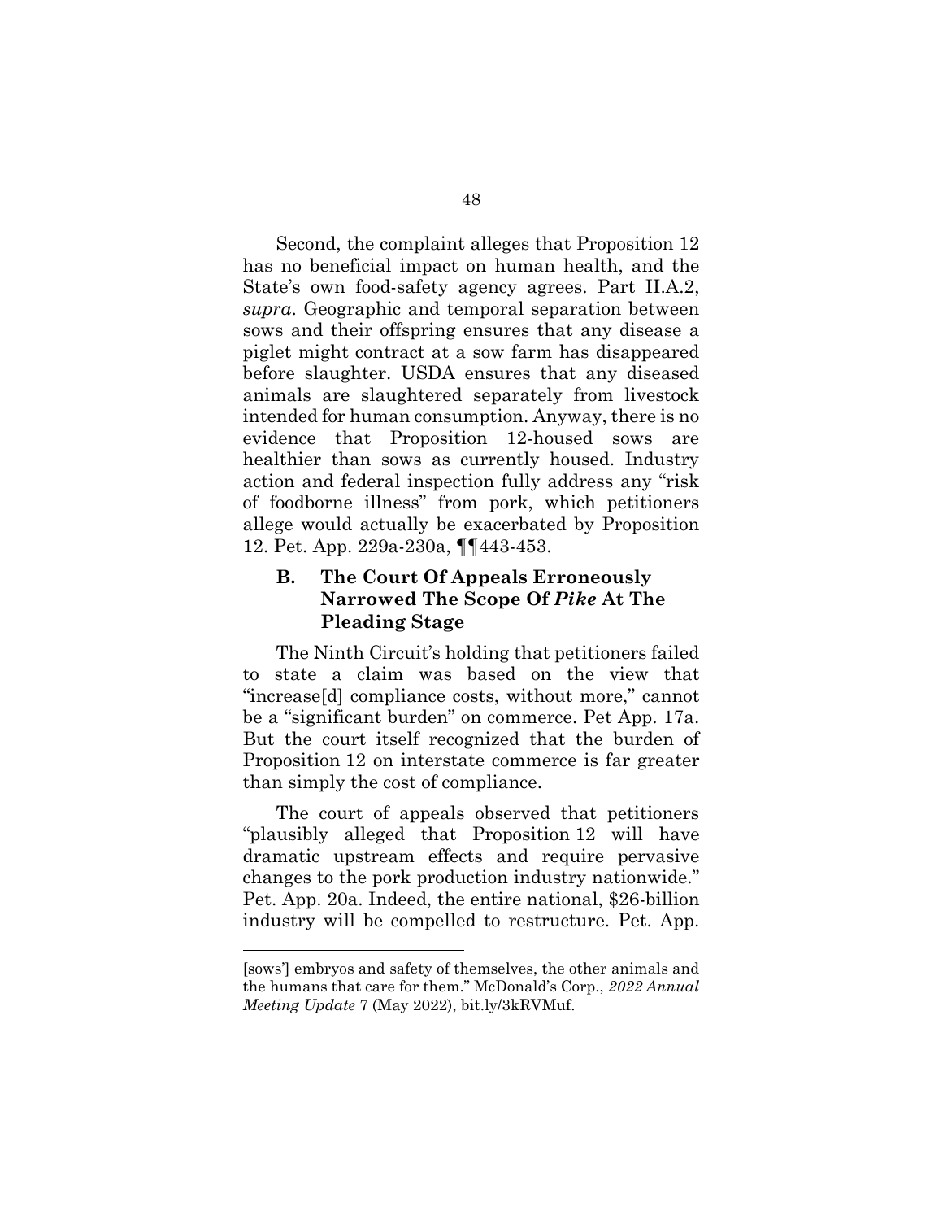Second, the complaint alleges that Proposition 12 has no beneficial impact on human health, and the State's own food-safety agency agrees. Part II.A.2, *supra*. Geographic and temporal separation between sows and their offspring ensures that any disease a piglet might contract at a sow farm has disappeared before slaughter. USDA ensures that any diseased animals are slaughtered separately from livestock intended for human consumption. Anyway, there is no evidence that Proposition 12-housed sows are healthier than sows as currently housed. Industry action and federal inspection fully address any "risk of foodborne illness" from pork, which petitioners allege would actually be exacerbated by Proposition 12. Pet. App. 229a-230a, ¶¶443-453.

### B. The Court Of Appeals Erroneously Narrowed The Scope Of *Pike* At The Pleading Stage

The Ninth Circuit's holding that petitioners failed to state a claim was based on the view that "increase[d] compliance costs, without more," cannot be a "significant burden" on commerce. Pet App. 17a. But the court itself recognized that the burden of Proposition 12 on interstate commerce is far greater than simply the cost of compliance.

The court of appeals observed that petitioners "plausibly alleged that Proposition 12 will have dramatic upstream effects and require pervasive changes to the pork production industry nationwide." Pet. App. 20a. Indeed, the entire national, $26-billion industry will be compelled to restructure. Pet. App.

---

[sows'] embryos and safety of themselves, the other animals and the humans that care for them." McDonald's Corp., *2022 Annual Meeting Update* 7 (May 2022), bit.ly/3kRVMuf.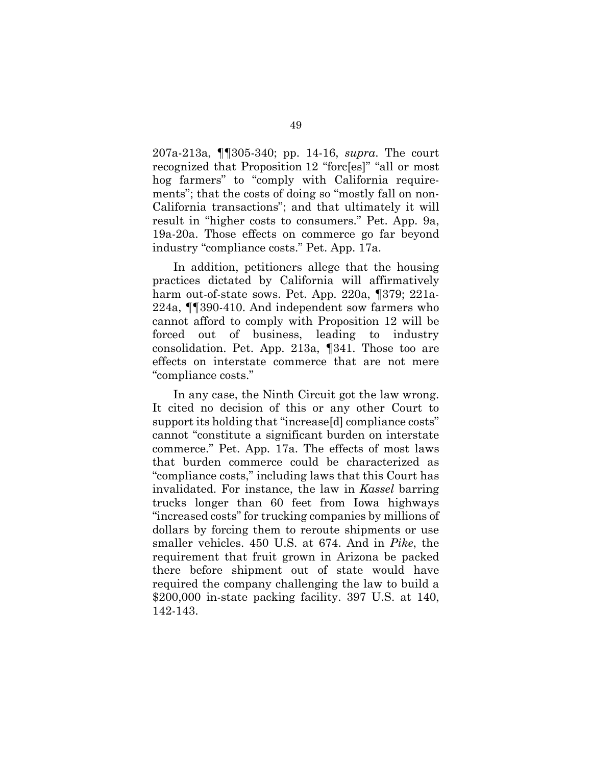207a-213a, ¶¶305-340; pp. 14-16, *supra*. The court recognized that Proposition 12 "forc[es]" "all or most hog farmers" to "comply with California requirements"; that the costs of doing so "mostly fall on non-California transactions"; and that ultimately it will result in "higher costs to consumers." Pet. App. 9a, 19a-20a. Those effects on commerce go far beyond industry "compliance costs." Pet. App. 17a.

In addition, petitioners allege that the housing practices dictated by California will affirmatively harm out-of-state sows. Pet. App. 220a, ¶379; 221a-224a, ¶¶390-410. And independent sow farmers who cannot afford to comply with Proposition 12 will be forced out of business, leading to industry consolidation. Pet. App. 213a, ¶341. Those too are effects on interstate commerce that are not mere "compliance costs."

In any case, the Ninth Circuit got the law wrong. It cited no decision of this or any other Court to support its holding that "increase[d] compliance costs" cannot "constitute a significant burden on interstate commerce." Pet. App. 17a. The effects of most laws that burden commerce could be characterized as "compliance costs," including laws that this Court has invalidated. For instance, the law in *Kassel* barring trucks longer than 60 feet from Iowa highways "increased costs" for trucking companies by millions of dollars by forcing them to reroute shipments or use smaller vehicles. 450 U.S. at 674. And in *Pike*, the requirement that fruit grown in Arizona be packed there before shipment out of state would have required the company challenging the law to build a $200,000 in-state packing facility. 397 U.S. at 140, 142-143.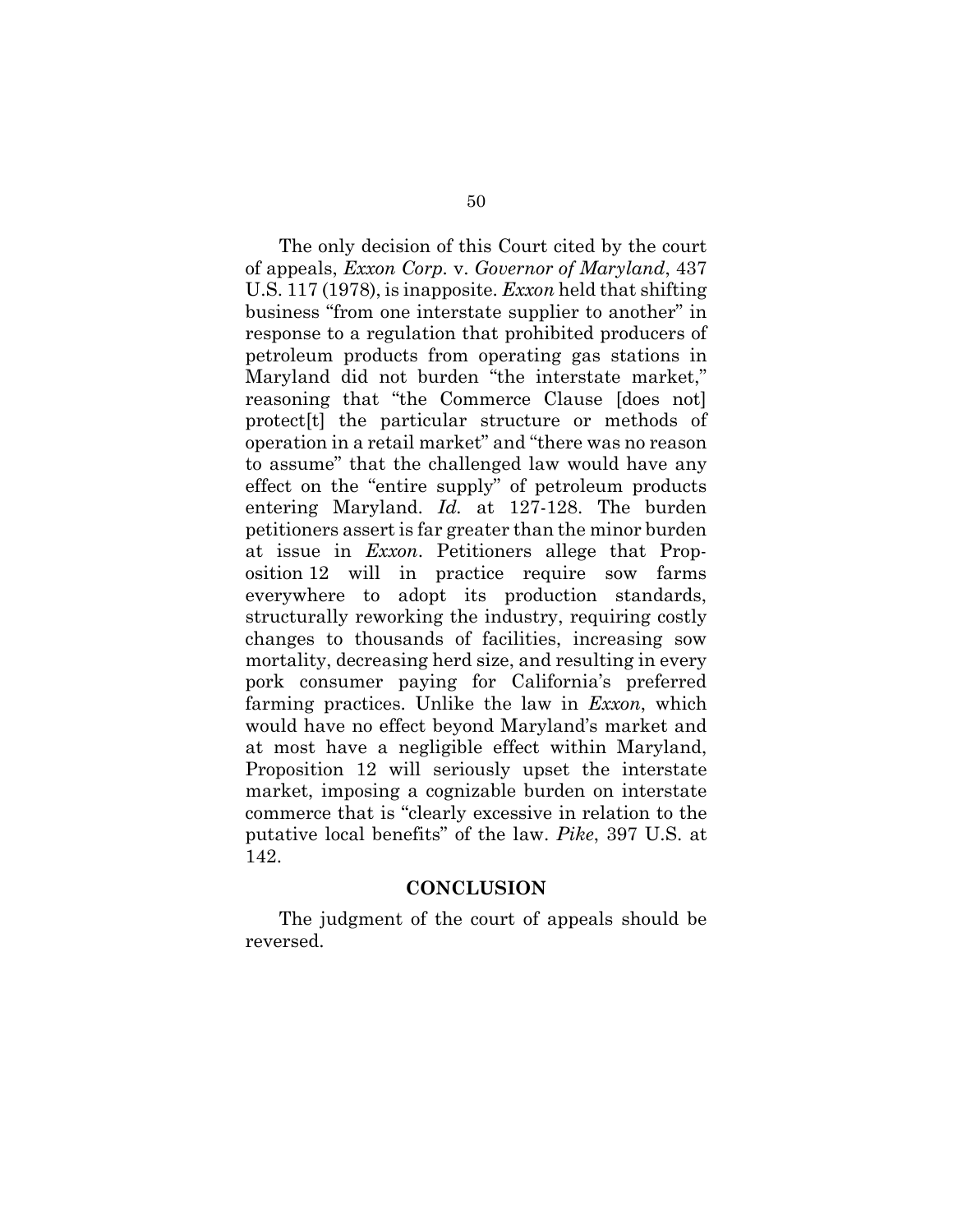The only decision of this Court cited by the court of appeals, *Exxon Corp.* v. *Governor of Maryland*, 437 U.S. 117 (1978), is inapposite. *Exxon* held that shifting business "from one interstate supplier to another" in response to a regulation that prohibited producers of petroleum products from operating gas stations in Maryland did not burden "the interstate market," reasoning that "the Commerce Clause [does not] protect[t] the particular structure or methods of operation in a retail market" and "there was no reason to assume" that the challenged law would have any effect on the "entire supply" of petroleum products entering Maryland. *Id.* at 127-128. The burden petitioners assert is far greater than the minor burden at issue in *Exxon*. Petitioners allege that Proposition 12 will in practice require sow farms everywhere to adopt its production standards, structurally reworking the industry, requiring costly changes to thousands of facilities, increasing sow mortality, decreasing herd size, and resulting in every pork consumer paying for California's preferred farming practices. Unlike the law in *Exxon*, which would have no effect beyond Maryland's market and at most have a negligible effect within Maryland, Proposition 12 will seriously upset the interstate market, imposing a cognizable burden on interstate commerce that is "clearly excessive in relation to the putative local benefits" of the law. *Pike*, 397 U.S. at 142.

## CONCLUSION

The judgment of the court of appeals should be reversed.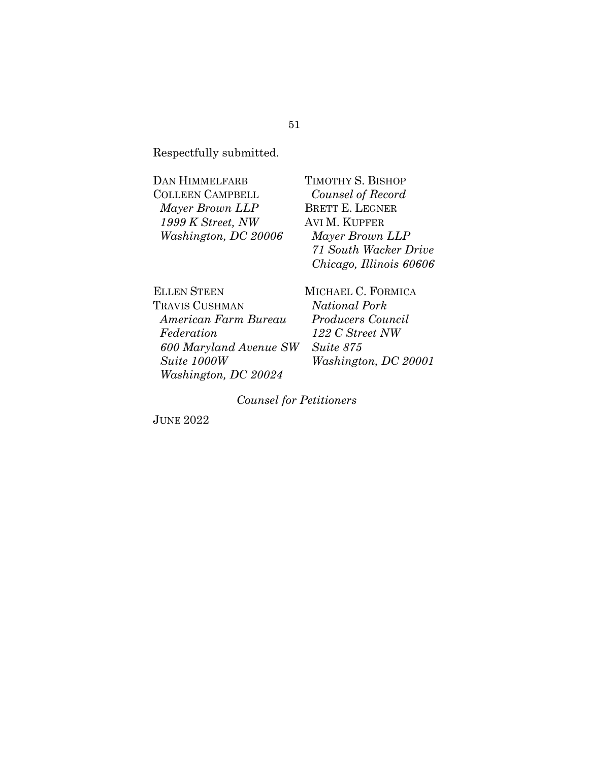Respectfully submitted.

DAN HIMMELFARB
COLLEEN CAMPBELL
*Mayer Brown LLP*
*1999 K Street, NW*
*Washington, DC 20006*

TIMOTHY S. BISHOP
*Counsel of Record*
BRETT E. LEGNER
AVI M. KUPFER
*Mayer Brown LLP*
*71 South Wacker Drive*
*Chicago, Illinois 60606*

ELLEN STEEN
TRAVIS CUSHMAN
*American Farm Bureau Federation*
*600 Maryland Avenue SW*
*Suite 1000W*
*Washington, DC 20024*

MICHAEL C. FORMICA
*National Pork Producers Council*
*122 C Street NW*
*Suite 875*
*Washington, DC 20001*

*Counsel for Petitioners*

JUNE 2022